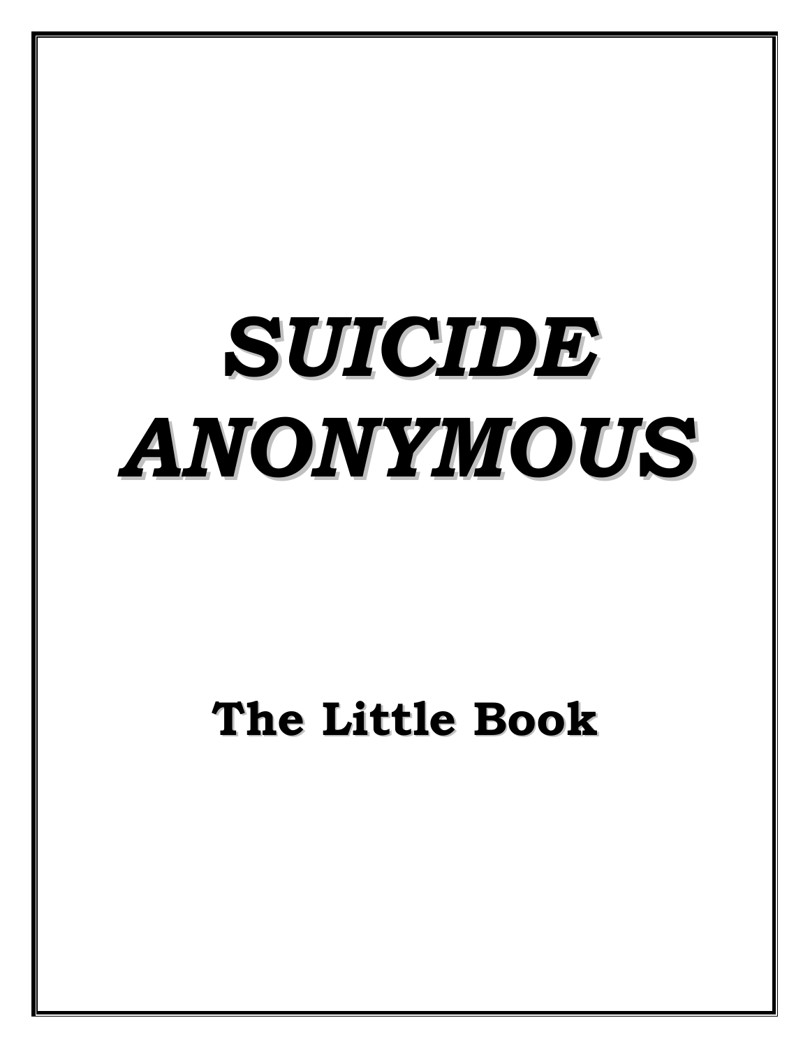# *SUICIDE ANONYMOUS*

## The Little Book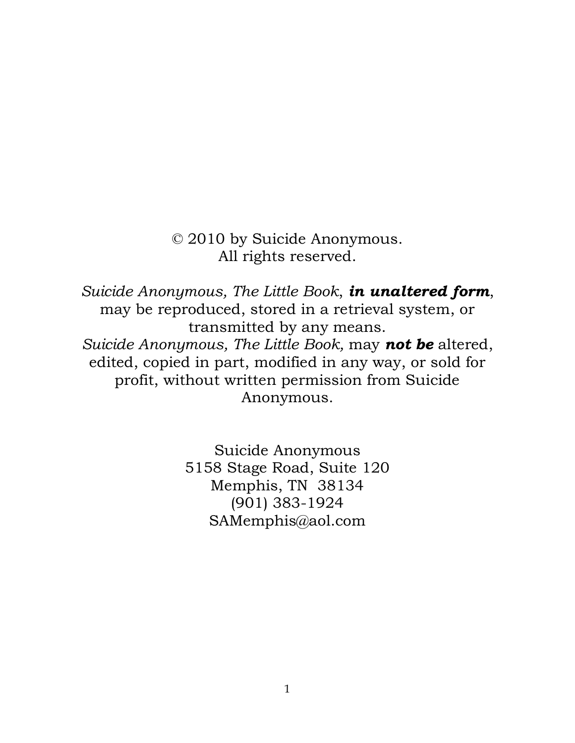© 2010 by Suicide Anonymous.
All rights reserved.

*Suicide Anonymous, The Little Book*, ***in unaltered form***, may be reproduced, stored in a retrieval system, or transmitted by any means.
*Suicide Anonymous, The Little Book,* may ***not be*** altered, edited, copied in part, modified in any way, or sold for profit, without written permission from Suicide Anonymous.

Suicide Anonymous
5158 Stage Road, Suite 120
Memphis, TN 38134
(901) 383-1924
SAMemphis@aol.com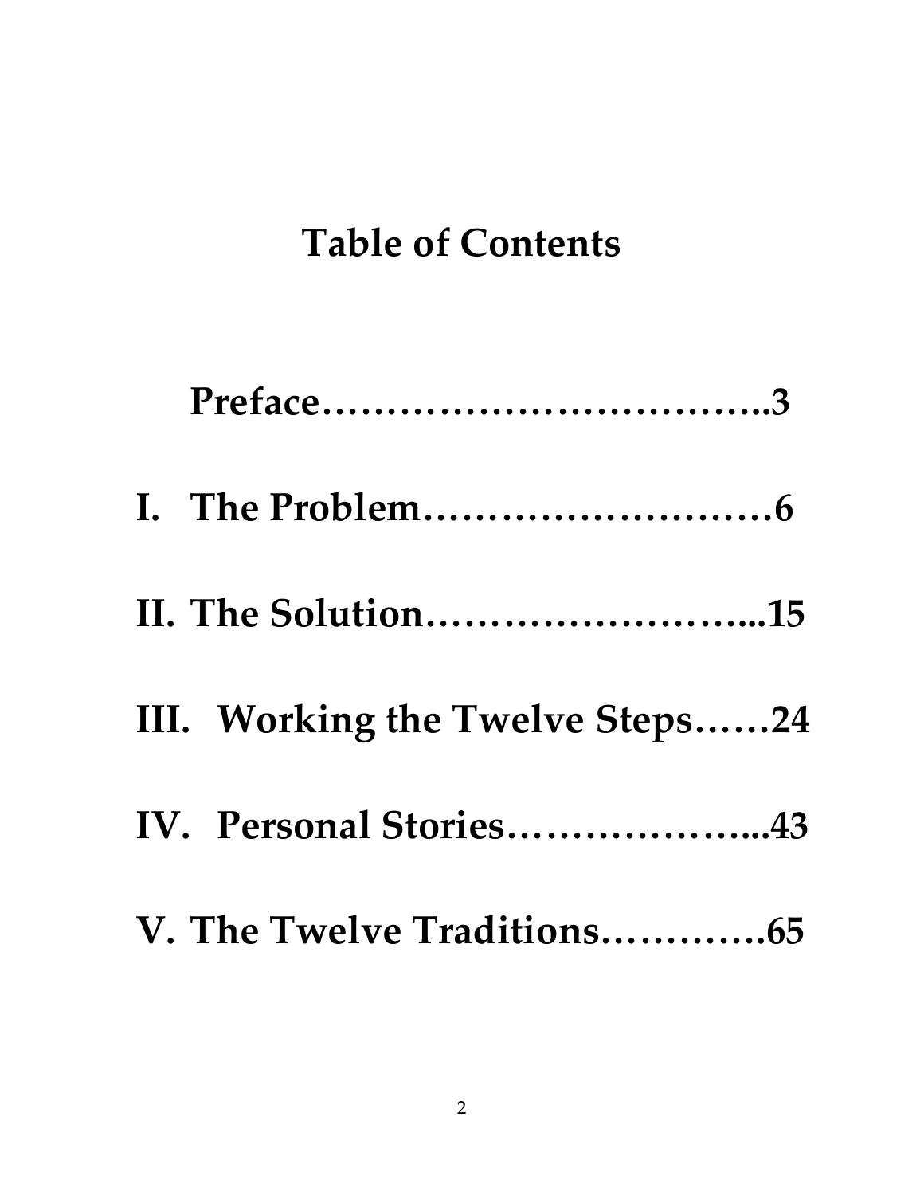# Table of Contents

**Preface……………………………..3**

**I. The Problem……………………….6**

**II. The Solution……………………...15**

**III. Working the Twelve Steps……24**

**IV. Personal Stories………………...43**

**V. The Twelve Traditions…………65**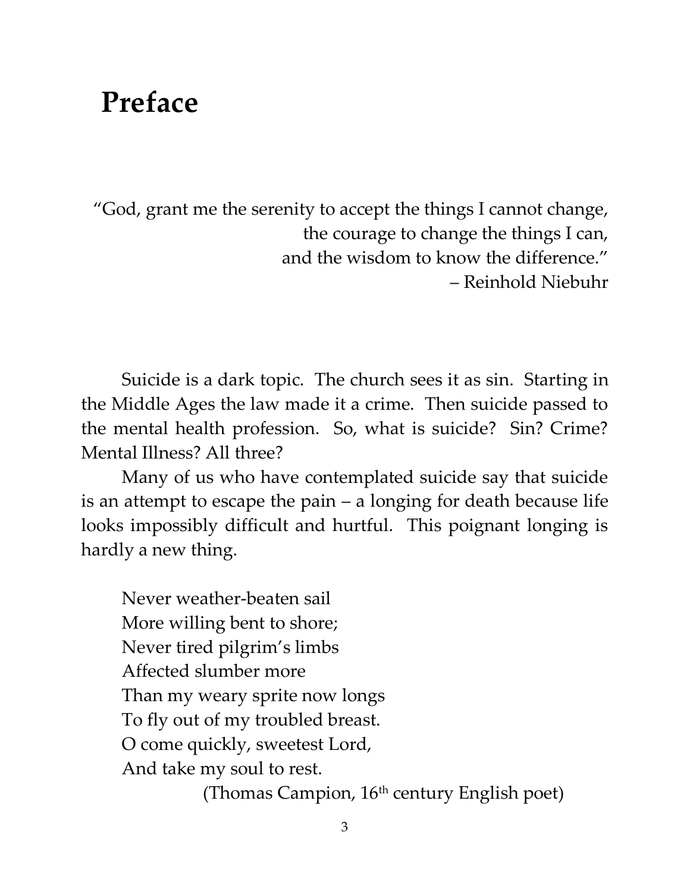# Preface

> "God, grant me the serenity to accept the things I cannot change,
> the courage to change the things I can,
> and the wisdom to know the difference."
> – Reinhold Niebuhr

Suicide is a dark topic. The church sees it as sin. Starting in the Middle Ages the law made it a crime. Then suicide passed to the mental health profession. So, what is suicide? Sin? Crime? Mental Illness? All three?

Many of us who have contemplated suicide say that suicide is an attempt to escape the pain – a longing for death because life looks impossibly difficult and hurtful. This poignant longing is hardly a new thing.

> Never weather-beaten sail
> More willing bent to shore;
> Never tired pilgrim's limbs
> Affected slumber more
> Than my weary sprite now longs
> To fly out of my troubled breast.
> O come quickly, sweetest Lord,
> And take my soul to rest.
>
> (Thomas Campion, 16th century English poet)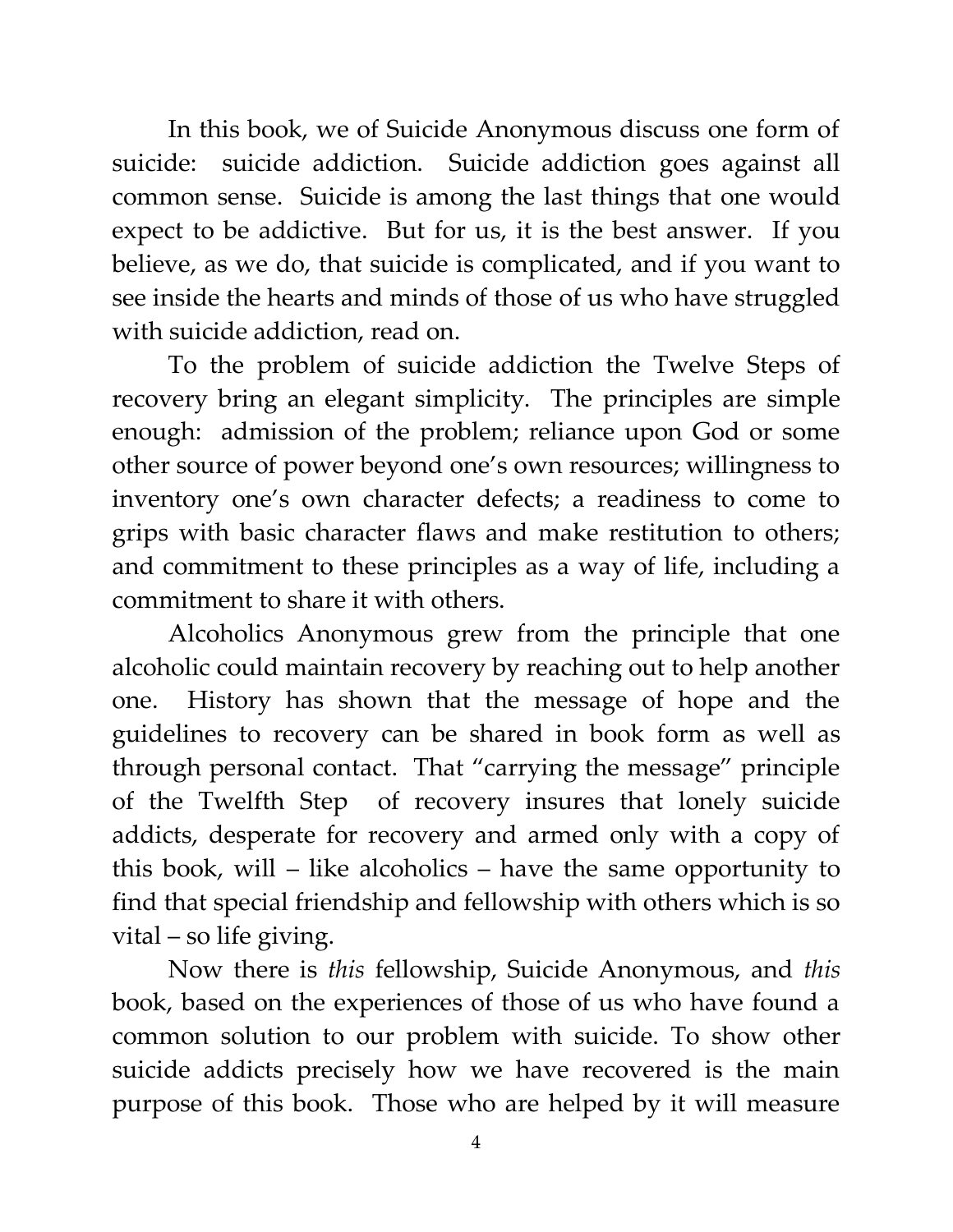In this book, we of Suicide Anonymous discuss one form of suicide: suicide addiction. Suicide addiction goes against all common sense. Suicide is among the last things that one would expect to be addictive. But for us, it is the best answer. If you believe, as we do, that suicide is complicated, and if you want to see inside the hearts and minds of those of us who have struggled with suicide addiction, read on.

To the problem of suicide addiction the Twelve Steps of recovery bring an elegant simplicity. The principles are simple enough: admission of the problem; reliance upon God or some other source of power beyond one's own resources; willingness to inventory one's own character defects; a readiness to come to grips with basic character flaws and make restitution to others; and commitment to these principles as a way of life, including a commitment to share it with others.

Alcoholics Anonymous grew from the principle that one alcoholic could maintain recovery by reaching out to help another one. History has shown that the message of hope and the guidelines to recovery can be shared in book form as well as through personal contact. That "carrying the message" principle of the Twelfth Step of recovery insures that lonely suicide addicts, desperate for recovery and armed only with a copy of this book, will – like alcoholics – have the same opportunity to find that special friendship and fellowship with others which is so vital – so life giving.

Now there is *this* fellowship, Suicide Anonymous, and *this* book, based on the experiences of those of us who have found a common solution to our problem with suicide. To show other suicide addicts precisely how we have recovered is the main purpose of this book. Those who are helped by it will measure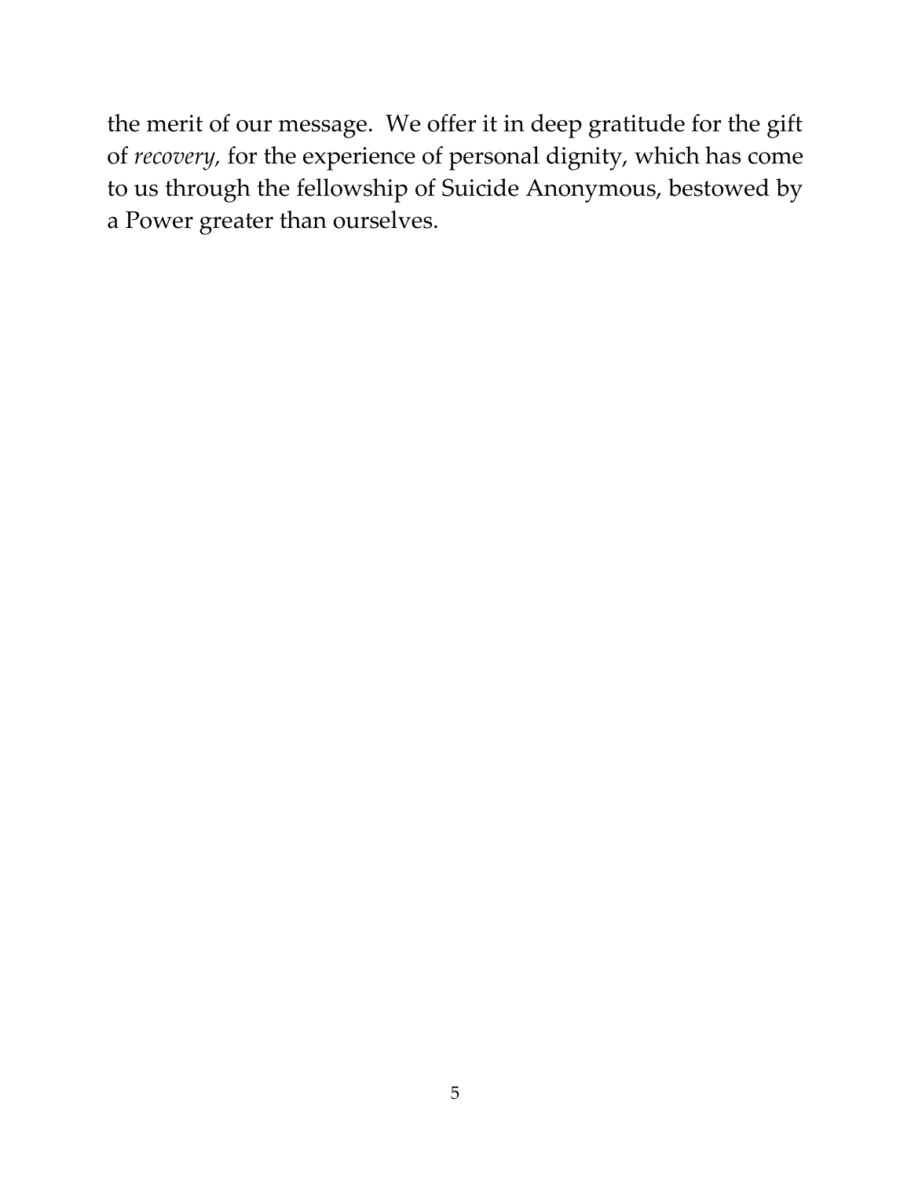the merit of our message. We offer it in deep gratitude for the gift of *recovery*, for the experience of personal dignity, which has come to us through the fellowship of Suicide Anonymous, bestowed by a Power greater than ourselves.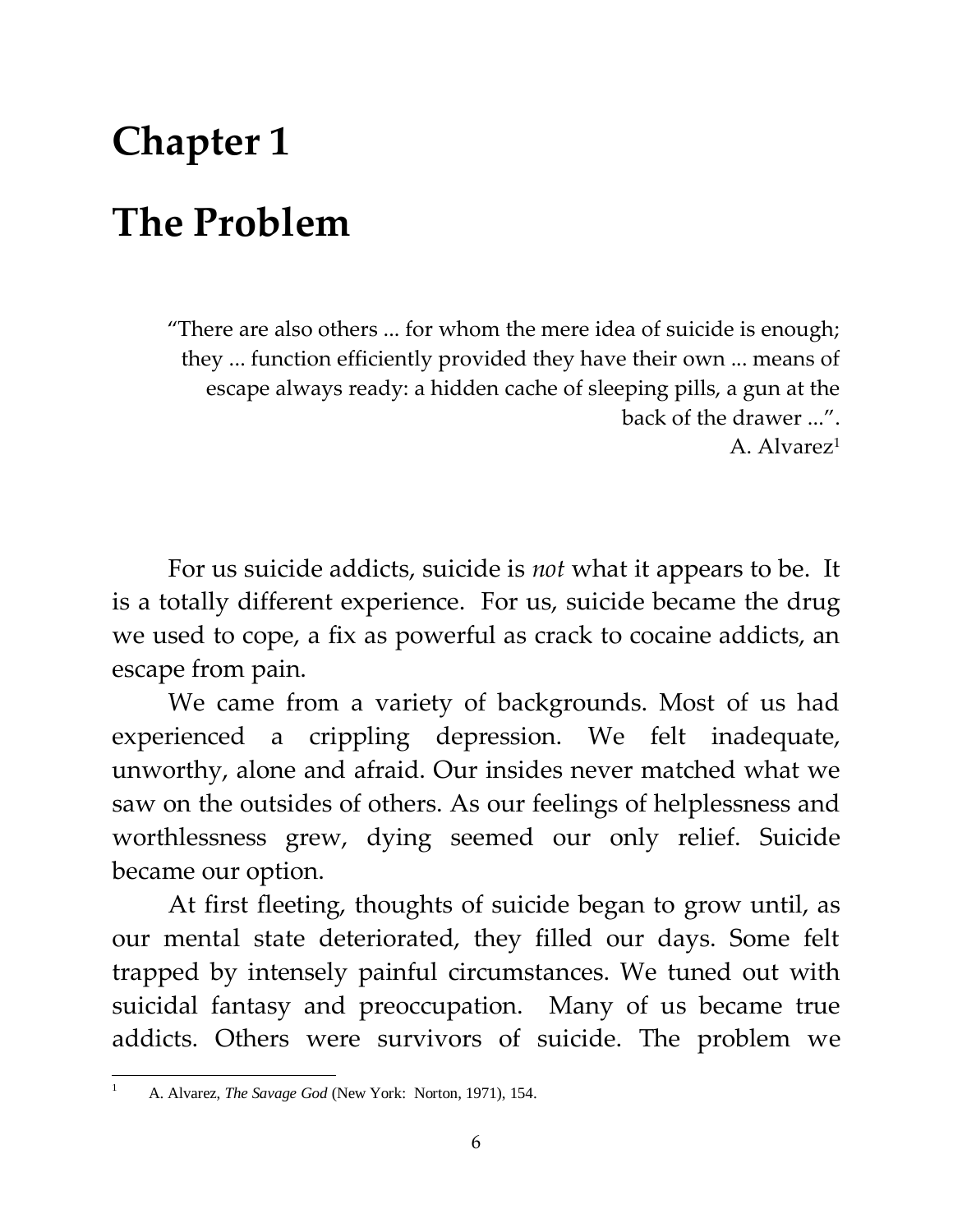# Chapter 1

# The Problem

> "There are also others ... for whom the mere idea of suicide is enough; they ... function efficiently provided they have their own ... means of escape always ready: a hidden cache of sleeping pills, a gun at the back of the drawer ...".
>
> A. Alvarez[1]

For us suicide addicts, suicide is *not* what it appears to be. It is a totally different experience. For us, suicide became the drug we used to cope, a fix as powerful as crack to cocaine addicts, an escape from pain.

We came from a variety of backgrounds. Most of us had experienced a crippling depression. We felt inadequate, unworthy, alone and afraid. Our insides never matched what we saw on the outsides of others. As our feelings of helplessness and worthlessness grew, dying seemed our only relief. Suicide became our option.

At first fleeting, thoughts of suicide began to grow until, as our mental state deteriorated, they filled our days. Some felt trapped by intensely painful circumstances. We tuned out with suicidal fantasy and preoccupation. Many of us became true addicts. Others were survivors of suicide. The problem we

---

[1] A. Alvarez, *The Savage God* (New York: Norton, 1971), 154.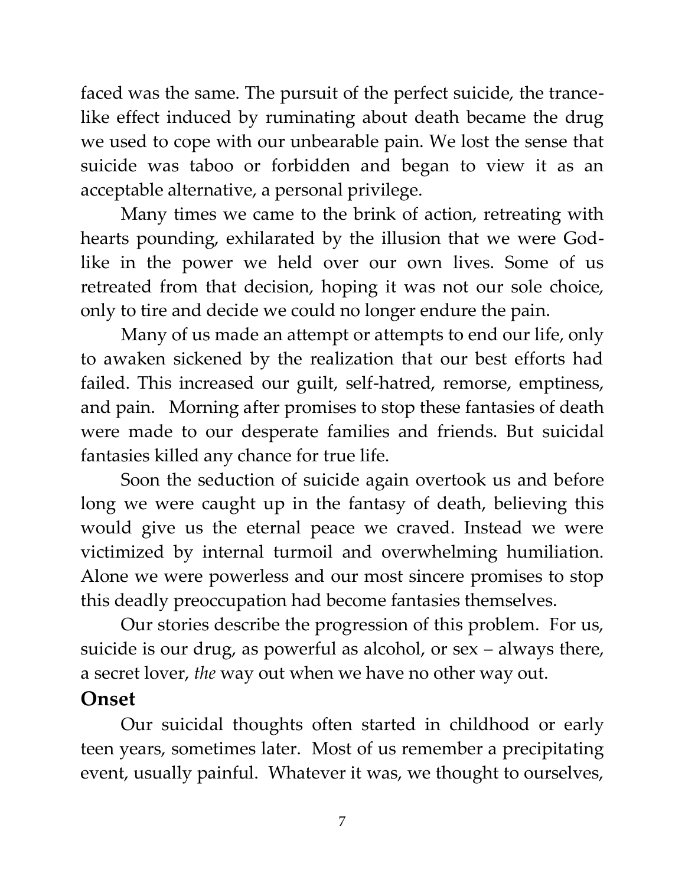faced was the same. The pursuit of the perfect suicide, the trance-like effect induced by ruminating about death became the drug we used to cope with our unbearable pain. We lost the sense that suicide was taboo or forbidden and began to view it as an acceptable alternative, a personal privilege.

Many times we came to the brink of action, retreating with hearts pounding, exhilarated by the illusion that we were God-like in the power we held over our own lives. Some of us retreated from that decision, hoping it was not our sole choice, only to tire and decide we could no longer endure the pain.

Many of us made an attempt or attempts to end our life, only to awaken sickened by the realization that our best efforts had failed. This increased our guilt, self-hatred, remorse, emptiness, and pain. Morning after promises to stop these fantasies of death were made to our desperate families and friends. But suicidal fantasies killed any chance for true life.

Soon the seduction of suicide again overtook us and before long we were caught up in the fantasy of death, believing this would give us the eternal peace we craved. Instead we were victimized by internal turmoil and overwhelming humiliation. Alone we were powerless and our most sincere promises to stop this deadly preoccupation had become fantasies themselves.

Our stories describe the progression of this problem. For us, suicide is our drug, as powerful as alcohol, or sex – always there, a secret lover, *the* way out when we have no other way out.

## Onset

Our suicidal thoughts often started in childhood or early teen years, sometimes later. Most of us remember a precipitating event, usually painful. Whatever it was, we thought to ourselves,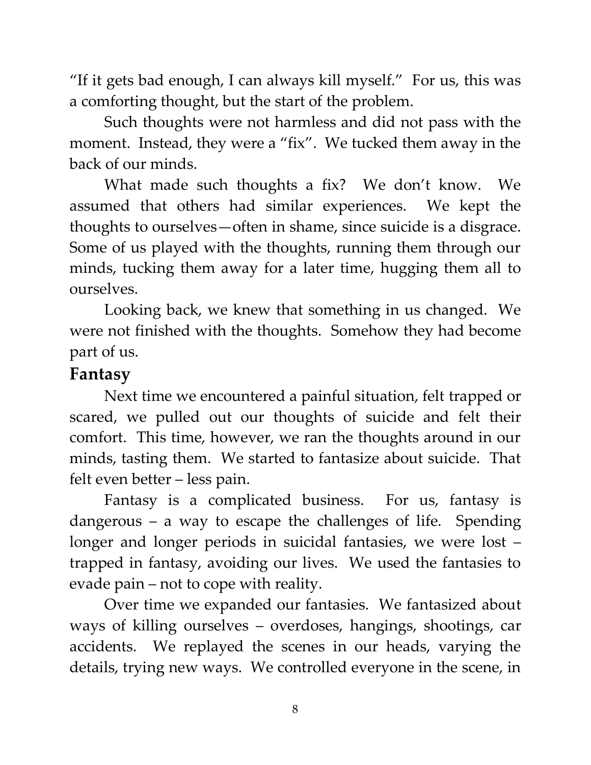"If it gets bad enough, I can always kill myself." For us, this was a comforting thought, but the start of the problem.

Such thoughts were not harmless and did not pass with the moment. Instead, they were a "fix". We tucked them away in the back of our minds.

What made such thoughts a fix? We don't know. We assumed that others had similar experiences. We kept the thoughts to ourselves—often in shame, since suicide is a disgrace. Some of us played with the thoughts, running them through our minds, tucking them away for a later time, hugging them all to ourselves.

Looking back, we knew that something in us changed. We were not finished with the thoughts. Somehow they had become part of us.

## Fantasy

Next time we encountered a painful situation, felt trapped or scared, we pulled out our thoughts of suicide and felt their comfort. This time, however, we ran the thoughts around in our minds, tasting them. We started to fantasize about suicide. That felt even better – less pain.

Fantasy is a complicated business. For us, fantasy is dangerous – a way to escape the challenges of life. Spending longer and longer periods in suicidal fantasies, we were lost – trapped in fantasy, avoiding our lives. We used the fantasies to evade pain – not to cope with reality.

Over time we expanded our fantasies. We fantasized about ways of killing ourselves – overdoses, hangings, shootings, car accidents. We replayed the scenes in our heads, varying the details, trying new ways. We controlled everyone in the scene, in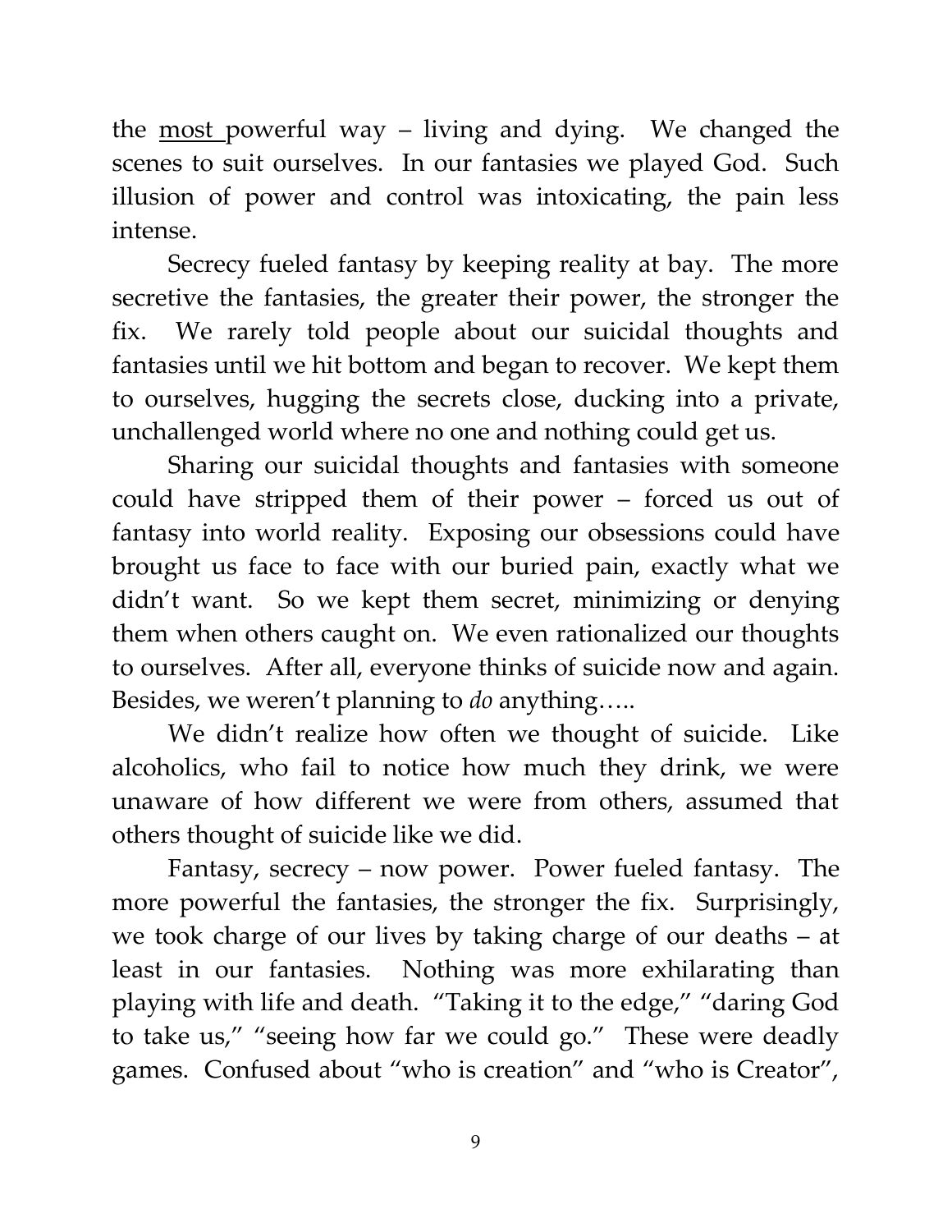the <u>most</u> powerful way – living and dying. We changed the scenes to suit ourselves. In our fantasies we played God. Such illusion of power and control was intoxicating, the pain less intense.

Secrecy fueled fantasy by keeping reality at bay. The more secretive the fantasies, the greater their power, the stronger the fix. We rarely told people about our suicidal thoughts and fantasies until we hit bottom and began to recover. We kept them to ourselves, hugging the secrets close, ducking into a private, unchallenged world where no one and nothing could get us.

Sharing our suicidal thoughts and fantasies with someone could have stripped them of their power – forced us out of fantasy into world reality. Exposing our obsessions could have brought us face to face with our buried pain, exactly what we didn't want. So we kept them secret, minimizing or denying them when others caught on. We even rationalized our thoughts to ourselves. After all, everyone thinks of suicide now and again. Besides, we weren't planning to *do* anything…..

We didn't realize how often we thought of suicide. Like alcoholics, who fail to notice how much they drink, we were unaware of how different we were from others, assumed that others thought of suicide like we did.

Fantasy, secrecy – now power. Power fueled fantasy. The more powerful the fantasies, the stronger the fix. Surprisingly, we took charge of our lives by taking charge of our deaths – at least in our fantasies. Nothing was more exhilarating than playing with life and death. "Taking it to the edge," "daring God to take us," "seeing how far we could go." These were deadly games. Confused about "who is creation" and "who is Creator",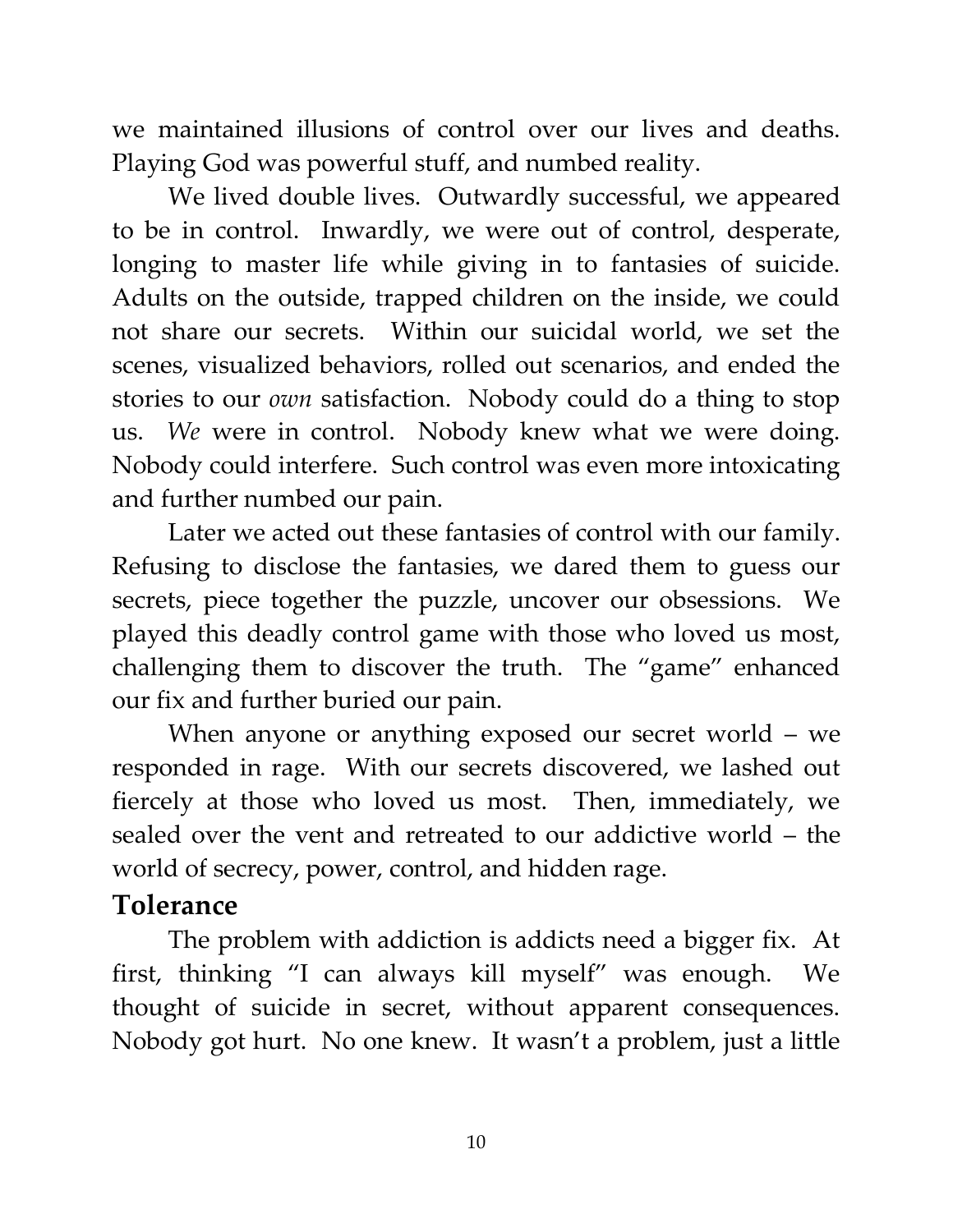we maintained illusions of control over our lives and deaths. Playing God was powerful stuff, and numbed reality.

We lived double lives. Outwardly successful, we appeared to be in control. Inwardly, we were out of control, desperate, longing to master life while giving in to fantasies of suicide. Adults on the outside, trapped children on the inside, we could not share our secrets. Within our suicidal world, we set the scenes, visualized behaviors, rolled out scenarios, and ended the stories to our *own* satisfaction. Nobody could do a thing to stop us. *We* were in control. Nobody knew what we were doing. Nobody could interfere. Such control was even more intoxicating and further numbed our pain.

Later we acted out these fantasies of control with our family. Refusing to disclose the fantasies, we dared them to guess our secrets, piece together the puzzle, uncover our obsessions. We played this deadly control game with those who loved us most, challenging them to discover the truth. The "game" enhanced our fix and further buried our pain.

When anyone or anything exposed our secret world – we responded in rage. With our secrets discovered, we lashed out fiercely at those who loved us most. Then, immediately, we sealed over the vent and retreated to our addictive world – the world of secrecy, power, control, and hidden rage.

## Tolerance

The problem with addiction is addicts need a bigger fix. At first, thinking "I can always kill myself" was enough. We thought of suicide in secret, without apparent consequences. Nobody got hurt. No one knew. It wasn't a problem, just a little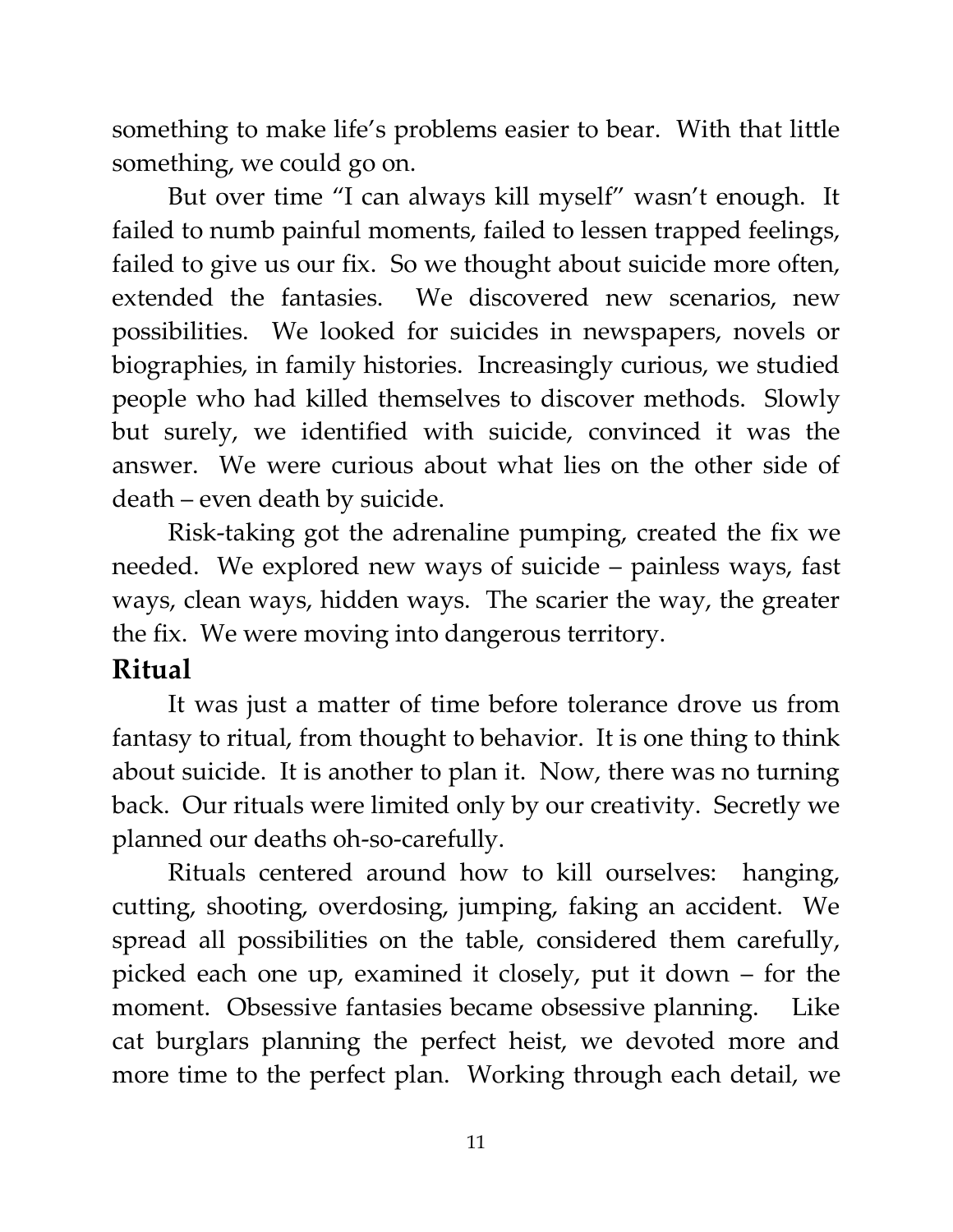something to make life's problems easier to bear. With that little something, we could go on.

But over time "I can always kill myself" wasn't enough. It failed to numb painful moments, failed to lessen trapped feelings, failed to give us our fix. So we thought about suicide more often, extended the fantasies. We discovered new scenarios, new possibilities. We looked for suicides in newspapers, novels or biographies, in family histories. Increasingly curious, we studied people who had killed themselves to discover methods. Slowly but surely, we identified with suicide, convinced it was the answer. We were curious about what lies on the other side of death – even death by suicide.

Risk-taking got the adrenaline pumping, created the fix we needed. We explored new ways of suicide – painless ways, fast ways, clean ways, hidden ways. The scarier the way, the greater the fix. We were moving into dangerous territory.

## Ritual

It was just a matter of time before tolerance drove us from fantasy to ritual, from thought to behavior. It is one thing to think about suicide. It is another to plan it. Now, there was no turning back. Our rituals were limited only by our creativity. Secretly we planned our deaths oh-so-carefully.

Rituals centered around how to kill ourselves: hanging, cutting, shooting, overdosing, jumping, faking an accident. We spread all possibilities on the table, considered them carefully, picked each one up, examined it closely, put it down – for the moment. Obsessive fantasies became obsessive planning. Like cat burglars planning the perfect heist, we devoted more and more time to the perfect plan. Working through each detail, we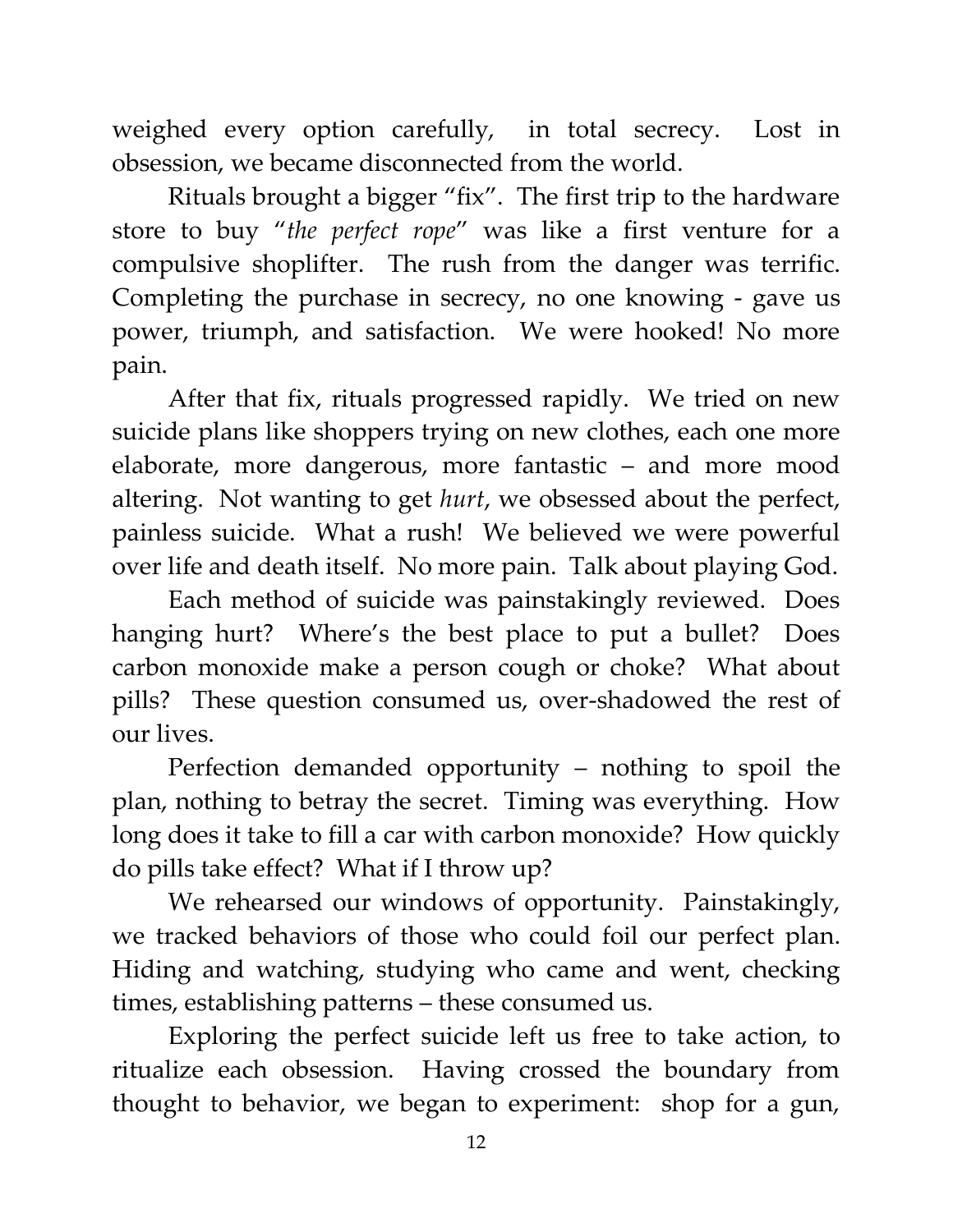weighed every option carefully, in total secrecy. Lost in obsession, we became disconnected from the world.

Rituals brought a bigger "fix". The first trip to the hardware store to buy "*the perfect rope*" was like a first venture for a compulsive shoplifter. The rush from the danger was terrific. Completing the purchase in secrecy, no one knowing - gave us power, triumph, and satisfaction. We were hooked! No more pain.

After that fix, rituals progressed rapidly. We tried on new suicide plans like shoppers trying on new clothes, each one more elaborate, more dangerous, more fantastic – and more mood altering. Not wanting to get *hurt*, we obsessed about the perfect, painless suicide. What a rush! We believed we were powerful over life and death itself. No more pain. Talk about playing God.

Each method of suicide was painstakingly reviewed. Does hanging hurt? Where's the best place to put a bullet? Does carbon monoxide make a person cough or choke? What about pills? These question consumed us, over-shadowed the rest of our lives.

Perfection demanded opportunity – nothing to spoil the plan, nothing to betray the secret. Timing was everything. How long does it take to fill a car with carbon monoxide? How quickly do pills take effect? What if I throw up?

We rehearsed our windows of opportunity. Painstakingly, we tracked behaviors of those who could foil our perfect plan. Hiding and watching, studying who came and went, checking times, establishing patterns – these consumed us.

Exploring the perfect suicide left us free to take action, to ritualize each obsession. Having crossed the boundary from thought to behavior, we began to experiment: shop for a gun,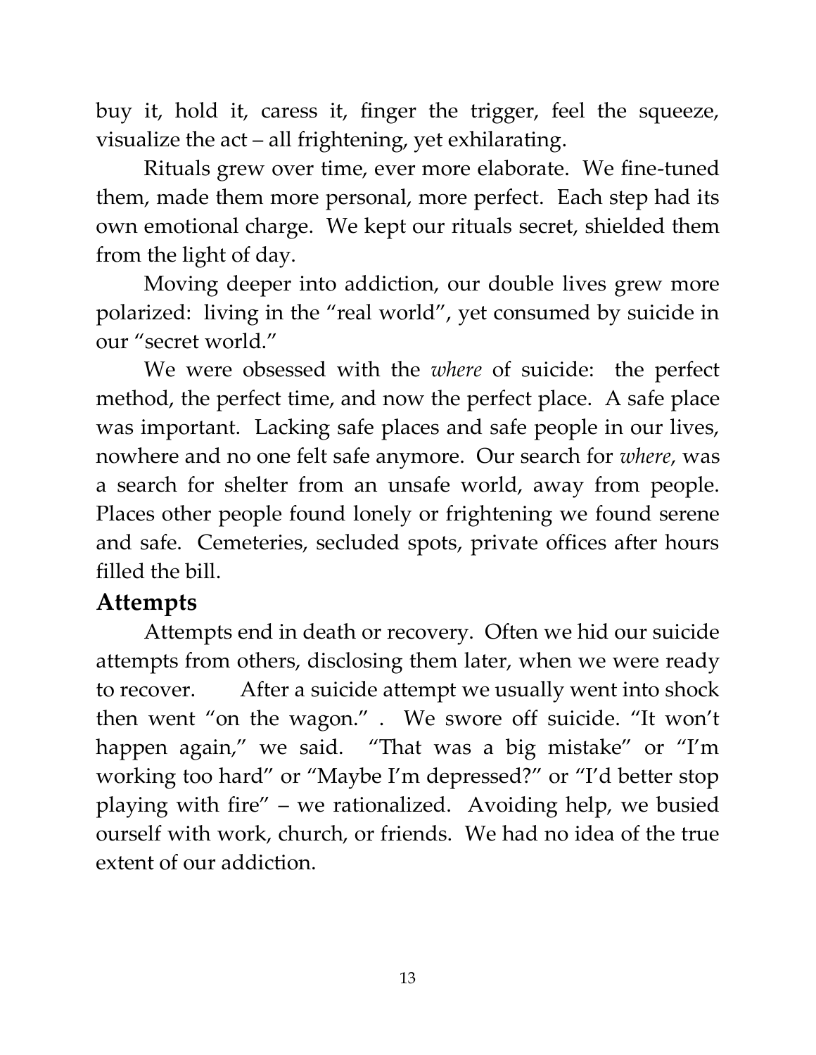buy it, hold it, caress it, finger the trigger, feel the squeeze, visualize the act – all frightening, yet exhilarating.

Rituals grew over time, ever more elaborate. We fine-tuned them, made them more personal, more perfect. Each step had its own emotional charge. We kept our rituals secret, shielded them from the light of day.

Moving deeper into addiction, our double lives grew more polarized: living in the "real world", yet consumed by suicide in our "secret world."

We were obsessed with the *where* of suicide: the perfect method, the perfect time, and now the perfect place. A safe place was important. Lacking safe places and safe people in our lives, nowhere and no one felt safe anymore. Our search for *where*, was a search for shelter from an unsafe world, away from people. Places other people found lonely or frightening we found serene and safe. Cemeteries, secluded spots, private offices after hours filled the bill.

## Attempts

Attempts end in death or recovery. Often we hid our suicide attempts from others, disclosing them later, when we were ready to recover. After a suicide attempt we usually went into shock then went "on the wagon." . We swore off suicide. "It won't happen again," we said. "That was a big mistake" or "I'm working too hard" or "Maybe I'm depressed?" or "I'd better stop playing with fire" – we rationalized. Avoiding help, we busied ourself with work, church, or friends. We had no idea of the true extent of our addiction.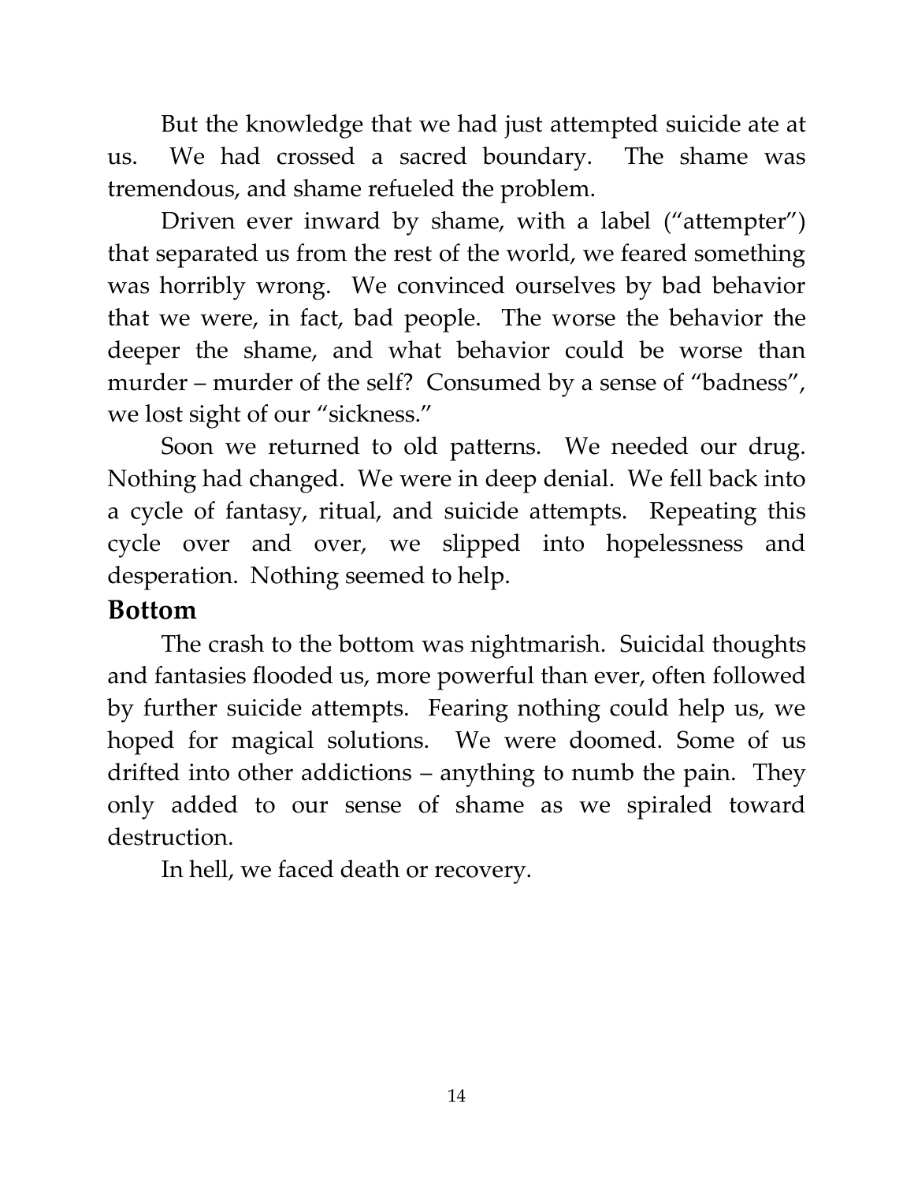But the knowledge that we had just attempted suicide ate at us. We had crossed a sacred boundary. The shame was tremendous, and shame refueled the problem.

Driven ever inward by shame, with a label ("attempter") that separated us from the rest of the world, we feared something was horribly wrong. We convinced ourselves by bad behavior that we were, in fact, bad people. The worse the behavior the deeper the shame, and what behavior could be worse than murder – murder of the self? Consumed by a sense of "badness", we lost sight of our "sickness."

Soon we returned to old patterns. We needed our drug. Nothing had changed. We were in deep denial. We fell back into a cycle of fantasy, ritual, and suicide attempts. Repeating this cycle over and over, we slipped into hopelessness and desperation. Nothing seemed to help.

## Bottom

The crash to the bottom was nightmarish. Suicidal thoughts and fantasies flooded us, more powerful than ever, often followed by further suicide attempts. Fearing nothing could help us, we hoped for magical solutions. We were doomed. Some of us drifted into other addictions – anything to numb the pain. They only added to our sense of shame as we spiraled toward destruction.

In hell, we faced death or recovery.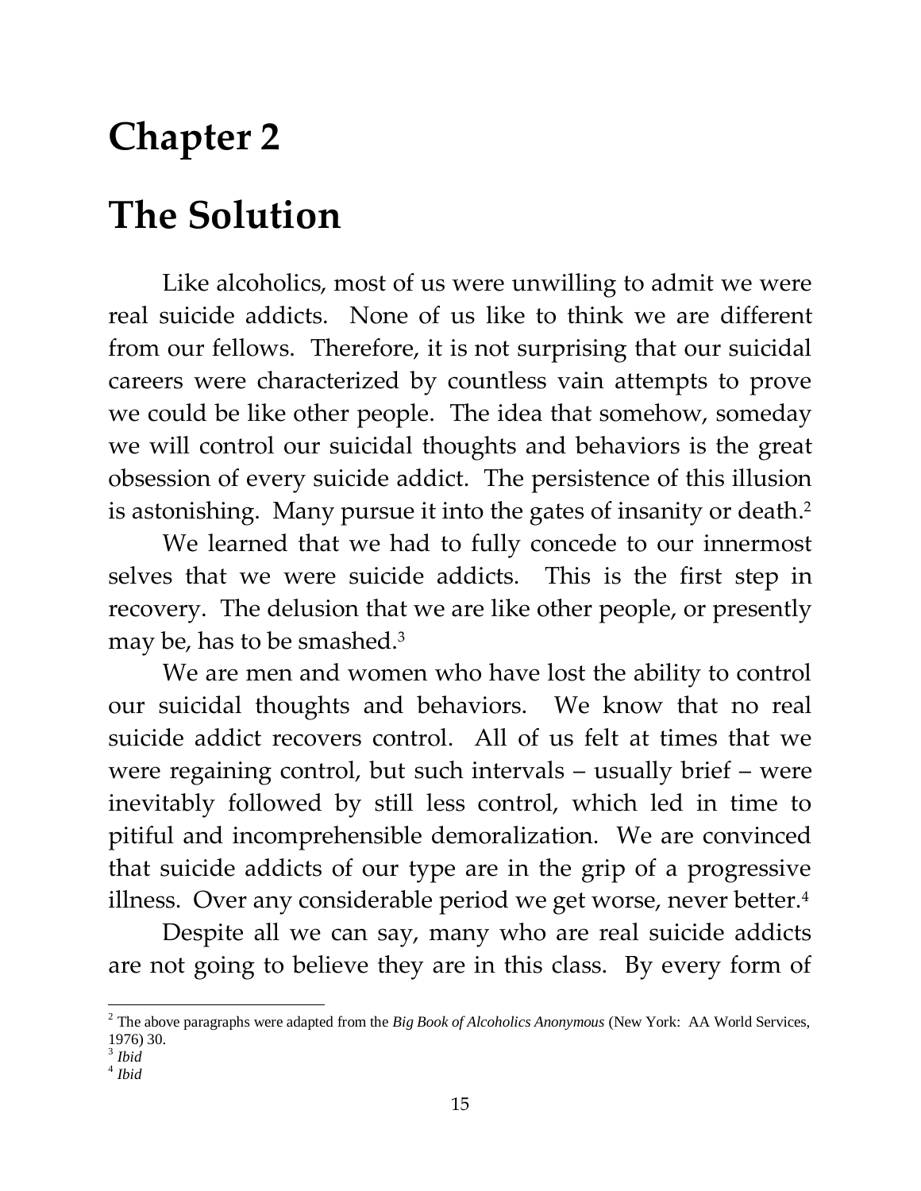# Chapter 2

# The Solution

Like alcoholics, most of us were unwilling to admit we were real suicide addicts. None of us like to think we are different from our fellows. Therefore, it is not surprising that our suicidal careers were characterized by countless vain attempts to prove we could be like other people. The idea that somehow, someday we will control our suicidal thoughts and behaviors is the great obsession of every suicide addict. The persistence of this illusion is astonishing. Many pursue it into the gates of insanity or death.[2]

We learned that we had to fully concede to our innermost selves that we were suicide addicts. This is the first step in recovery. The delusion that we are like other people, or presently may be, has to be smashed.[3]

We are men and women who have lost the ability to control our suicidal thoughts and behaviors. We know that no real suicide addict recovers control. All of us felt at times that we were regaining control, but such intervals – usually brief – were inevitably followed by still less control, which led in time to pitiful and incomprehensible demoralization. We are convinced that suicide addicts of our type are in the grip of a progressive illness. Over any considerable period we get worse, never better.[4]

Despite all we can say, many who are real suicide addicts are not going to believe they are in this class. By every form of

---

[2] The above paragraphs were adapted from the *Big Book of Alcoholics Anonymous* (New York: AA World Services, 1976) 30.

[3] *Ibid*

[4] *Ibid*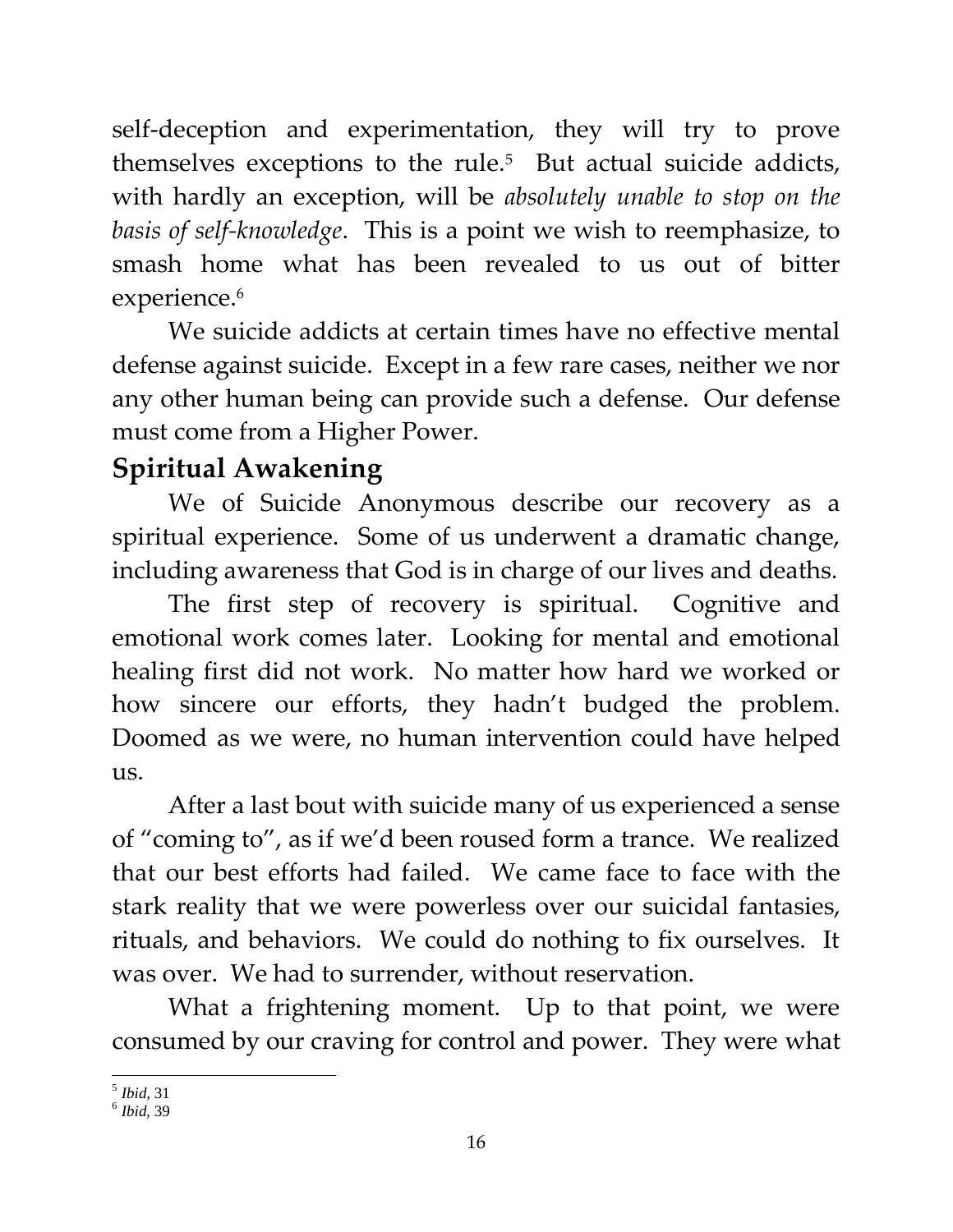self-deception and experimentation, they will try to prove themselves exceptions to the rule.[5] But actual suicide addicts, with hardly an exception, will be *absolutely unable to stop on the basis of self-knowledge*. This is a point we wish to reemphasize, to smash home what has been revealed to us out of bitter experience.[6]

We suicide addicts at certain times have no effective mental defense against suicide. Except in a few rare cases, neither we nor any other human being can provide such a defense. Our defense must come from a Higher Power.

## Spiritual Awakening

We of Suicide Anonymous describe our recovery as a spiritual experience. Some of us underwent a dramatic change, including awareness that God is in charge of our lives and deaths.

The first step of recovery is spiritual. Cognitive and emotional work comes later. Looking for mental and emotional healing first did not work. No matter how hard we worked or how sincere our efforts, they hadn't budged the problem. Doomed as we were, no human intervention could have helped us.

After a last bout with suicide many of us experienced a sense of "coming to", as if we'd been roused form a trance. We realized that our best efforts had failed. We came face to face with the stark reality that we were powerless over our suicidal fantasies, rituals, and behaviors. We could do nothing to fix ourselves. It was over. We had to surrender, without reservation.

What a frightening moment. Up to that point, we were consumed by our craving for control and power. They were what

---

[5] *Ibid*, 31

[6] *Ibid*, 39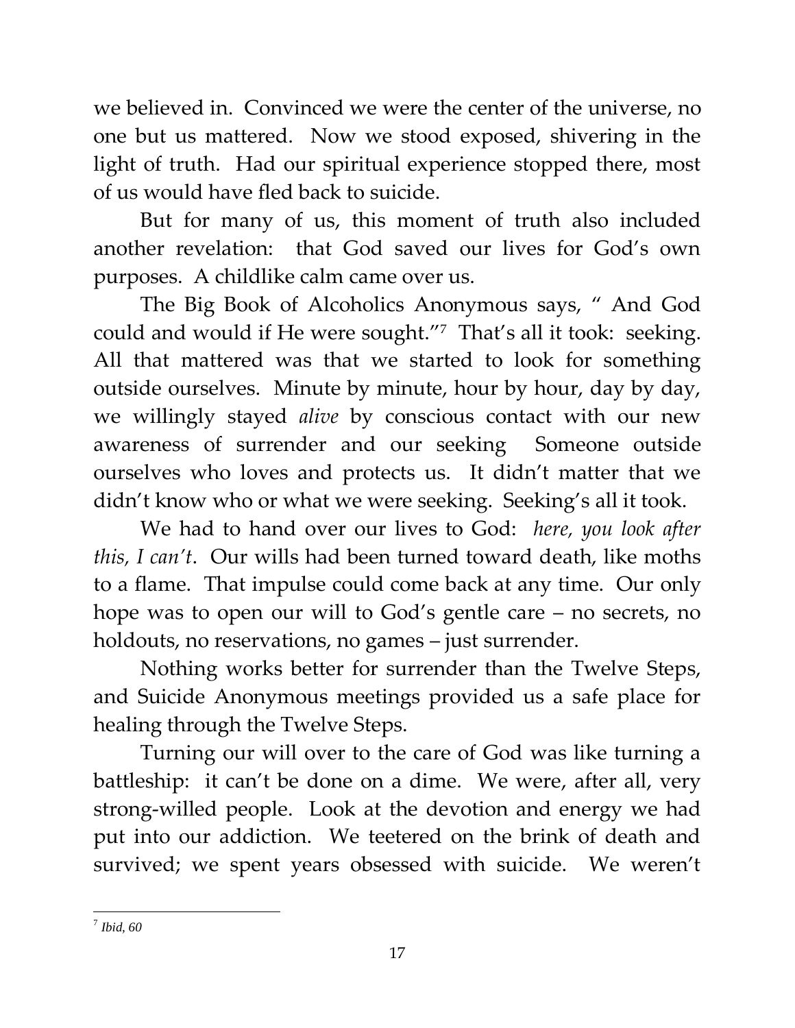we believed in. Convinced we were the center of the universe, no one but us mattered. Now we stood exposed, shivering in the light of truth. Had our spiritual experience stopped there, most of us would have fled back to suicide.

But for many of us, this moment of truth also included another revelation: that God saved our lives for God's own purposes. A childlike calm came over us.

The Big Book of Alcoholics Anonymous says, " And God could and would if He were sought."[7] That's all it took: seeking. All that mattered was that we started to look for something outside ourselves. Minute by minute, hour by hour, day by day, we willingly stayed *alive* by conscious contact with our new awareness of surrender and our seeking Someone outside ourselves who loves and protects us. It didn't matter that we didn't know who or what we were seeking. Seeking's all it took.

We had to hand over our lives to God: *here, you look after this, I can't*. Our wills had been turned toward death, like moths to a flame. That impulse could come back at any time. Our only hope was to open our will to God's gentle care – no secrets, no holdouts, no reservations, no games – just surrender.

Nothing works better for surrender than the Twelve Steps, and Suicide Anonymous meetings provided us a safe place for healing through the Twelve Steps.

Turning our will over to the care of God was like turning a battleship: it can't be done on a dime. We were, after all, very strong-willed people. Look at the devotion and energy we had put into our addiction. We teetered on the brink of death and survived; we spent years obsessed with suicide. We weren't

---

[7] *Ibid, 60*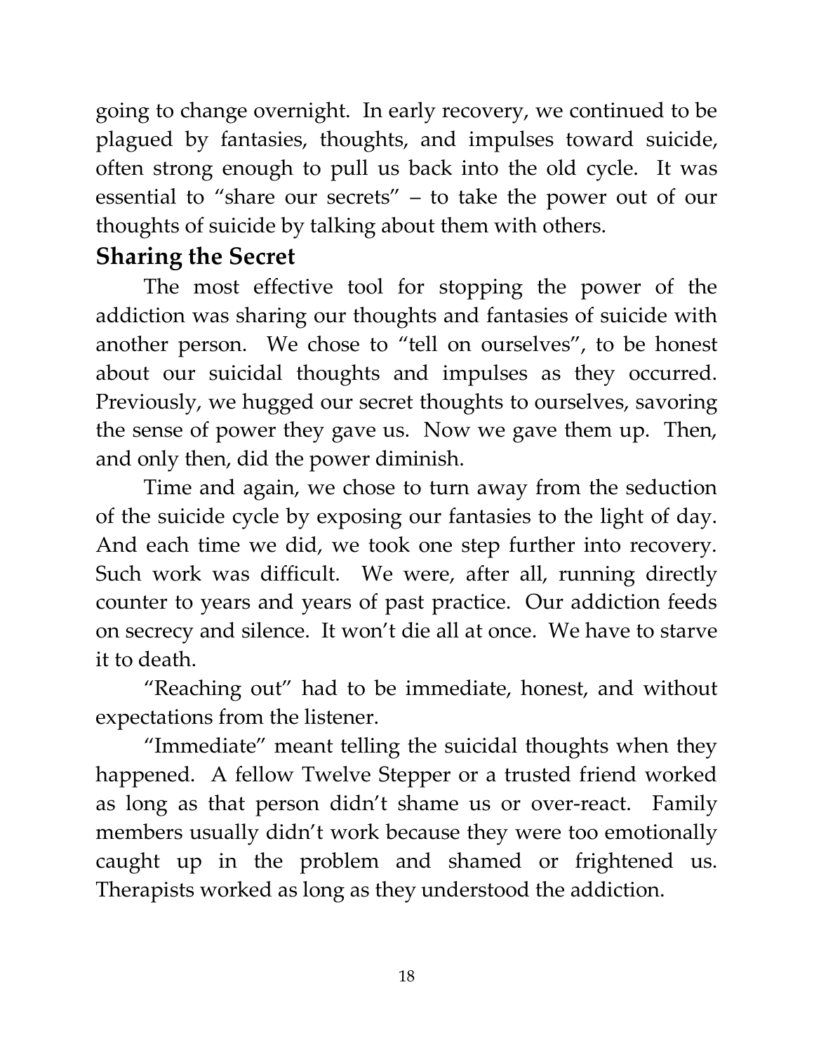going to change overnight. In early recovery, we continued to be plagued by fantasies, thoughts, and impulses toward suicide, often strong enough to pull us back into the old cycle. It was essential to "share our secrets" – to take the power out of our thoughts of suicide by talking about them with others.

## Sharing the Secret

The most effective tool for stopping the power of the addiction was sharing our thoughts and fantasies of suicide with another person. We chose to "tell on ourselves", to be honest about our suicidal thoughts and impulses as they occurred. Previously, we hugged our secret thoughts to ourselves, savoring the sense of power they gave us. Now we gave them up. Then, and only then, did the power diminish.

Time and again, we chose to turn away from the seduction of the suicide cycle by exposing our fantasies to the light of day. And each time we did, we took one step further into recovery. Such work was difficult. We were, after all, running directly counter to years and years of past practice. Our addiction feeds on secrecy and silence. It won't die all at once. We have to starve it to death.

"Reaching out" had to be immediate, honest, and without expectations from the listener.

"Immediate" meant telling the suicidal thoughts when they happened. A fellow Twelve Stepper or a trusted friend worked as long as that person didn't shame us or over-react. Family members usually didn't work because they were too emotionally caught up in the problem and shamed or frightened us. Therapists worked as long as they understood the addiction.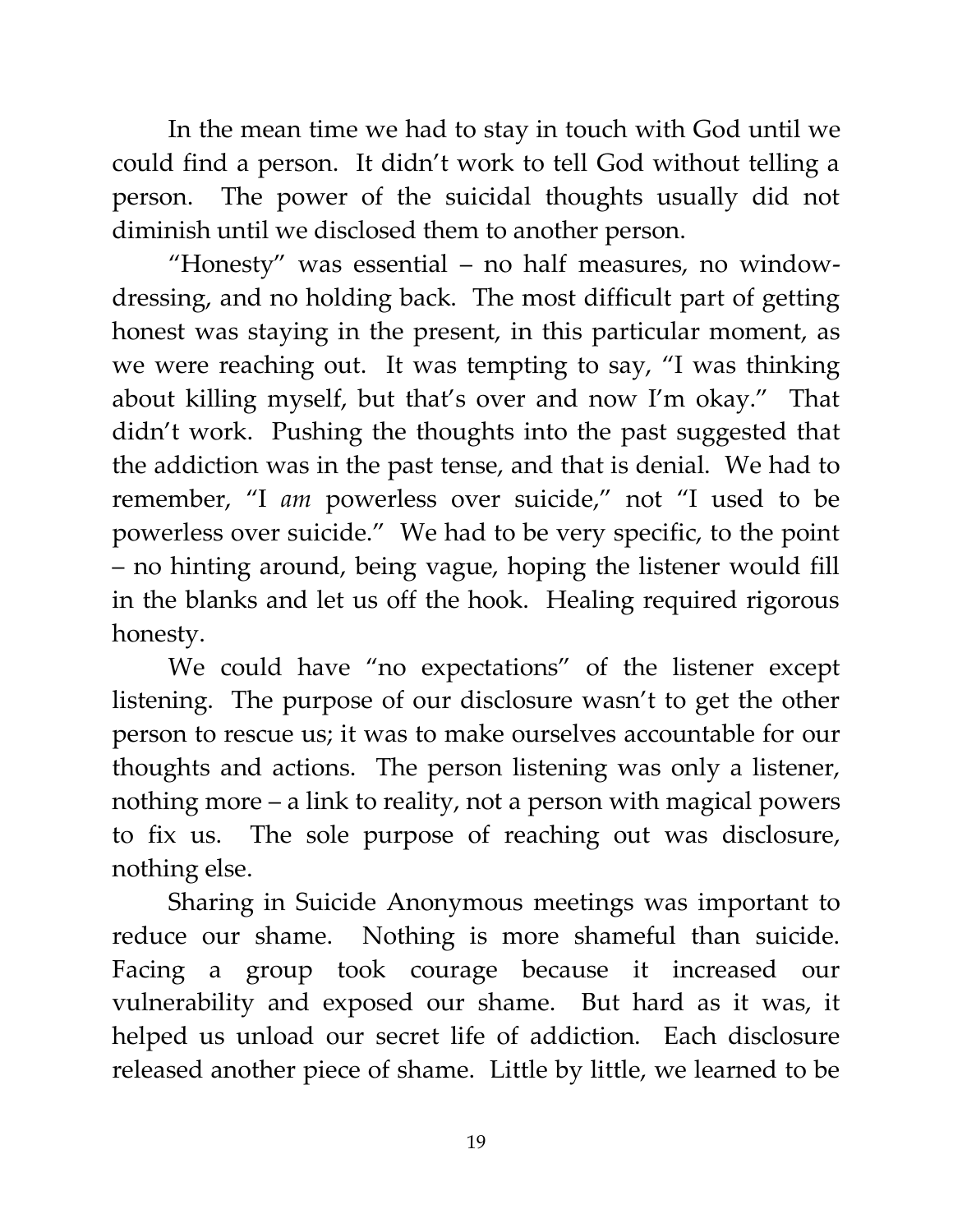In the mean time we had to stay in touch with God until we could find a person. It didn't work to tell God without telling a person. The power of the suicidal thoughts usually did not diminish until we disclosed them to another person.

"Honesty" was essential – no half measures, no window-dressing, and no holding back. The most difficult part of getting honest was staying in the present, in this particular moment, as we were reaching out. It was tempting to say, "I was thinking about killing myself, but that's over and now I'm okay." That didn't work. Pushing the thoughts into the past suggested that the addiction was in the past tense, and that is denial. We had to remember, "I *am* powerless over suicide," not "I used to be powerless over suicide." We had to be very specific, to the point – no hinting around, being vague, hoping the listener would fill in the blanks and let us off the hook. Healing required rigorous honesty.

We could have "no expectations" of the listener except listening. The purpose of our disclosure wasn't to get the other person to rescue us; it was to make ourselves accountable for our thoughts and actions. The person listening was only a listener, nothing more – a link to reality, not a person with magical powers to fix us. The sole purpose of reaching out was disclosure, nothing else.

Sharing in Suicide Anonymous meetings was important to reduce our shame. Nothing is more shameful than suicide. Facing a group took courage because it increased our vulnerability and exposed our shame. But hard as it was, it helped us unload our secret life of addiction. Each disclosure released another piece of shame. Little by little, we learned to be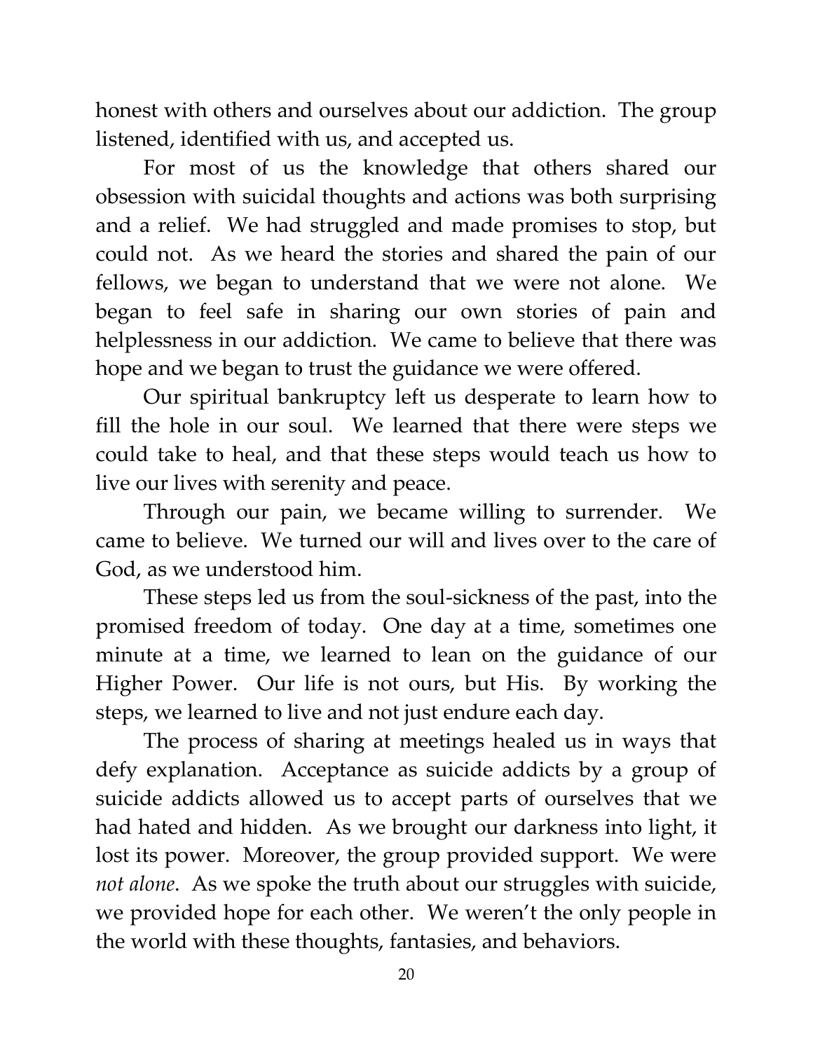honest with others and ourselves about our addiction. The group listened, identified with us, and accepted us.

For most of us the knowledge that others shared our obsession with suicidal thoughts and actions was both surprising and a relief. We had struggled and made promises to stop, but could not. As we heard the stories and shared the pain of our fellows, we began to understand that we were not alone. We began to feel safe in sharing our own stories of pain and helplessness in our addiction. We came to believe that there was hope and we began to trust the guidance we were offered.

Our spiritual bankruptcy left us desperate to learn how to fill the hole in our soul. We learned that there were steps we could take to heal, and that these steps would teach us how to live our lives with serenity and peace.

Through our pain, we became willing to surrender. We came to believe. We turned our will and lives over to the care of God, as we understood him.

These steps led us from the soul-sickness of the past, into the promised freedom of today. One day at a time, sometimes one minute at a time, we learned to lean on the guidance of our Higher Power. Our life is not ours, but His. By working the steps, we learned to live and not just endure each day.

The process of sharing at meetings healed us in ways that defy explanation. Acceptance as suicide addicts by a group of suicide addicts allowed us to accept parts of ourselves that we had hated and hidden. As we brought our darkness into light, it lost its power. Moreover, the group provided support. We were *not alone*. As we spoke the truth about our struggles with suicide, we provided hope for each other. We weren't the only people in the world with these thoughts, fantasies, and behaviors.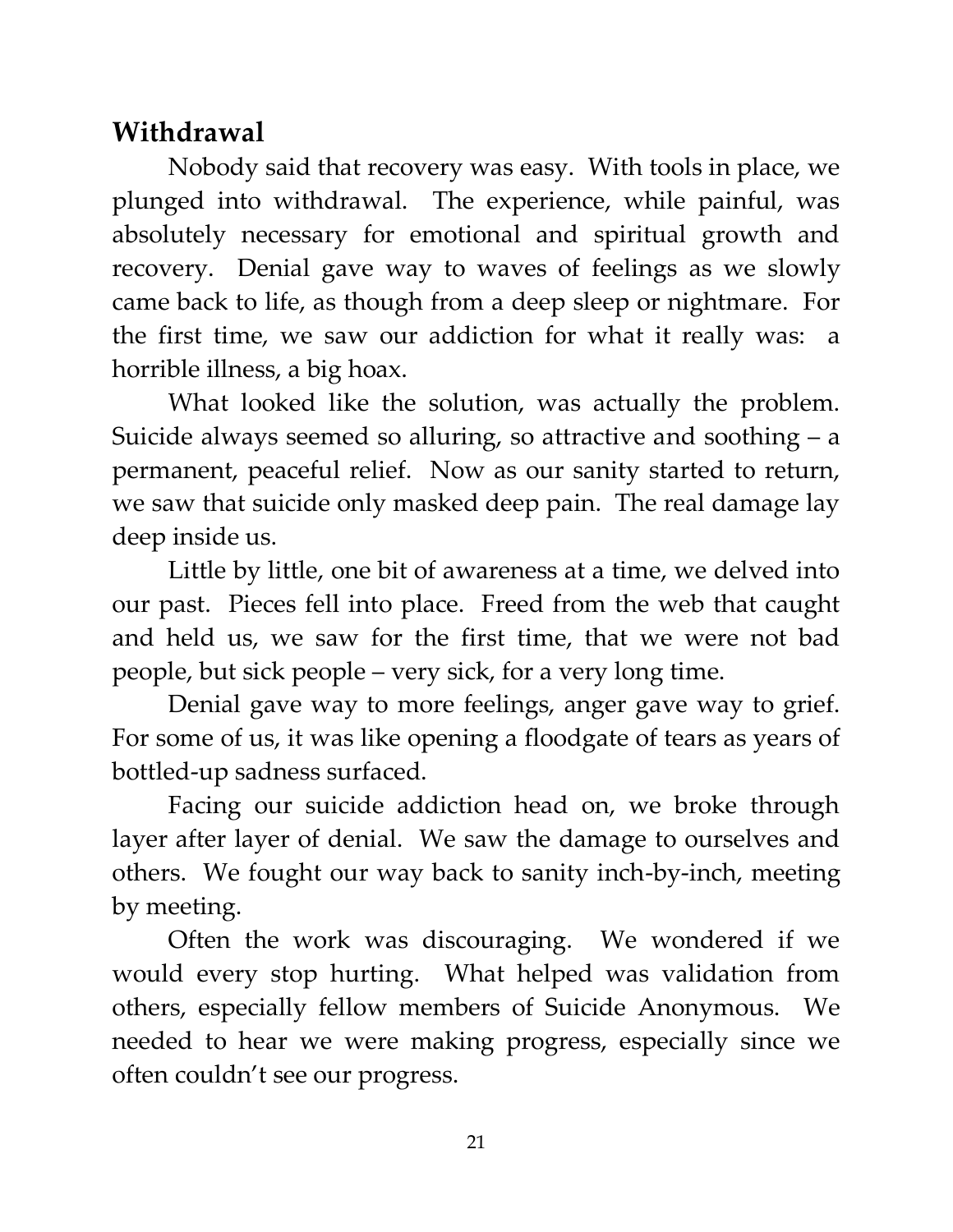## Withdrawal

Nobody said that recovery was easy. With tools in place, we plunged into withdrawal. The experience, while painful, was absolutely necessary for emotional and spiritual growth and recovery. Denial gave way to waves of feelings as we slowly came back to life, as though from a deep sleep or nightmare. For the first time, we saw our addiction for what it really was: a horrible illness, a big hoax.

What looked like the solution, was actually the problem. Suicide always seemed so alluring, so attractive and soothing – a permanent, peaceful relief. Now as our sanity started to return, we saw that suicide only masked deep pain. The real damage lay deep inside us.

Little by little, one bit of awareness at a time, we delved into our past. Pieces fell into place. Freed from the web that caught and held us, we saw for the first time, that we were not bad people, but sick people – very sick, for a very long time.

Denial gave way to more feelings, anger gave way to grief. For some of us, it was like opening a floodgate of tears as years of bottled-up sadness surfaced.

Facing our suicide addiction head on, we broke through layer after layer of denial. We saw the damage to ourselves and others. We fought our way back to sanity inch-by-inch, meeting by meeting.

Often the work was discouraging. We wondered if we would every stop hurting. What helped was validation from others, especially fellow members of Suicide Anonymous. We needed to hear we were making progress, especially since we often couldn't see our progress.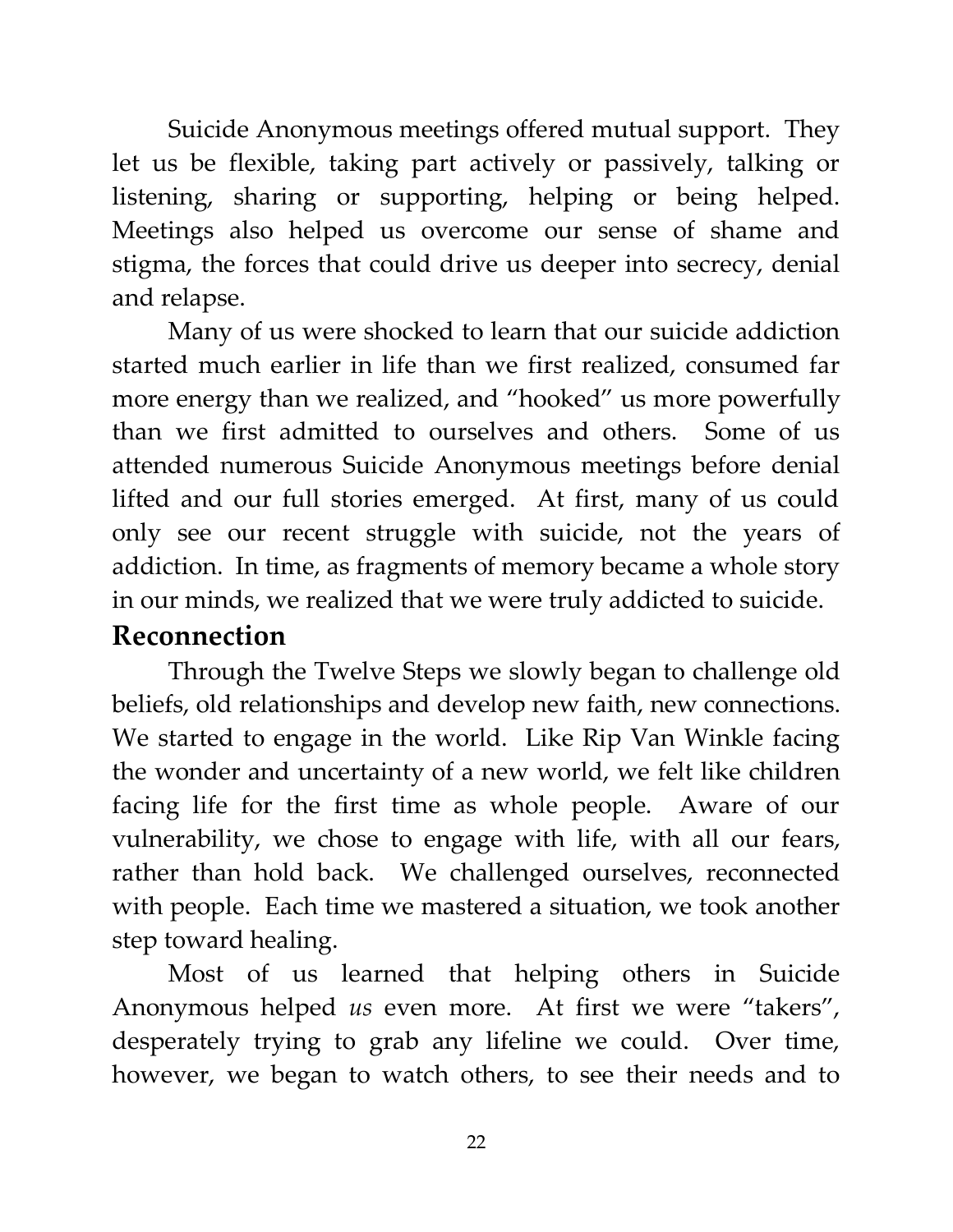Suicide Anonymous meetings offered mutual support. They let us be flexible, taking part actively or passively, talking or listening, sharing or supporting, helping or being helped. Meetings also helped us overcome our sense of shame and stigma, the forces that could drive us deeper into secrecy, denial and relapse.

Many of us were shocked to learn that our suicide addiction started much earlier in life than we first realized, consumed far more energy than we realized, and "hooked" us more powerfully than we first admitted to ourselves and others. Some of us attended numerous Suicide Anonymous meetings before denial lifted and our full stories emerged. At first, many of us could only see our recent struggle with suicide, not the years of addiction. In time, as fragments of memory became a whole story in our minds, we realized that we were truly addicted to suicide.

## Reconnection

Through the Twelve Steps we slowly began to challenge old beliefs, old relationships and develop new faith, new connections. We started to engage in the world. Like Rip Van Winkle facing the wonder and uncertainty of a new world, we felt like children facing life for the first time as whole people. Aware of our vulnerability, we chose to engage with life, with all our fears, rather than hold back. We challenged ourselves, reconnected with people. Each time we mastered a situation, we took another step toward healing.

Most of us learned that helping others in Suicide Anonymous helped *us* even more. At first we were "takers", desperately trying to grab any lifeline we could. Over time, however, we began to watch others, to see their needs and to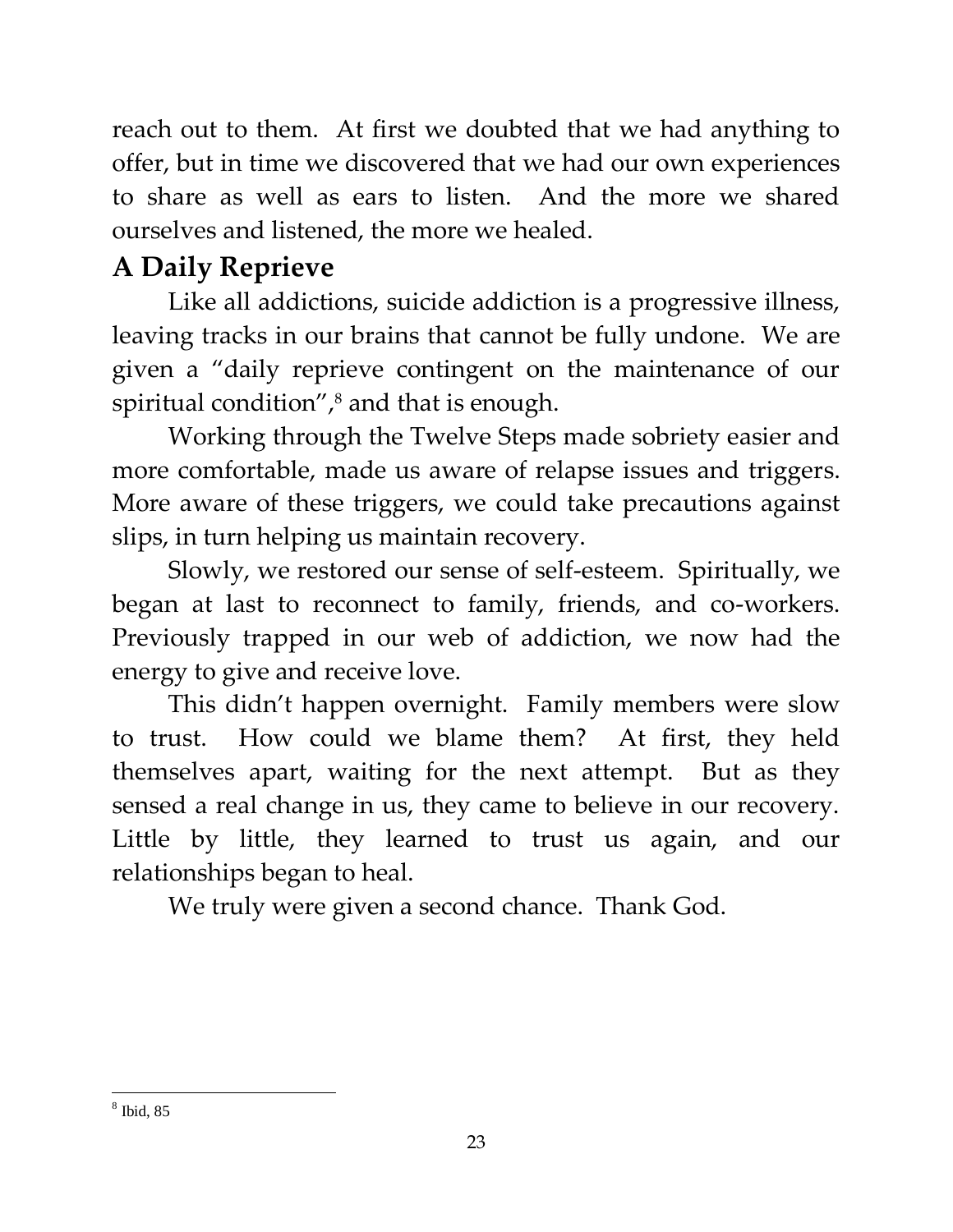reach out to them. At first we doubted that we had anything to offer, but in time we discovered that we had our own experiences to share as well as ears to listen. And the more we shared ourselves and listened, the more we healed.

## A Daily Reprieve

Like all addictions, suicide addiction is a progressive illness, leaving tracks in our brains that cannot be fully undone. We are given a "daily reprieve contingent on the maintenance of our spiritual condition",[8] and that is enough.

Working through the Twelve Steps made sobriety easier and more comfortable, made us aware of relapse issues and triggers. More aware of these triggers, we could take precautions against slips, in turn helping us maintain recovery.

Slowly, we restored our sense of self-esteem. Spiritually, we began at last to reconnect to family, friends, and co-workers. Previously trapped in our web of addiction, we now had the energy to give and receive love.

This didn't happen overnight. Family members were slow to trust. How could we blame them? At first, they held themselves apart, waiting for the next attempt. But as they sensed a real change in us, they came to believe in our recovery. Little by little, they learned to trust us again, and our relationships began to heal.

We truly were given a second chance. Thank God.

---

[8] Ibid, 85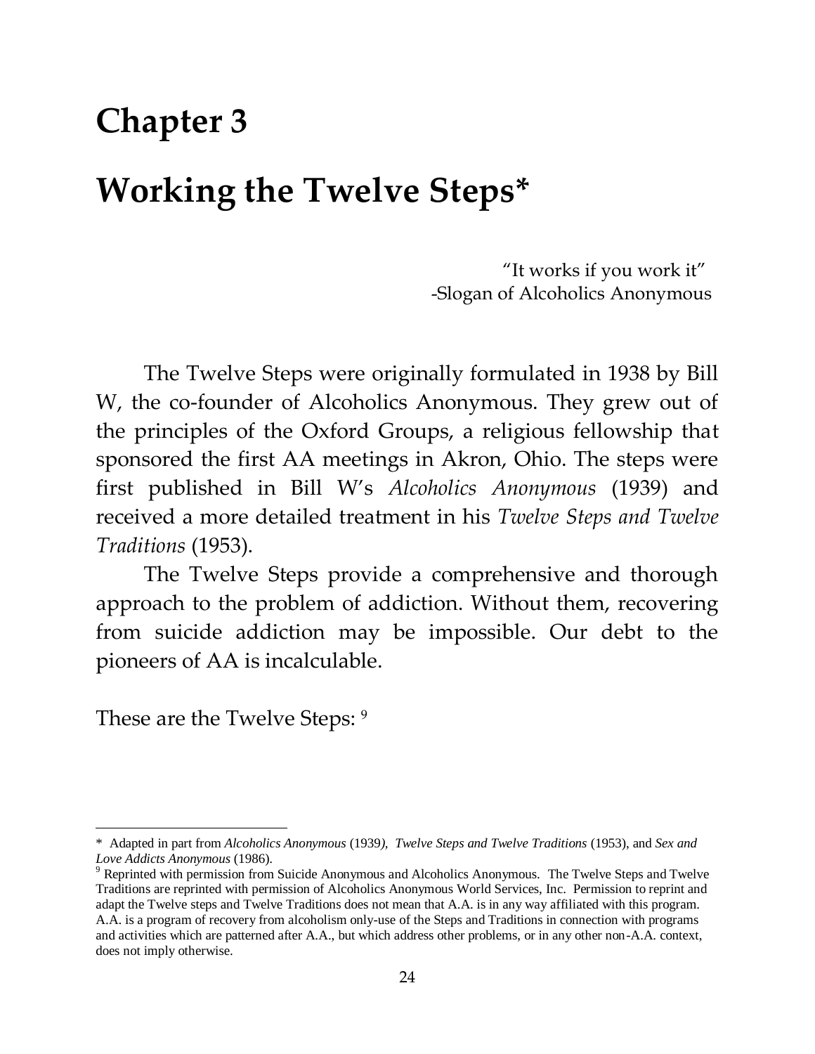# Chapter 3

# Working the Twelve Steps*

"It works if you work it"
-Slogan of Alcoholics Anonymous

The Twelve Steps were originally formulated in 1938 by Bill W, the co-founder of Alcoholics Anonymous. They grew out of the principles of the Oxford Groups, a religious fellowship that sponsored the first AA meetings in Akron, Ohio. The steps were first published in Bill W's *Alcoholics Anonymous* (1939) and received a more detailed treatment in his *Twelve Steps and Twelve Traditions* (1953).

The Twelve Steps provide a comprehensive and thorough approach to the problem of addiction. Without them, recovering from suicide addiction may be impossible. Our debt to the pioneers of AA is incalculable.

These are the Twelve Steps: [9]

---

\* Adapted in part from *Alcoholics Anonymous* (1939), *Twelve Steps and Twelve Traditions* (1953), and *Sex and Love Addicts Anonymous* (1986).

[9] Reprinted with permission from Suicide Anonymous and Alcoholics Anonymous. The Twelve Steps and Twelve Traditions are reprinted with permission of Alcoholics Anonymous World Services, Inc. Permission to reprint and adapt the Twelve steps and Twelve Traditions does not mean that A.A. is in any way affiliated with this program. A.A. is a program of recovery from alcoholism only-use of the Steps and Traditions in connection with programs and activities which are patterned after A.A., but which address other problems, or in any other non-A.A. context, does not imply otherwise.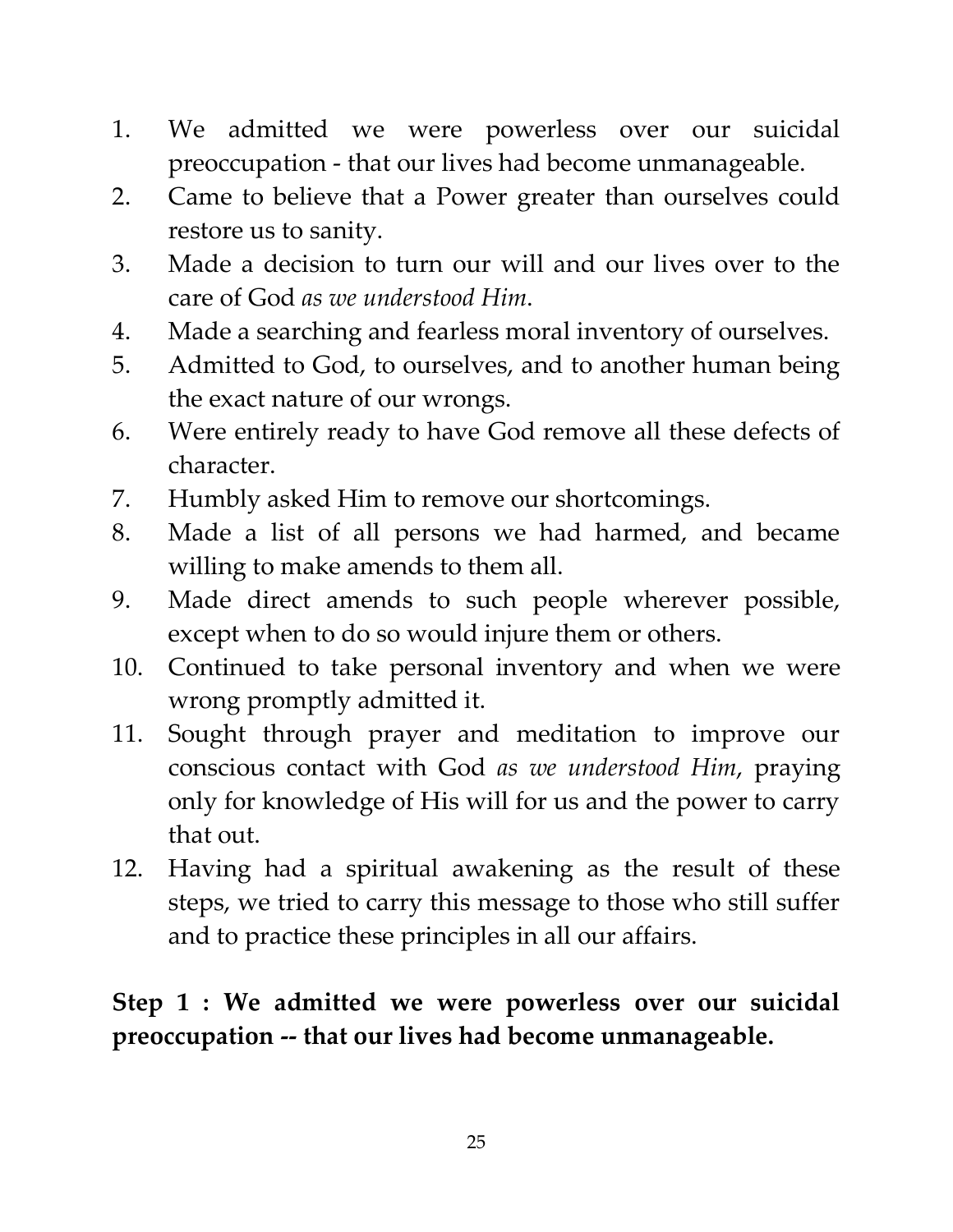1. We admitted we were powerless over our suicidal preoccupation - that our lives had become unmanageable.
2. Came to believe that a Power greater than ourselves could restore us to sanity.
3. Made a decision to turn our will and our lives over to the care of God *as we understood Him*.
4. Made a searching and fearless moral inventory of ourselves.
5. Admitted to God, to ourselves, and to another human being the exact nature of our wrongs.
6. Were entirely ready to have God remove all these defects of character.
7. Humbly asked Him to remove our shortcomings.
8. Made a list of all persons we had harmed, and became willing to make amends to them all.
9. Made direct amends to such people wherever possible, except when to do so would injure them or others.
10. Continued to take personal inventory and when we were wrong promptly admitted it.
11. Sought through prayer and meditation to improve our conscious contact with God *as we understood Him*, praying only for knowledge of His will for us and the power to carry that out.
12. Having had a spiritual awakening as the result of these steps, we tried to carry this message to those who still suffer and to practice these principles in all our affairs.

**Step 1 : We admitted we were powerless over our suicidal preoccupation -- that our lives had become unmanageable.**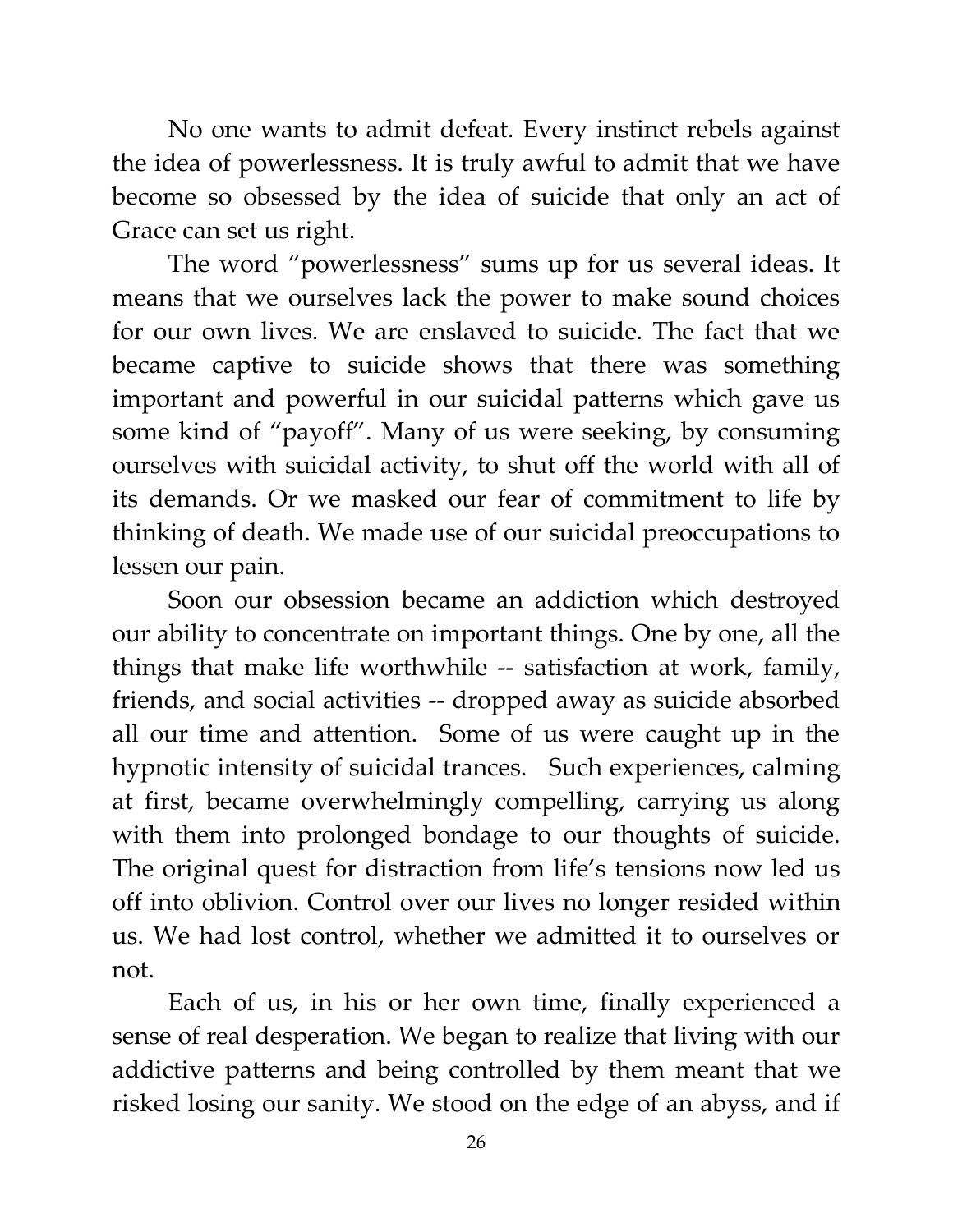No one wants to admit defeat. Every instinct rebels against the idea of powerlessness. It is truly awful to admit that we have become so obsessed by the idea of suicide that only an act of Grace can set us right.

The word "powerlessness" sums up for us several ideas. It means that we ourselves lack the power to make sound choices for our own lives. We are enslaved to suicide. The fact that we became captive to suicide shows that there was something important and powerful in our suicidal patterns which gave us some kind of "payoff". Many of us were seeking, by consuming ourselves with suicidal activity, to shut off the world with all of its demands. Or we masked our fear of commitment to life by thinking of death. We made use of our suicidal preoccupations to lessen our pain.

Soon our obsession became an addiction which destroyed our ability to concentrate on important things. One by one, all the things that make life worthwhile -- satisfaction at work, family, friends, and social activities -- dropped away as suicide absorbed all our time and attention. Some of us were caught up in the hypnotic intensity of suicidal trances. Such experiences, calming at first, became overwhelmingly compelling, carrying us along with them into prolonged bondage to our thoughts of suicide. The original quest for distraction from life's tensions now led us off into oblivion. Control over our lives no longer resided within us. We had lost control, whether we admitted it to ourselves or not.

Each of us, in his or her own time, finally experienced a sense of real desperation. We began to realize that living with our addictive patterns and being controlled by them meant that we risked losing our sanity. We stood on the edge of an abyss, and if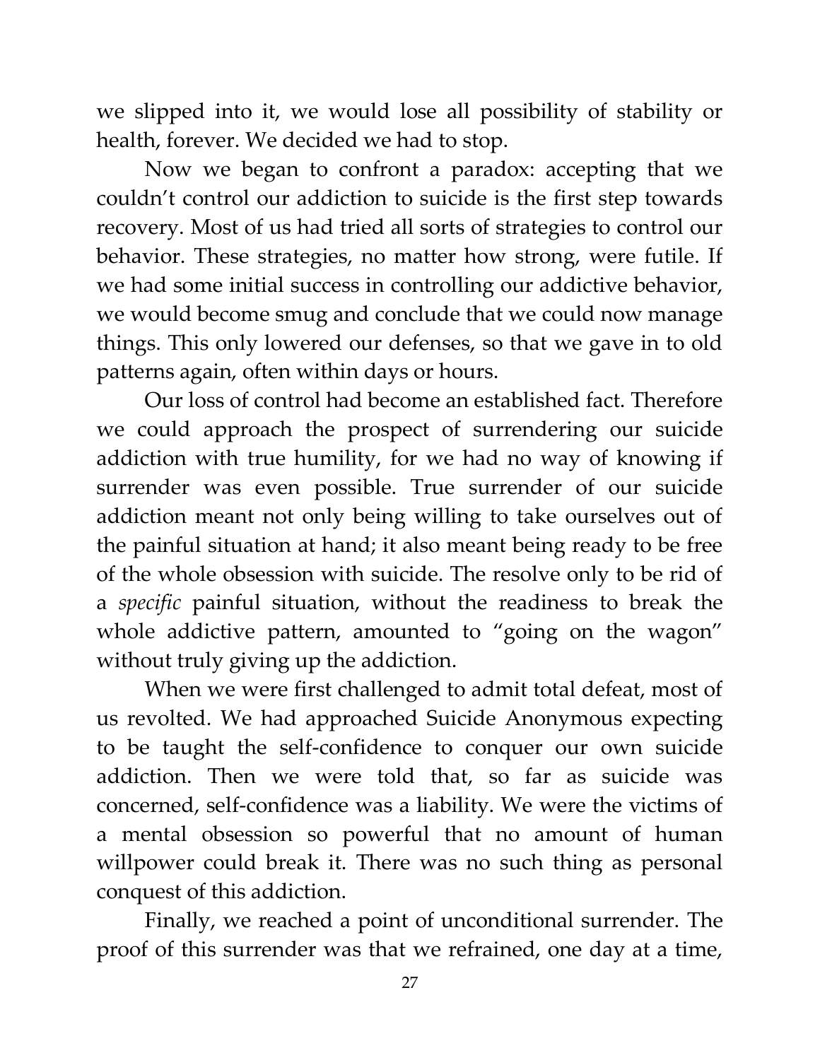we slipped into it, we would lose all possibility of stability or health, forever. We decided we had to stop.

Now we began to confront a paradox: accepting that we couldn't control our addiction to suicide is the first step towards recovery. Most of us had tried all sorts of strategies to control our behavior. These strategies, no matter how strong, were futile. If we had some initial success in controlling our addictive behavior, we would become smug and conclude that we could now manage things. This only lowered our defenses, so that we gave in to old patterns again, often within days or hours.

Our loss of control had become an established fact. Therefore we could approach the prospect of surrendering our suicide addiction with true humility, for we had no way of knowing if surrender was even possible. True surrender of our suicide addiction meant not only being willing to take ourselves out of the painful situation at hand; it also meant being ready to be free of the whole obsession with suicide. The resolve only to be rid of a *specific* painful situation, without the readiness to break the whole addictive pattern, amounted to "going on the wagon" without truly giving up the addiction.

When we were first challenged to admit total defeat, most of us revolted. We had approached Suicide Anonymous expecting to be taught the self-confidence to conquer our own suicide addiction. Then we were told that, so far as suicide was concerned, self-confidence was a liability. We were the victims of a mental obsession so powerful that no amount of human willpower could break it. There was no such thing as personal conquest of this addiction.

Finally, we reached a point of unconditional surrender. The proof of this surrender was that we refrained, one day at a time,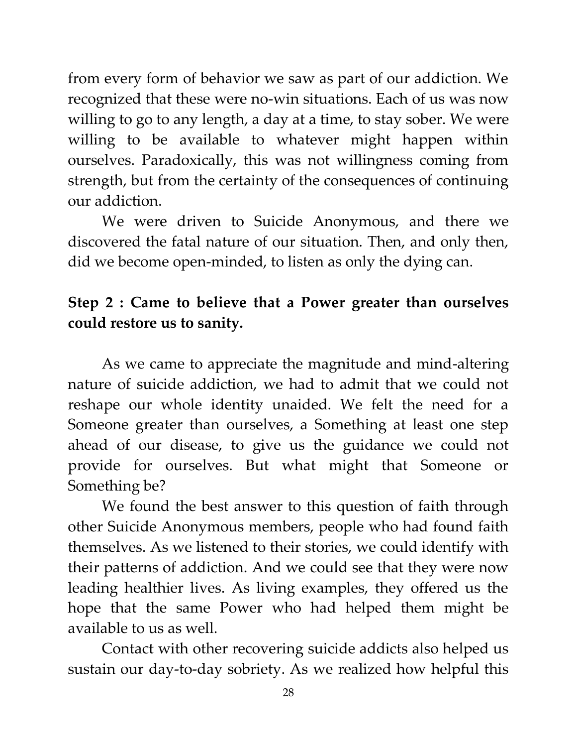from every form of behavior we saw as part of our addiction. We recognized that these were no-win situations. Each of us was now willing to go to any length, a day at a time, to stay sober. We were willing to be available to whatever might happen within ourselves. Paradoxically, this was not willingness coming from strength, but from the certainty of the consequences of continuing our addiction.

We were driven to Suicide Anonymous, and there we discovered the fatal nature of our situation. Then, and only then, did we become open-minded, to listen as only the dying can.

**Step 2 : Came to believe that a Power greater than ourselves could restore us to sanity.**

As we came to appreciate the magnitude and mind-altering nature of suicide addiction, we had to admit that we could not reshape our whole identity unaided. We felt the need for a Someone greater than ourselves, a Something at least one step ahead of our disease, to give us the guidance we could not provide for ourselves. But what might that Someone or Something be?

We found the best answer to this question of faith through other Suicide Anonymous members, people who had found faith themselves. As we listened to their stories, we could identify with their patterns of addiction. And we could see that they were now leading healthier lives. As living examples, they offered us the hope that the same Power who had helped them might be available to us as well.

Contact with other recovering suicide addicts also helped us sustain our day-to-day sobriety. As we realized how helpful this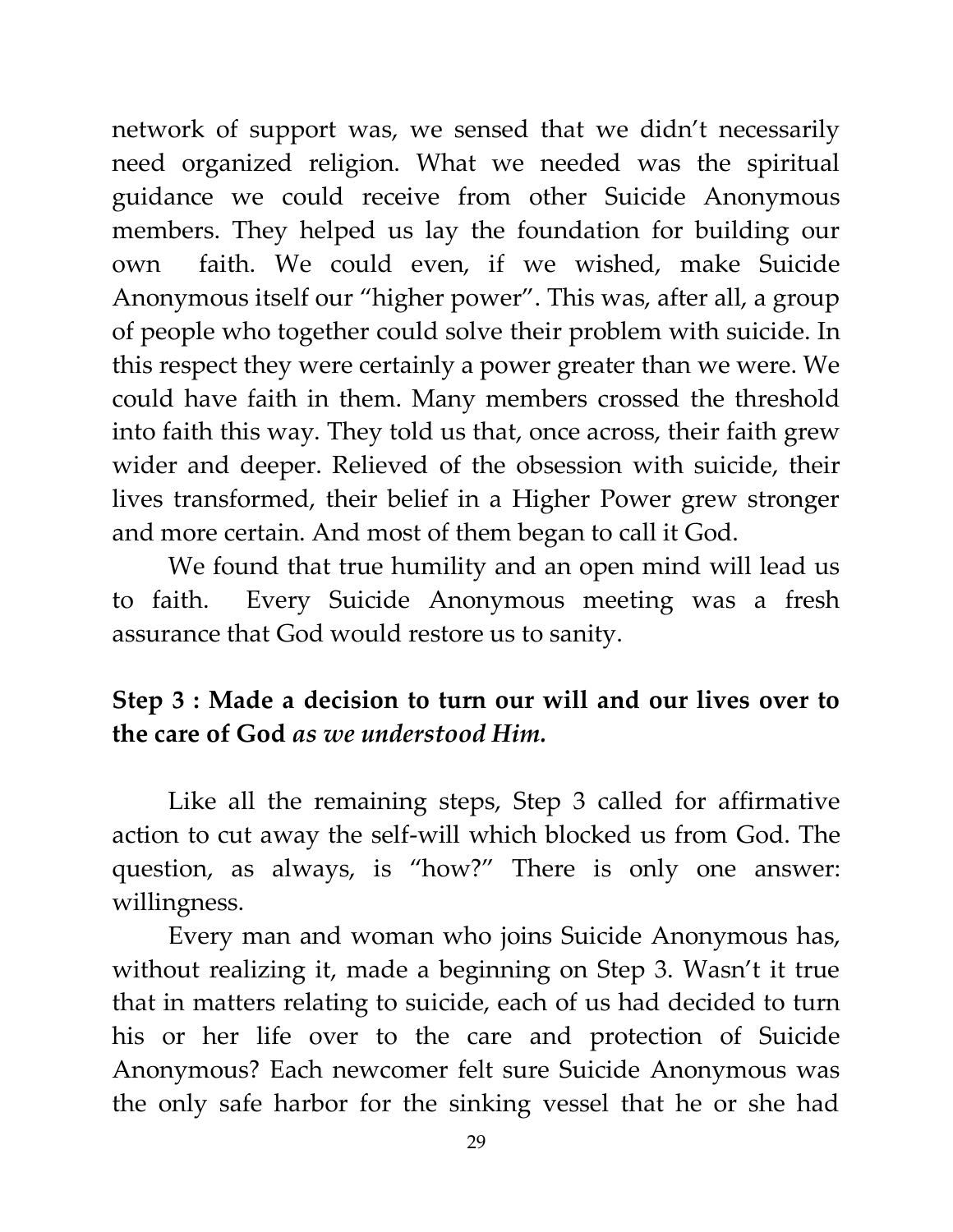network of support was, we sensed that we didn't necessarily need organized religion. What we needed was the spiritual guidance we could receive from other Suicide Anonymous members. They helped us lay the foundation for building our own faith. We could even, if we wished, make Suicide Anonymous itself our "higher power". This was, after all, a group of people who together could solve their problem with suicide. In this respect they were certainly a power greater than we were. We could have faith in them. Many members crossed the threshold into faith this way. They told us that, once across, their faith grew wider and deeper. Relieved of the obsession with suicide, their lives transformed, their belief in a Higher Power grew stronger and more certain. And most of them began to call it God.

We found that true humility and an open mind will lead us to faith. Every Suicide Anonymous meeting was a fresh assurance that God would restore us to sanity.

**Step 3 : Made a decision to turn our will and our lives over to the care of God *as we understood Him.***

Like all the remaining steps, Step 3 called for affirmative action to cut away the self-will which blocked us from God. The question, as always, is "how?" There is only one answer: willingness.

Every man and woman who joins Suicide Anonymous has, without realizing it, made a beginning on Step 3. Wasn't it true that in matters relating to suicide, each of us had decided to turn his or her life over to the care and protection of Suicide Anonymous? Each newcomer felt sure Suicide Anonymous was the only safe harbor for the sinking vessel that he or she had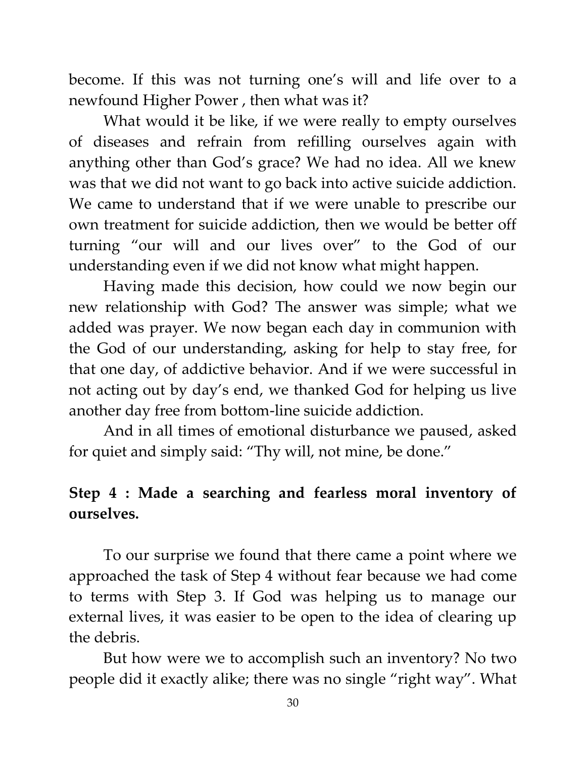become. If this was not turning one's will and life over to a newfound Higher Power , then what was it?

What would it be like, if we were really to empty ourselves of diseases and refrain from refilling ourselves again with anything other than God's grace? We had no idea. All we knew was that we did not want to go back into active suicide addiction. We came to understand that if we were unable to prescribe our own treatment for suicide addiction, then we would be better off turning "our will and our lives over" to the God of our understanding even if we did not know what might happen.

Having made this decision, how could we now begin our new relationship with God? The answer was simple; what we added was prayer. We now began each day in communion with the God of our understanding, asking for help to stay free, for that one day, of addictive behavior. And if we were successful in not acting out by day's end, we thanked God for helping us live another day free from bottom-line suicide addiction.

And in all times of emotional disturbance we paused, asked for quiet and simply said: "Thy will, not mine, be done."

**Step 4 : Made a searching and fearless moral inventory of ourselves.**

To our surprise we found that there came a point where we approached the task of Step 4 without fear because we had come to terms with Step 3. If God was helping us to manage our external lives, it was easier to be open to the idea of clearing up the debris.

But how were we to accomplish such an inventory? No two people did it exactly alike; there was no single "right way". What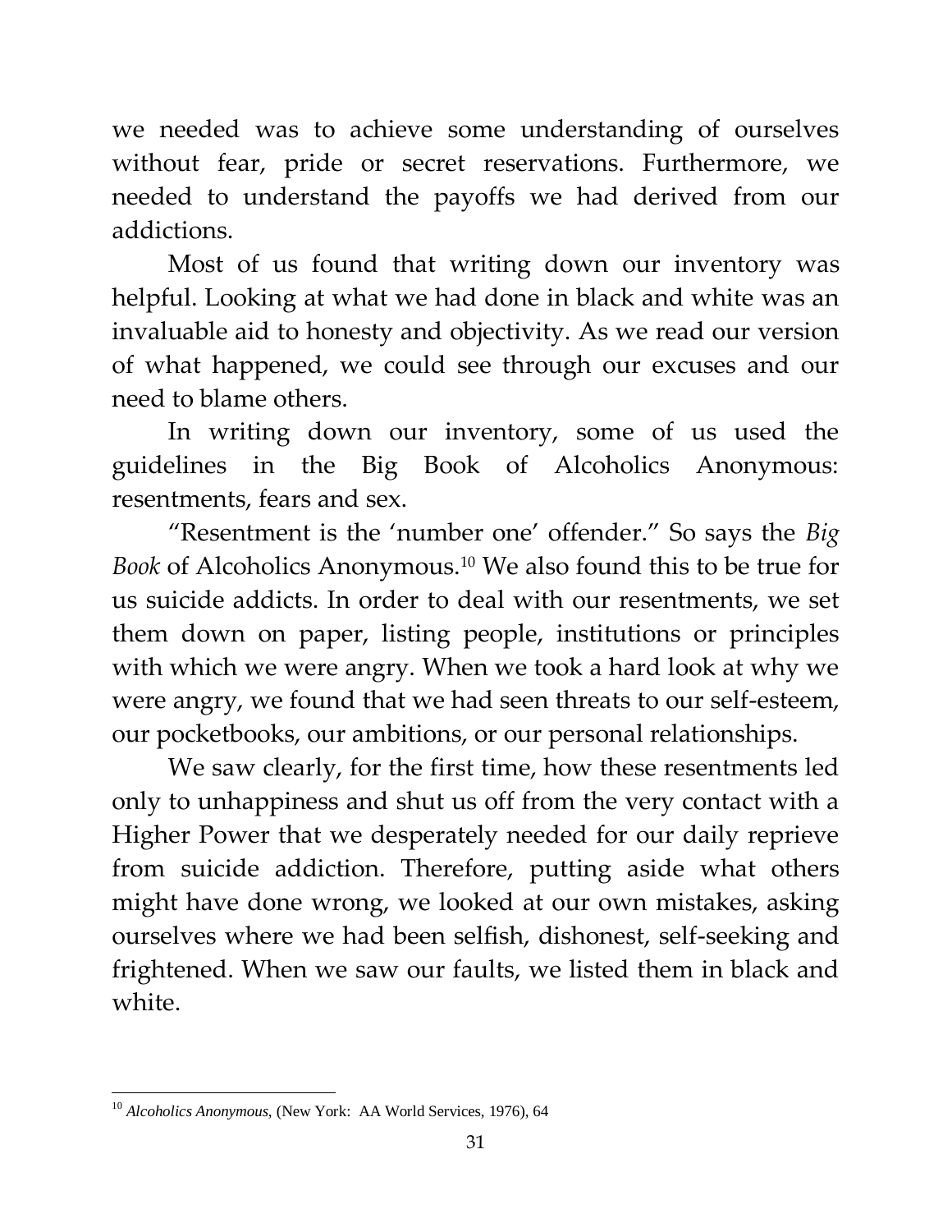we needed was to achieve some understanding of ourselves without fear, pride or secret reservations. Furthermore, we needed to understand the payoffs we had derived from our addictions.

Most of us found that writing down our inventory was helpful. Looking at what we had done in black and white was an invaluable aid to honesty and objectivity. As we read our version of what happened, we could see through our excuses and our need to blame others.

In writing down our inventory, some of us used the guidelines in the Big Book of Alcoholics Anonymous: resentments, fears and sex.

"Resentment is the 'number one' offender." So says the *Big Book* of Alcoholics Anonymous.[10] We also found this to be true for us suicide addicts. In order to deal with our resentments, we set them down on paper, listing people, institutions or principles with which we were angry. When we took a hard look at why we were angry, we found that we had seen threats to our self-esteem, our pocketbooks, our ambitions, or our personal relationships.

We saw clearly, for the first time, how these resentments led only to unhappiness and shut us off from the very contact with a Higher Power that we desperately needed for our daily reprieve from suicide addiction. Therefore, putting aside what others might have done wrong, we looked at our own mistakes, asking ourselves where we had been selfish, dishonest, self-seeking and frightened. When we saw our faults, we listed them in black and white.

---

[10] *Alcoholics Anonymous*, (New York: AA World Services, 1976), 64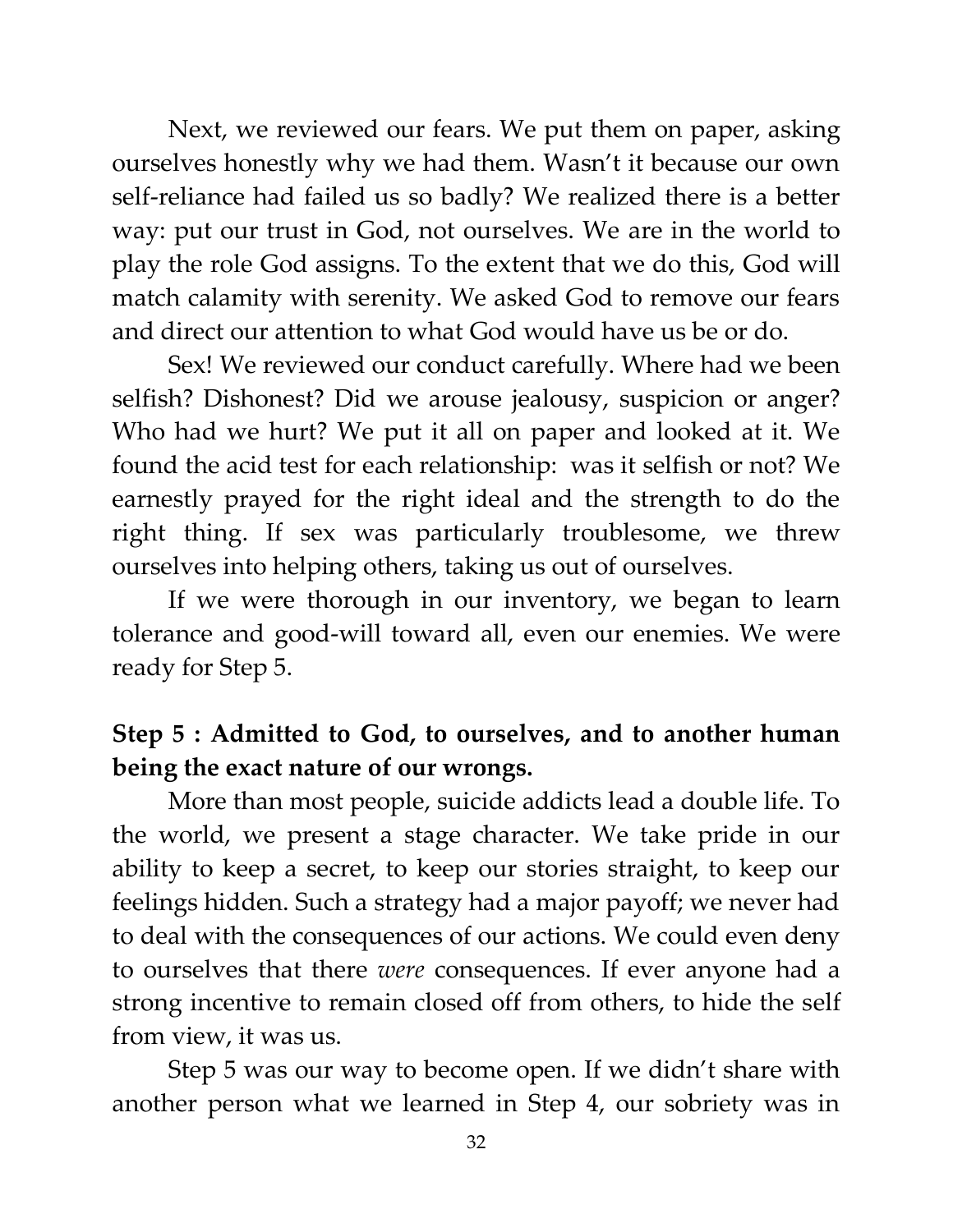Next, we reviewed our fears. We put them on paper, asking ourselves honestly why we had them. Wasn't it because our own self-reliance had failed us so badly? We realized there is a better way: put our trust in God, not ourselves. We are in the world to play the role God assigns. To the extent that we do this, God will match calamity with serenity. We asked God to remove our fears and direct our attention to what God would have us be or do.

Sex! We reviewed our conduct carefully. Where had we been selfish? Dishonest? Did we arouse jealousy, suspicion or anger? Who had we hurt? We put it all on paper and looked at it. We found the acid test for each relationship: was it selfish or not? We earnestly prayed for the right ideal and the strength to do the right thing. If sex was particularly troublesome, we threw ourselves into helping others, taking us out of ourselves.

If we were thorough in our inventory, we began to learn tolerance and good-will toward all, even our enemies. We were ready for Step 5.

**Step 5 : Admitted to God, to ourselves, and to another human being the exact nature of our wrongs.**

More than most people, suicide addicts lead a double life. To the world, we present a stage character. We take pride in our ability to keep a secret, to keep our stories straight, to keep our feelings hidden. Such a strategy had a major payoff; we never had to deal with the consequences of our actions. We could even deny to ourselves that there *were* consequences. If ever anyone had a strong incentive to remain closed off from others, to hide the self from view, it was us.

Step 5 was our way to become open. If we didn't share with another person what we learned in Step 4, our sobriety was in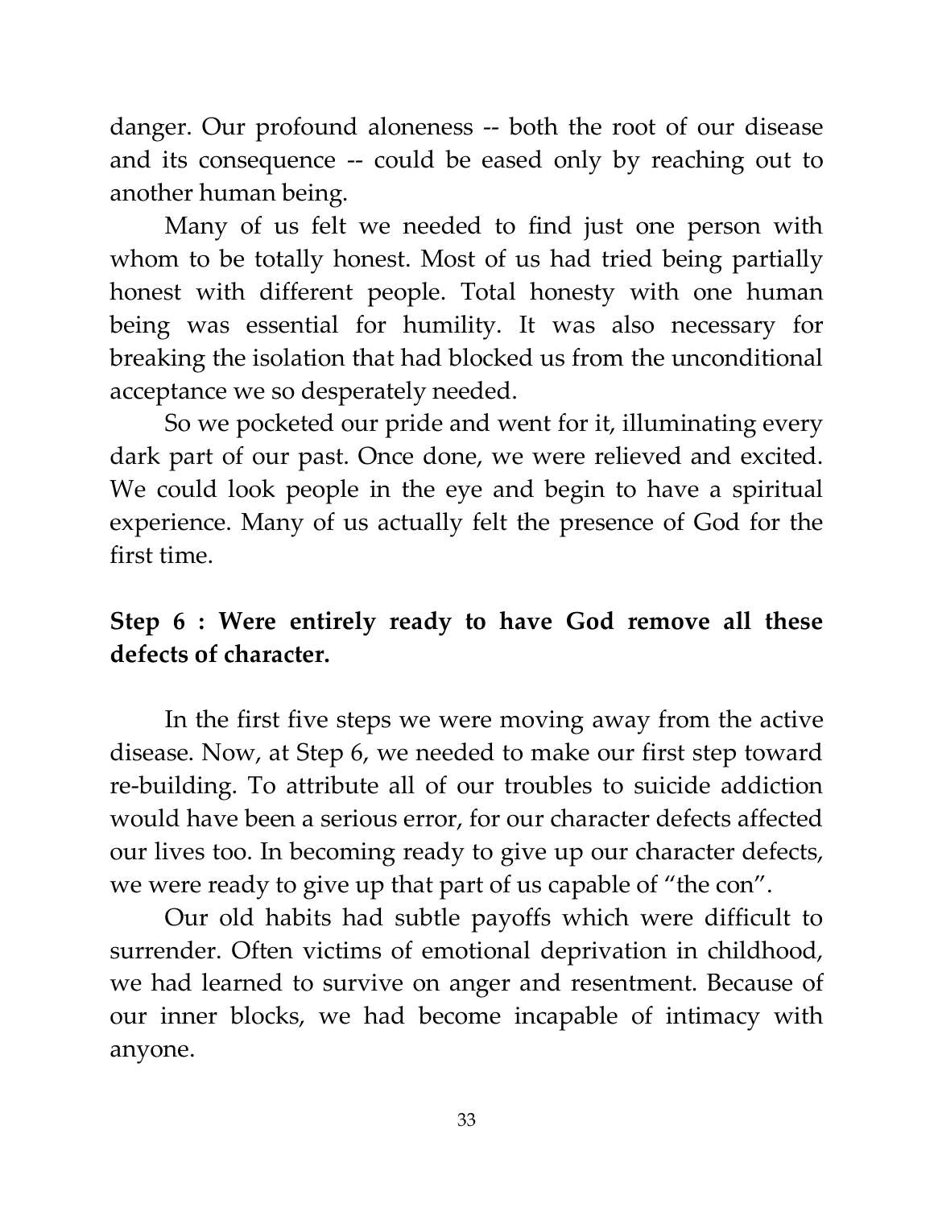danger. Our profound aloneness -- both the root of our disease and its consequence -- could be eased only by reaching out to another human being.

Many of us felt we needed to find just one person with whom to be totally honest. Most of us had tried being partially honest with different people. Total honesty with one human being was essential for humility. It was also necessary for breaking the isolation that had blocked us from the unconditional acceptance we so desperately needed.

So we pocketed our pride and went for it, illuminating every dark part of our past. Once done, we were relieved and excited. We could look people in the eye and begin to have a spiritual experience. Many of us actually felt the presence of God for the first time.

**Step 6 : Were entirely ready to have God remove all these defects of character.**

In the first five steps we were moving away from the active disease. Now, at Step 6, we needed to make our first step toward re-building. To attribute all of our troubles to suicide addiction would have been a serious error, for our character defects affected our lives too. In becoming ready to give up our character defects, we were ready to give up that part of us capable of "the con".

Our old habits had subtle payoffs which were difficult to surrender. Often victims of emotional deprivation in childhood, we had learned to survive on anger and resentment. Because of our inner blocks, we had become incapable of intimacy with anyone.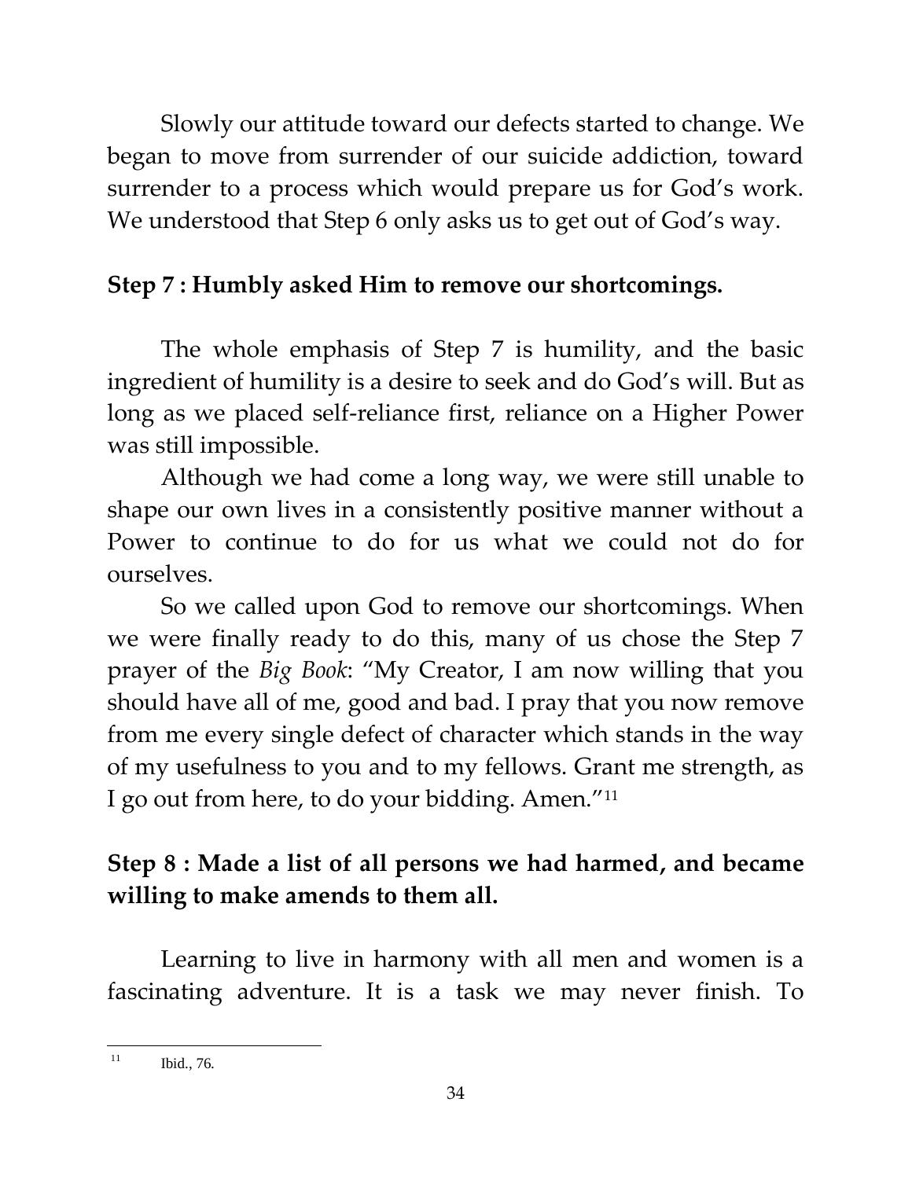Slowly our attitude toward our defects started to change. We began to move from surrender of our suicide addiction, toward surrender to a process which would prepare us for God's work. We understood that Step 6 only asks us to get out of God's way.

**Step 7 : Humbly asked Him to remove our shortcomings.**

The whole emphasis of Step 7 is humility, and the basic ingredient of humility is a desire to seek and do God's will. But as long as we placed self-reliance first, reliance on a Higher Power was still impossible.

Although we had come a long way, we were still unable to shape our own lives in a consistently positive manner without a Power to continue to do for us what we could not do for ourselves.

So we called upon God to remove our shortcomings. When we were finally ready to do this, many of us chose the Step 7 prayer of the *Big Book*: "My Creator, I am now willing that you should have all of me, good and bad. I pray that you now remove from me every single defect of character which stands in the way of my usefulness to you and to my fellows. Grant me strength, as I go out from here, to do your bidding. Amen."[11]

**Step 8 : Made a list of all persons we had harmed, and became willing to make amends to them all.**

Learning to live in harmony with all men and women is a fascinating adventure. It is a task we may never finish. To

---

[11] Ibid., 76.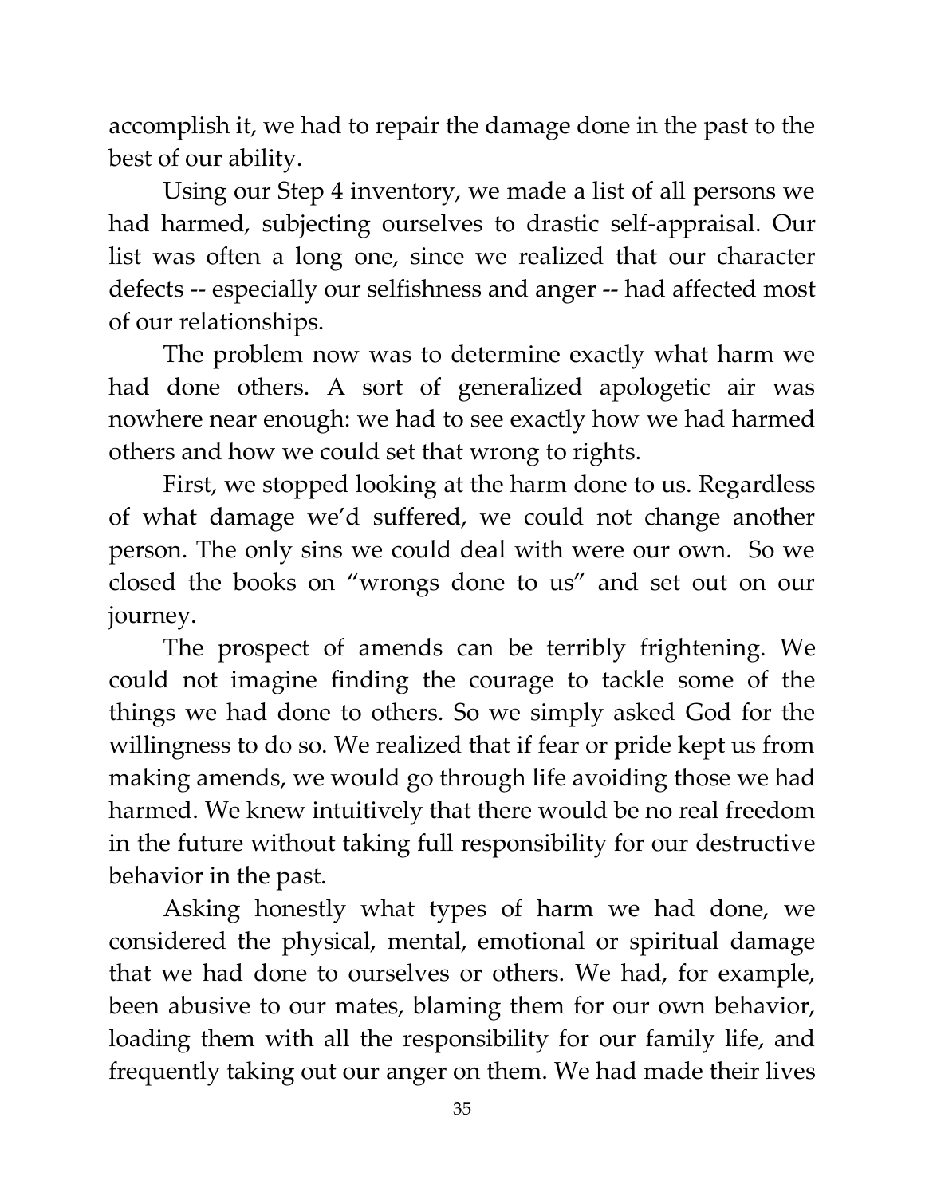accomplish it, we had to repair the damage done in the past to the best of our ability.

Using our Step 4 inventory, we made a list of all persons we had harmed, subjecting ourselves to drastic self-appraisal. Our list was often a long one, since we realized that our character defects -- especially our selfishness and anger -- had affected most of our relationships.

The problem now was to determine exactly what harm we had done others. A sort of generalized apologetic air was nowhere near enough: we had to see exactly how we had harmed others and how we could set that wrong to rights.

First, we stopped looking at the harm done to us. Regardless of what damage we'd suffered, we could not change another person. The only sins we could deal with were our own. So we closed the books on "wrongs done to us" and set out on our journey.

The prospect of amends can be terribly frightening. We could not imagine finding the courage to tackle some of the things we had done to others. So we simply asked God for the willingness to do so. We realized that if fear or pride kept us from making amends, we would go through life avoiding those we had harmed. We knew intuitively that there would be no real freedom in the future without taking full responsibility for our destructive behavior in the past.

Asking honestly what types of harm we had done, we considered the physical, mental, emotional or spiritual damage that we had done to ourselves or others. We had, for example, been abusive to our mates, blaming them for our own behavior, loading them with all the responsibility for our family life, and frequently taking out our anger on them. We had made their lives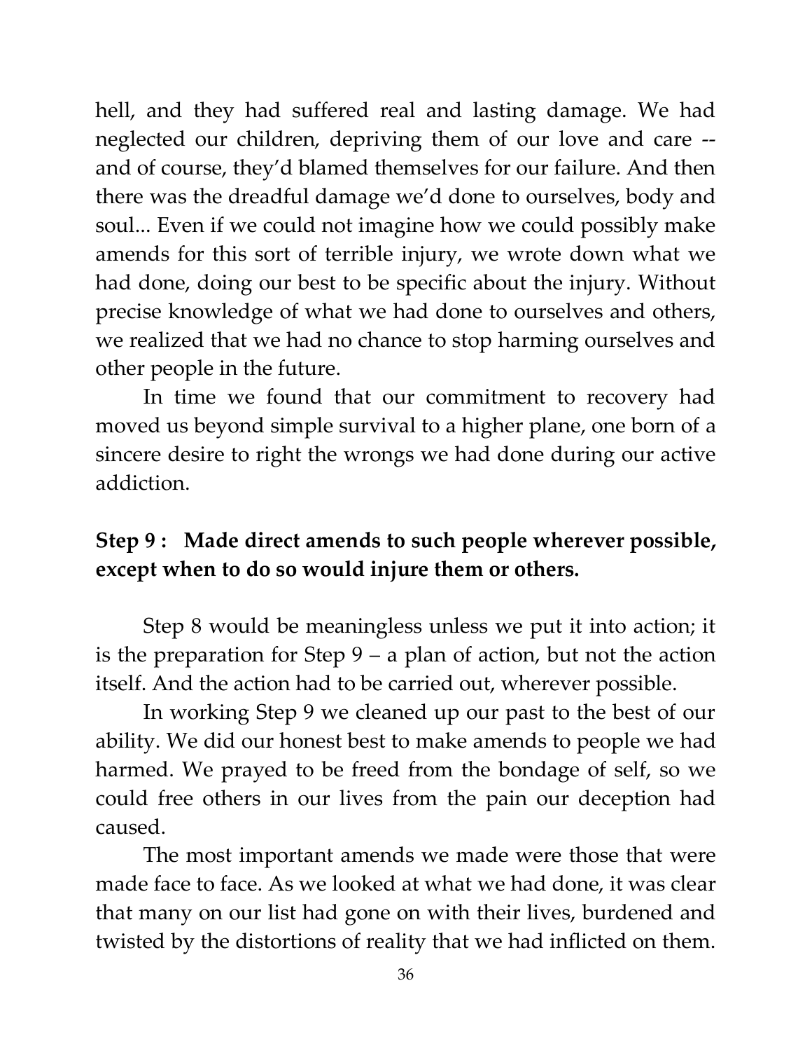hell, and they had suffered real and lasting damage. We had neglected our children, depriving them of our love and care -- and of course, they'd blamed themselves for our failure. And then there was the dreadful damage we'd done to ourselves, body and soul... Even if we could not imagine how we could possibly make amends for this sort of terrible injury, we wrote down what we had done, doing our best to be specific about the injury. Without precise knowledge of what we had done to ourselves and others, we realized that we had no chance to stop harming ourselves and other people in the future.

In time we found that our commitment to recovery had moved us beyond simple survival to a higher plane, one born of a sincere desire to right the wrongs we had done during our active addiction.

**Step 9 : Made direct amends to such people wherever possible, except when to do so would injure them or others.**

Step 8 would be meaningless unless we put it into action; it is the preparation for Step 9 – a plan of action, but not the action itself. And the action had to be carried out, wherever possible.

In working Step 9 we cleaned up our past to the best of our ability. We did our honest best to make amends to people we had harmed. We prayed to be freed from the bondage of self, so we could free others in our lives from the pain our deception had caused.

The most important amends we made were those that were made face to face. As we looked at what we had done, it was clear that many on our list had gone on with their lives, burdened and twisted by the distortions of reality that we had inflicted on them.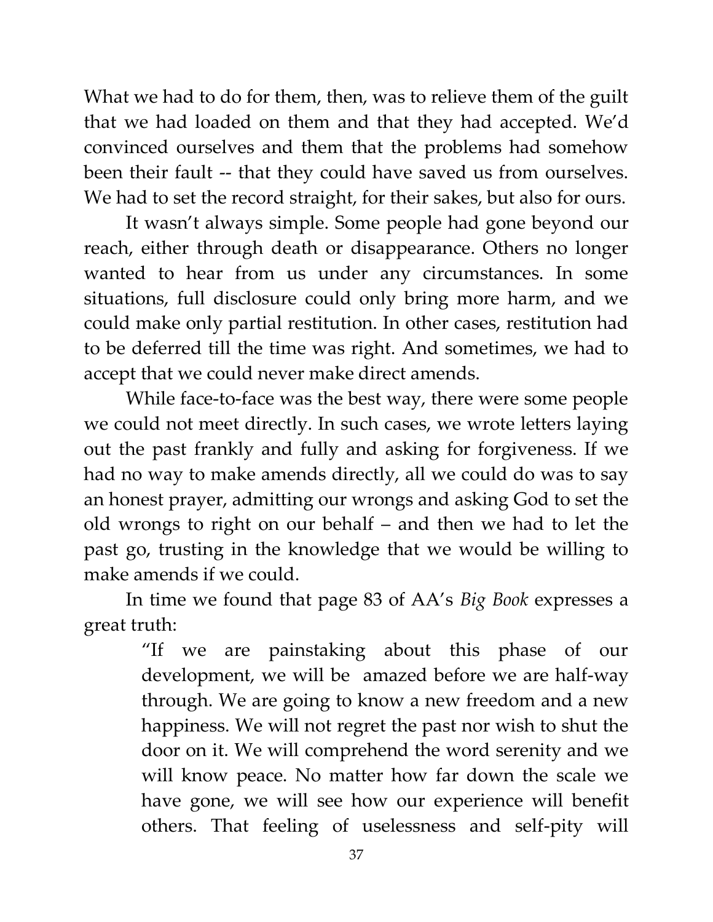What we had to do for them, then, was to relieve them of the guilt that we had loaded on them and that they had accepted. We'd convinced ourselves and them that the problems had somehow been their fault -- that they could have saved us from ourselves. We had to set the record straight, for their sakes, but also for ours.

It wasn't always simple. Some people had gone beyond our reach, either through death or disappearance. Others no longer wanted to hear from us under any circumstances. In some situations, full disclosure could only bring more harm, and we could make only partial restitution. In other cases, restitution had to be deferred till the time was right. And sometimes, we had to accept that we could never make direct amends.

While face-to-face was the best way, there were some people we could not meet directly. In such cases, we wrote letters laying out the past frankly and fully and asking for forgiveness. If we had no way to make amends directly, all we could do was to say an honest prayer, admitting our wrongs and asking God to set the old wrongs to right on our behalf – and then we had to let the past go, trusting in the knowledge that we would be willing to make amends if we could.

In time we found that page 83 of AA's *Big Book* expresses a great truth:

> "If we are painstaking about this phase of our development, we will be amazed before we are half-way through. We are going to know a new freedom and a new happiness. We will not regret the past nor wish to shut the door on it. We will comprehend the word serenity and we will know peace. No matter how far down the scale we have gone, we will see how our experience will benefit others. That feeling of uselessness and self-pity will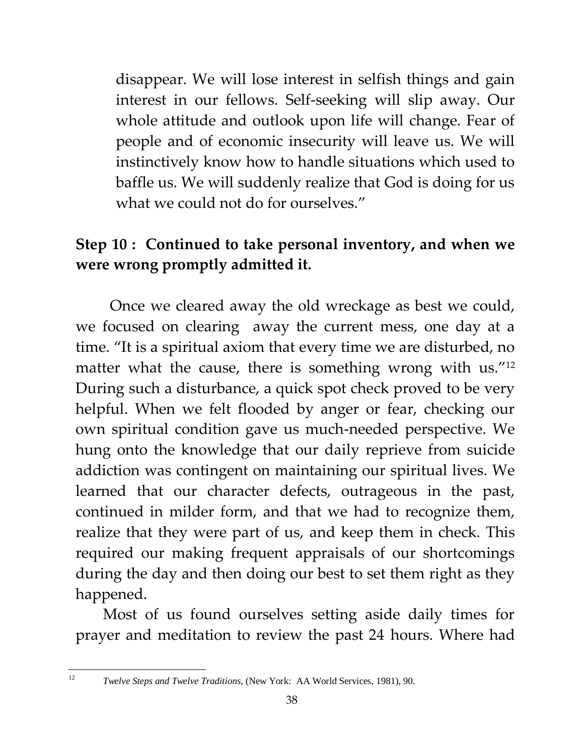disappear. We will lose interest in selfish things and gain interest in our fellows. Self-seeking will slip away. Our whole attitude and outlook upon life will change. Fear of people and of economic insecurity will leave us. We will instinctively know how to handle situations which used to baffle us. We will suddenly realize that God is doing for us what we could not do for ourselves."

**Step 10 : Continued to take personal inventory, and when we were wrong promptly admitted it.**

Once we cleared away the old wreckage as best we could, we focused on clearing away the current mess, one day at a time. "It is a spiritual axiom that every time we are disturbed, no matter what the cause, there is something wrong with us."[12] During such a disturbance, a quick spot check proved to be very helpful. When we felt flooded by anger or fear, checking our own spiritual condition gave us much-needed perspective. We hung onto the knowledge that our daily reprieve from suicide addiction was contingent on maintaining our spiritual lives. We learned that our character defects, outrageous in the past, continued in milder form, and that we had to recognize them, realize that they were part of us, and keep them in check. This required our making frequent appraisals of our shortcomings during the day and then doing our best to set them right as they happened.

Most of us found ourselves setting aside daily times for prayer and meditation to review the past 24 hours. Where had

---

[12] *Twelve Steps and Twelve Traditions*, (New York: AA World Services, 1981), 90.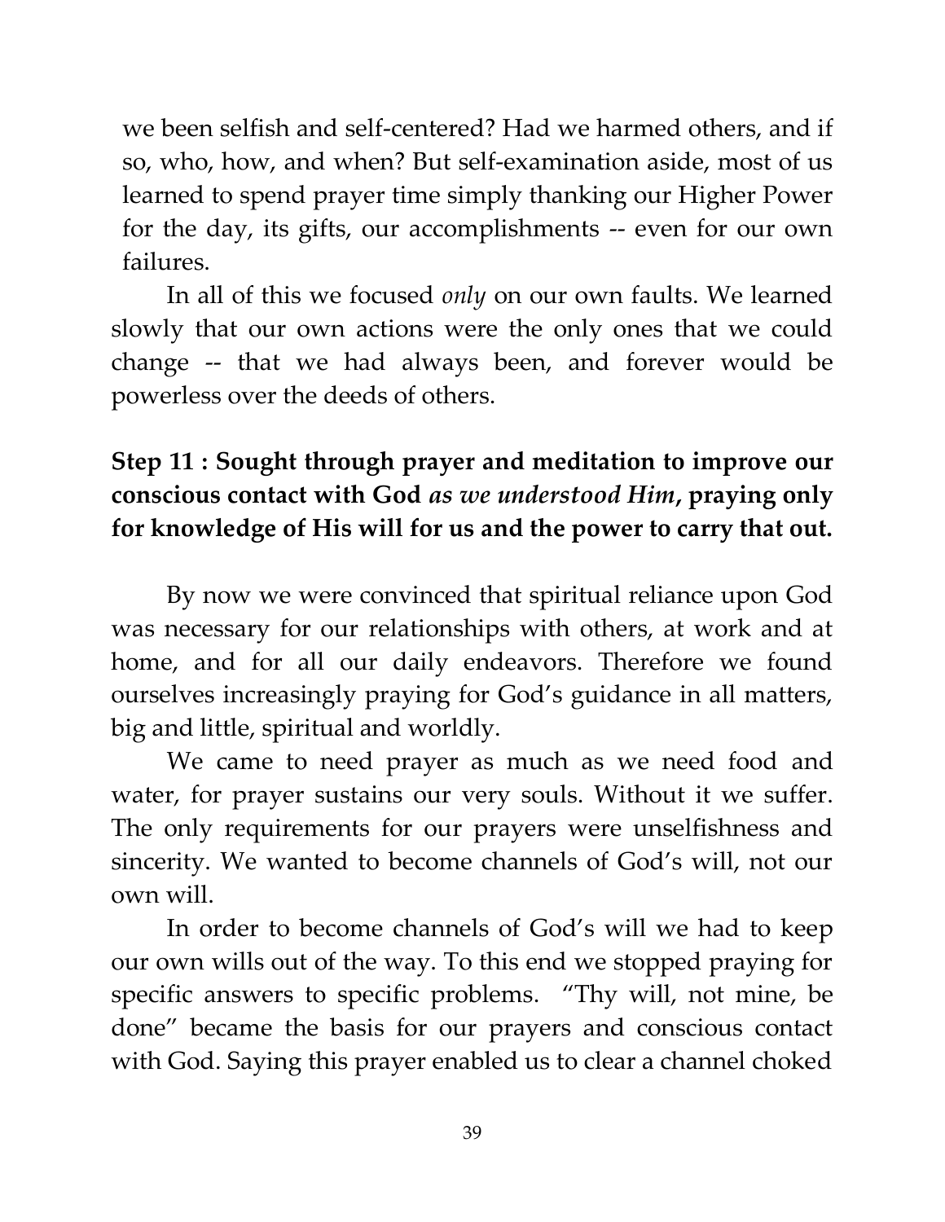we been selfish and self-centered? Had we harmed others, and if so, who, how, and when? But self-examination aside, most of us learned to spend prayer time simply thanking our Higher Power for the day, its gifts, our accomplishments -- even for our own failures.

In all of this we focused *only* on our own faults. We learned slowly that our own actions were the only ones that we could change -- that we had always been, and forever would be powerless over the deeds of others.

**Step 11 : Sought through prayer and meditation to improve our conscious contact with God *as we understood Him*, praying only for knowledge of His will for us and the power to carry that out.**

By now we were convinced that spiritual reliance upon God was necessary for our relationships with others, at work and at home, and for all our daily endeavors. Therefore we found ourselves increasingly praying for God's guidance in all matters, big and little, spiritual and worldly.

We came to need prayer as much as we need food and water, for prayer sustains our very souls. Without it we suffer. The only requirements for our prayers were unselfishness and sincerity. We wanted to become channels of God's will, not our own will.

In order to become channels of God's will we had to keep our own wills out of the way. To this end we stopped praying for specific answers to specific problems. "Thy will, not mine, be done" became the basis for our prayers and conscious contact with God. Saying this prayer enabled us to clear a channel choked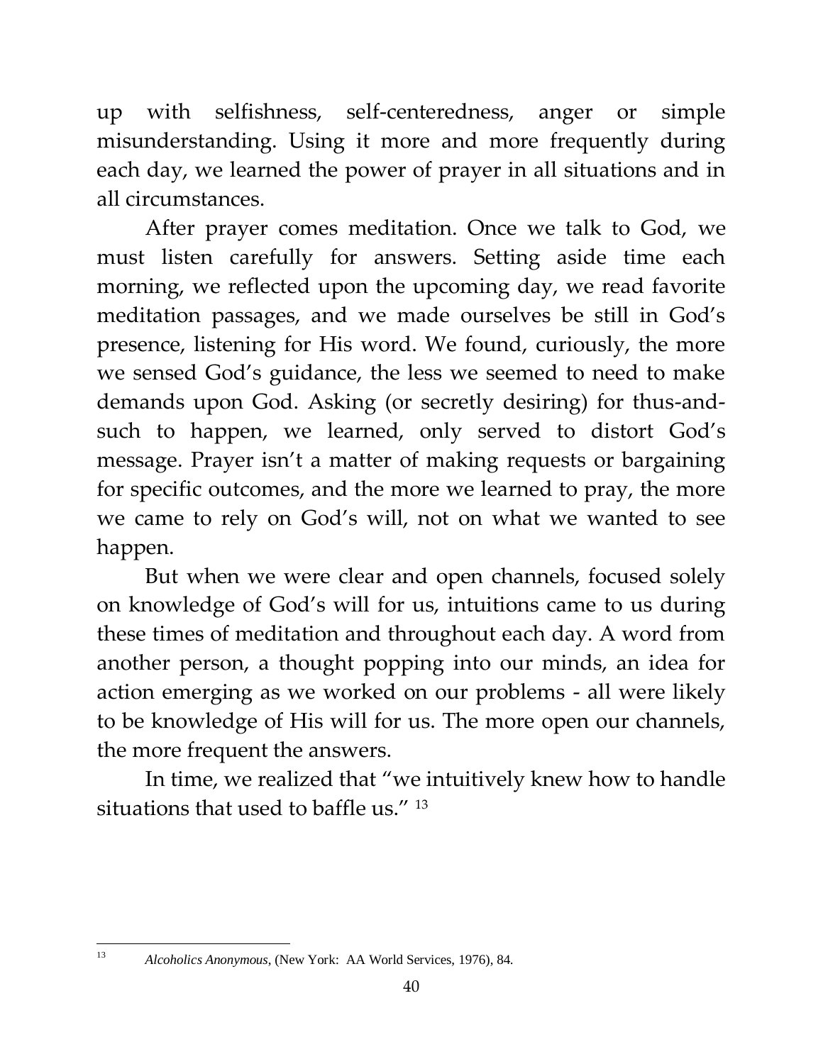up with selfishness, self-centeredness, anger or simple misunderstanding. Using it more and more frequently during each day, we learned the power of prayer in all situations and in all circumstances.

After prayer comes meditation. Once we talk to God, we must listen carefully for answers. Setting aside time each morning, we reflected upon the upcoming day, we read favorite meditation passages, and we made ourselves be still in God's presence, listening for His word. We found, curiously, the more we sensed God's guidance, the less we seemed to need to make demands upon God. Asking (or secretly desiring) for thus-and-such to happen, we learned, only served to distort God's message. Prayer isn't a matter of making requests or bargaining for specific outcomes, and the more we learned to pray, the more we came to rely on God's will, not on what we wanted to see happen.

But when we were clear and open channels, focused solely on knowledge of God's will for us, intuitions came to us during these times of meditation and throughout each day. A word from another person, a thought popping into our minds, an idea for action emerging as we worked on our problems - all were likely to be knowledge of His will for us. The more open our channels, the more frequent the answers.

In time, we realized that "we intuitively knew how to handle situations that used to baffle us." [13]

---

[13] *Alcoholics Anonymous*, (New York: AA World Services, 1976), 84.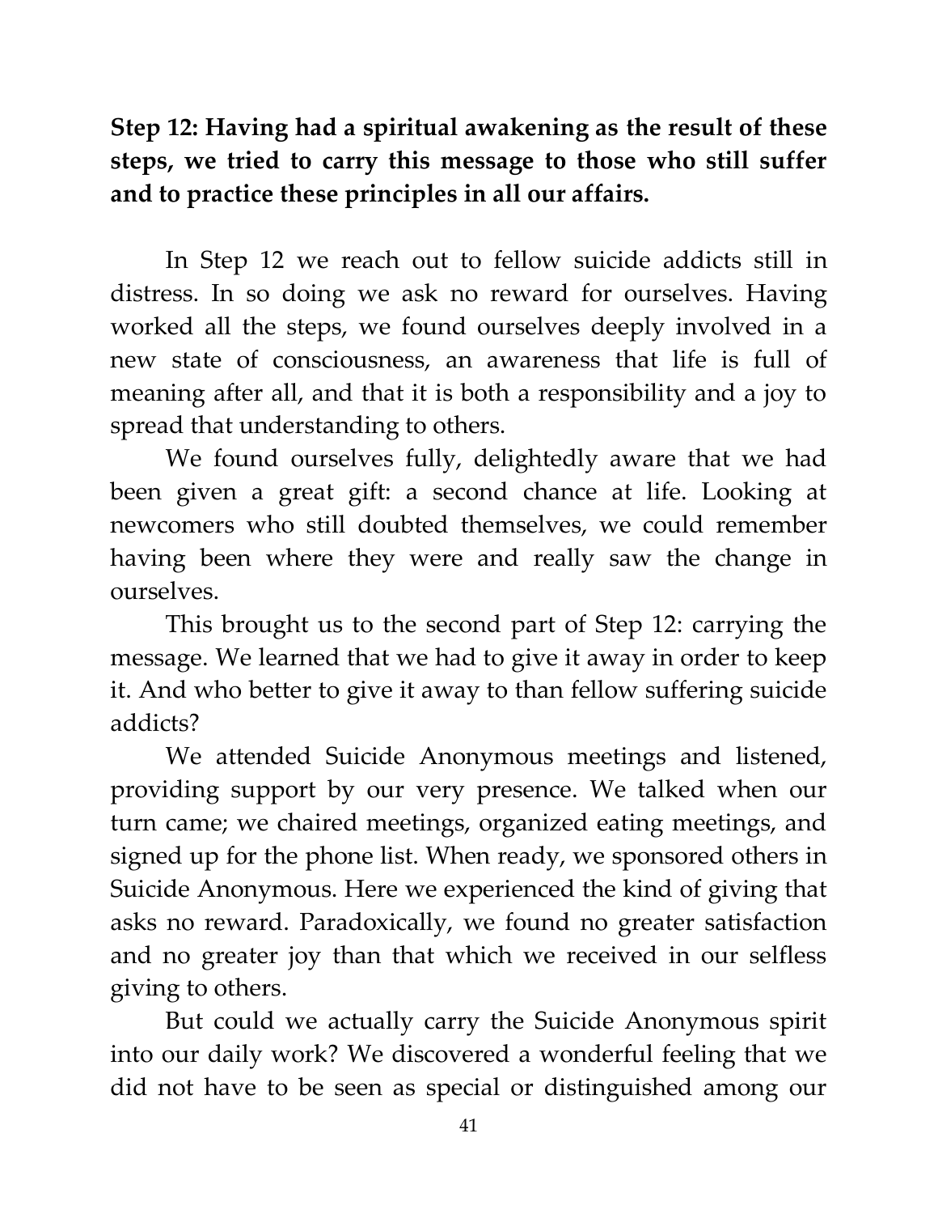**Step 12: Having had a spiritual awakening as the result of these steps, we tried to carry this message to those who still suffer and to practice these principles in all our affairs.**

In Step 12 we reach out to fellow suicide addicts still in distress. In so doing we ask no reward for ourselves. Having worked all the steps, we found ourselves deeply involved in a new state of consciousness, an awareness that life is full of meaning after all, and that it is both a responsibility and a joy to spread that understanding to others.

We found ourselves fully, delightedly aware that we had been given a great gift: a second chance at life. Looking at newcomers who still doubted themselves, we could remember having been where they were and really saw the change in ourselves.

This brought us to the second part of Step 12: carrying the message. We learned that we had to give it away in order to keep it. And who better to give it away to than fellow suffering suicide addicts?

We attended Suicide Anonymous meetings and listened, providing support by our very presence. We talked when our turn came; we chaired meetings, organized eating meetings, and signed up for the phone list. When ready, we sponsored others in Suicide Anonymous. Here we experienced the kind of giving that asks no reward. Paradoxically, we found no greater satisfaction and no greater joy than that which we received in our selfless giving to others.

But could we actually carry the Suicide Anonymous spirit into our daily work? We discovered a wonderful feeling that we did not have to be seen as special or distinguished among our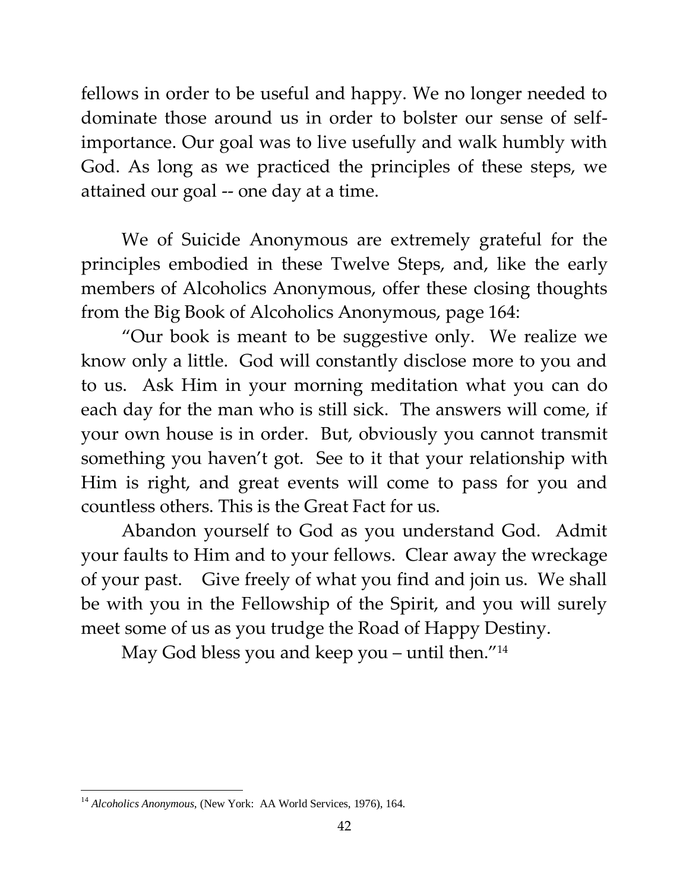fellows in order to be useful and happy. We no longer needed to dominate those around us in order to bolster our sense of self-importance. Our goal was to live usefully and walk humbly with God. As long as we practiced the principles of these steps, we attained our goal -- one day at a time.

We of Suicide Anonymous are extremely grateful for the principles embodied in these Twelve Steps, and, like the early members of Alcoholics Anonymous, offer these closing thoughts from the Big Book of Alcoholics Anonymous, page 164:

"Our book is meant to be suggestive only. We realize we know only a little. God will constantly disclose more to you and to us. Ask Him in your morning meditation what you can do each day for the man who is still sick. The answers will come, if your own house is in order. But, obviously you cannot transmit something you haven't got. See to it that your relationship with Him is right, and great events will come to pass for you and countless others. This is the Great Fact for us.

Abandon yourself to God as you understand God. Admit your faults to Him and to your fellows. Clear away the wreckage of your past. Give freely of what you find and join us. We shall be with you in the Fellowship of the Spirit, and you will surely meet some of us as you trudge the Road of Happy Destiny.

May God bless you and keep you – until then."[14]

---

[14] *Alcoholics Anonymous*, (New York: AA World Services, 1976), 164.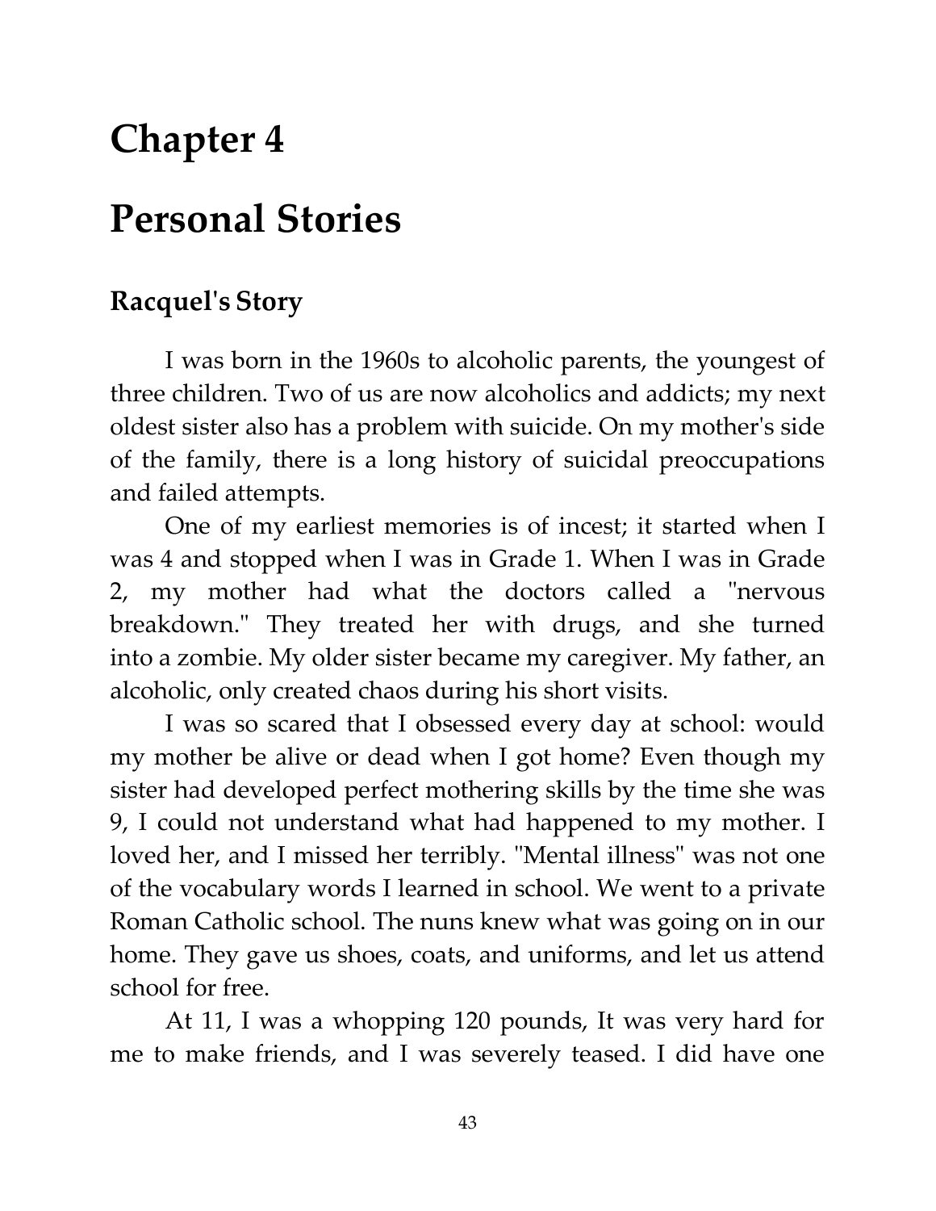# Chapter 4

# Personal Stories

## Racquel's Story

I was born in the 1960s to alcoholic parents, the youngest of three children. Two of us are now alcoholics and addicts; my next oldest sister also has a problem with suicide. On my mother's side of the family, there is a long history of suicidal preoccupations and failed attempts.

One of my earliest memories is of incest; it started when I was 4 and stopped when I was in Grade 1. When I was in Grade 2, my mother had what the doctors called a "nervous breakdown." They treated her with drugs, and she turned into a zombie. My older sister became my caregiver. My father, an alcoholic, only created chaos during his short visits.

I was so scared that I obsessed every day at school: would my mother be alive or dead when I got home? Even though my sister had developed perfect mothering skills by the time she was 9, I could not understand what had happened to my mother. I loved her, and I missed her terribly. "Mental illness" was not one of the vocabulary words I learned in school. We went to a private Roman Catholic school. The nuns knew what was going on in our home. They gave us shoes, coats, and uniforms, and let us attend school for free.

At 11, I was a whopping 120 pounds, It was very hard for me to make friends, and I was severely teased. I did have one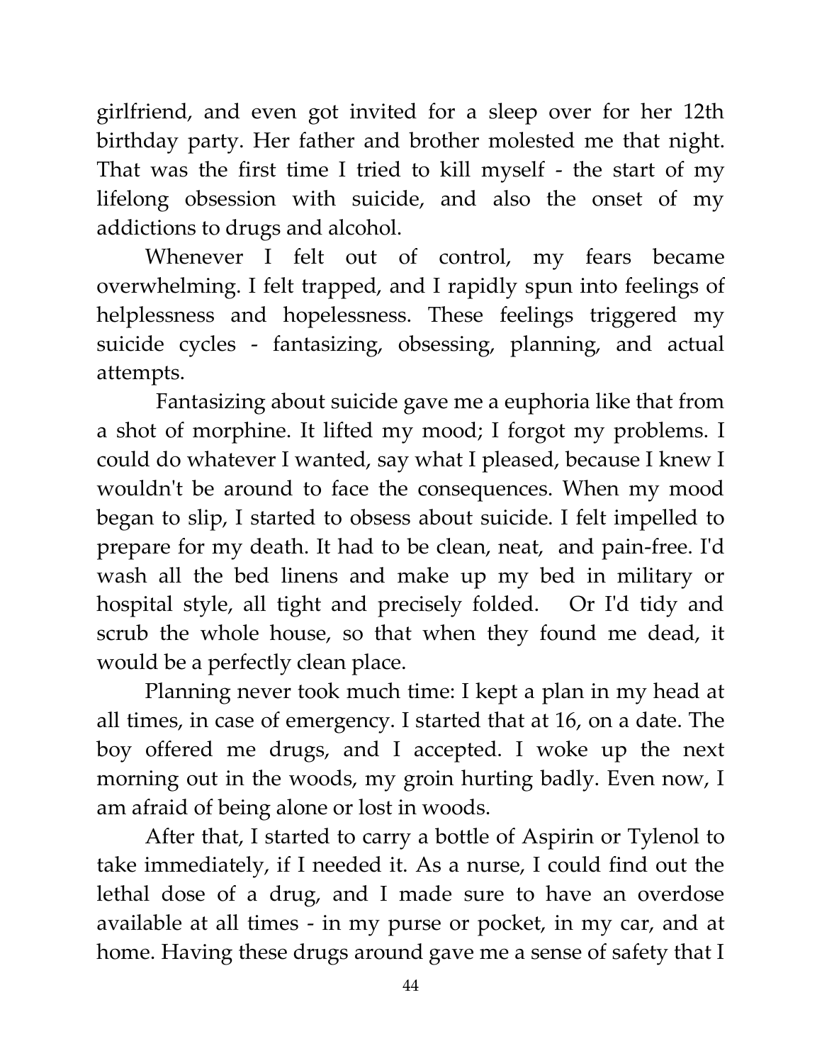girlfriend, and even got invited for a sleep over for her 12th birthday party. Her father and brother molested me that night. That was the first time I tried to kill myself - the start of my lifelong obsession with suicide, and also the onset of my addictions to drugs and alcohol.

Whenever I felt out of control, my fears became overwhelming. I felt trapped, and I rapidly spun into feelings of helplessness and hopelessness. These feelings triggered my suicide cycles - fantasizing, obsessing, planning, and actual attempts.

Fantasizing about suicide gave me a euphoria like that from a shot of morphine. It lifted my mood; I forgot my problems. I could do whatever I wanted, say what I pleased, because I knew I wouldn't be around to face the consequences. When my mood began to slip, I started to obsess about suicide. I felt impelled to prepare for my death. It had to be clean, neat, and pain-free. I'd wash all the bed linens and make up my bed in military or hospital style, all tight and precisely folded. Or I'd tidy and scrub the whole house, so that when they found me dead, it would be a perfectly clean place.

Planning never took much time: I kept a plan in my head at all times, in case of emergency. I started that at 16, on a date. The boy offered me drugs, and I accepted. I woke up the next morning out in the woods, my groin hurting badly. Even now, I am afraid of being alone or lost in woods.

After that, I started to carry a bottle of Aspirin or Tylenol to take immediately, if I needed it. As a nurse, I could find out the lethal dose of a drug, and I made sure to have an overdose available at all times - in my purse or pocket, in my car, and at home. Having these drugs around gave me a sense of safety that I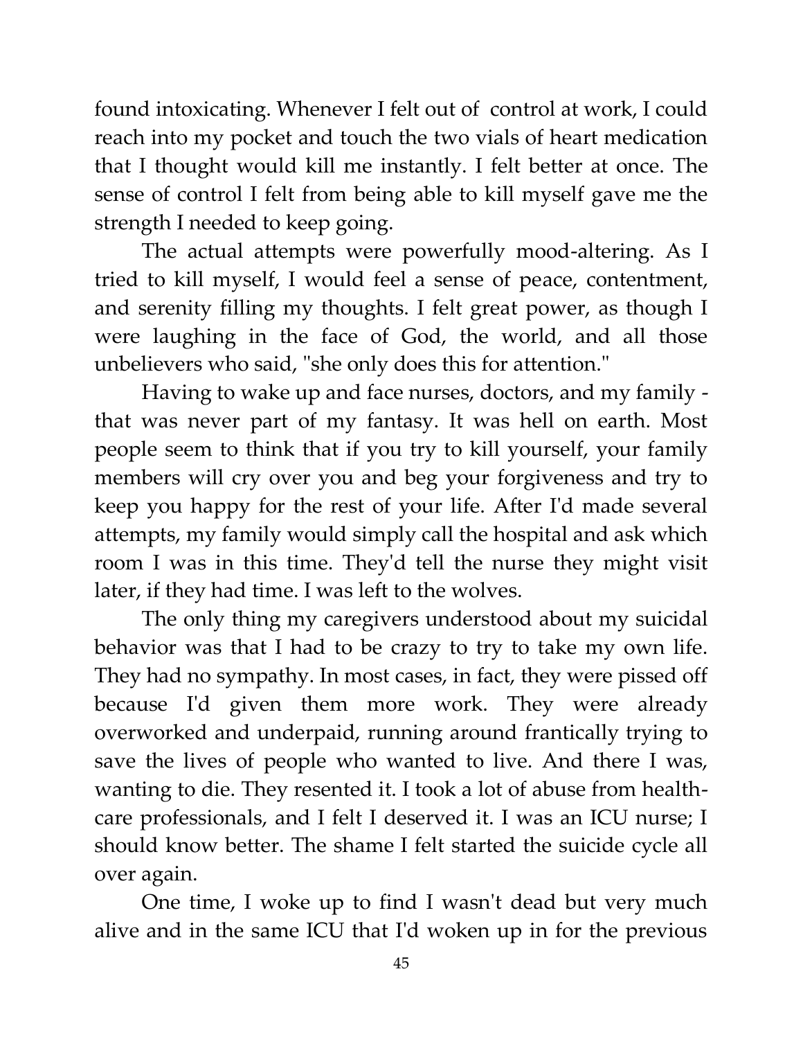found intoxicating. Whenever I felt out of control at work, I could reach into my pocket and touch the two vials of heart medication that I thought would kill me instantly. I felt better at once. The sense of control I felt from being able to kill myself gave me the strength I needed to keep going.

The actual attempts were powerfully mood-altering. As I tried to kill myself, I would feel a sense of peace, contentment, and serenity filling my thoughts. I felt great power, as though I were laughing in the face of God, the world, and all those unbelievers who said, "she only does this for attention."

Having to wake up and face nurses, doctors, and my family - that was never part of my fantasy. It was hell on earth. Most people seem to think that if you try to kill yourself, your family members will cry over you and beg your forgiveness and try to keep you happy for the rest of your life. After I'd made several attempts, my family would simply call the hospital and ask which room I was in this time. They'd tell the nurse they might visit later, if they had time. I was left to the wolves.

The only thing my caregivers understood about my suicidal behavior was that I had to be crazy to try to take my own life. They had no sympathy. In most cases, in fact, they were pissed off because I'd given them more work. They were already overworked and underpaid, running around frantically trying to save the lives of people who wanted to live. And there I was, wanting to die. They resented it. I took a lot of abuse from health-care professionals, and I felt I deserved it. I was an ICU nurse; I should know better. The shame I felt started the suicide cycle all over again.

One time, I woke up to find I wasn't dead but very much alive and in the same ICU that I'd woken up in for the previous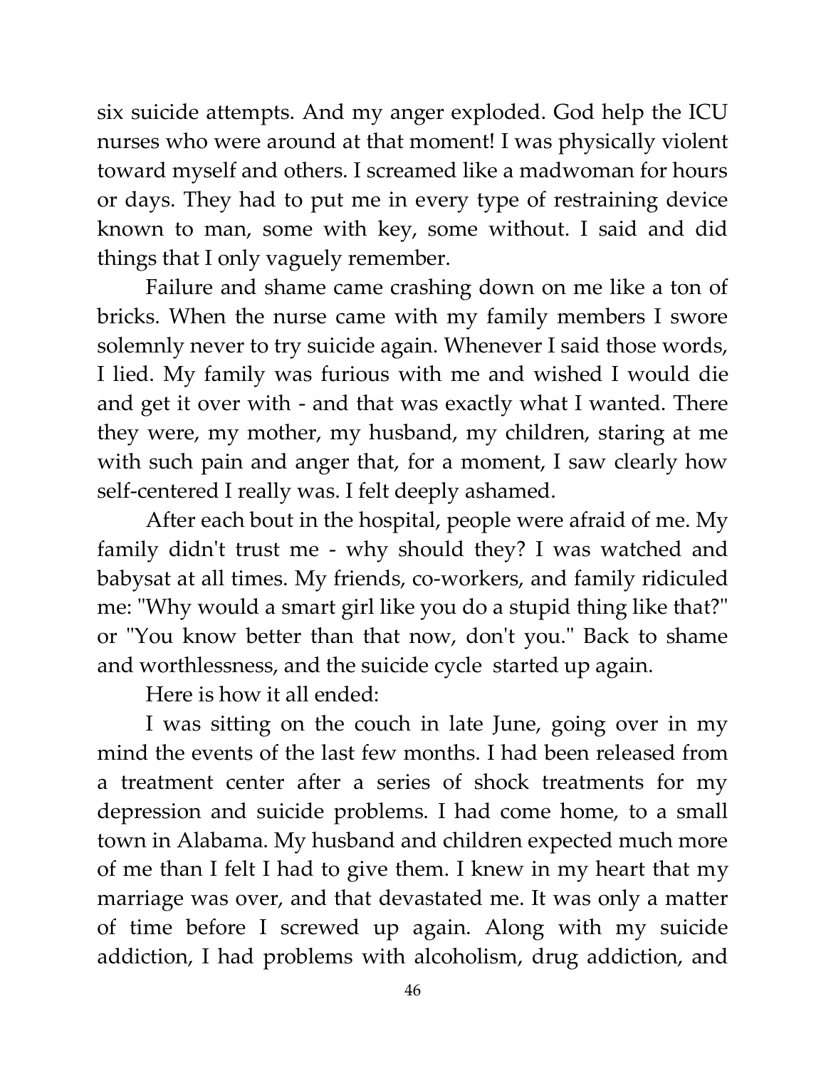six suicide attempts. And my anger exploded. God help the ICU nurses who were around at that moment! I was physically violent toward myself and others. I screamed like a madwoman for hours or days. They had to put me in every type of restraining device known to man, some with key, some without. I said and did things that I only vaguely remember.

Failure and shame came crashing down on me like a ton of bricks. When the nurse came with my family members I swore solemnly never to try suicide again. Whenever I said those words, I lied. My family was furious with me and wished I would die and get it over with - and that was exactly what I wanted. There they were, my mother, my husband, my children, staring at me with such pain and anger that, for a moment, I saw clearly how self-centered I really was. I felt deeply ashamed.

After each bout in the hospital, people were afraid of me. My family didn't trust me - why should they? I was watched and babysat at all times. My friends, co-workers, and family ridiculed me: "Why would a smart girl like you do a stupid thing like that?" or "You know better than that now, don't you." Back to shame and worthlessness, and the suicide cycle started up again.

Here is how it all ended:

I was sitting on the couch in late June, going over in my mind the events of the last few months. I had been released from a treatment center after a series of shock treatments for my depression and suicide problems. I had come home, to a small town in Alabama. My husband and children expected much more of me than I felt I had to give them. I knew in my heart that my marriage was over, and that devastated me. It was only a matter of time before I screwed up again. Along with my suicide addiction, I had problems with alcoholism, drug addiction, and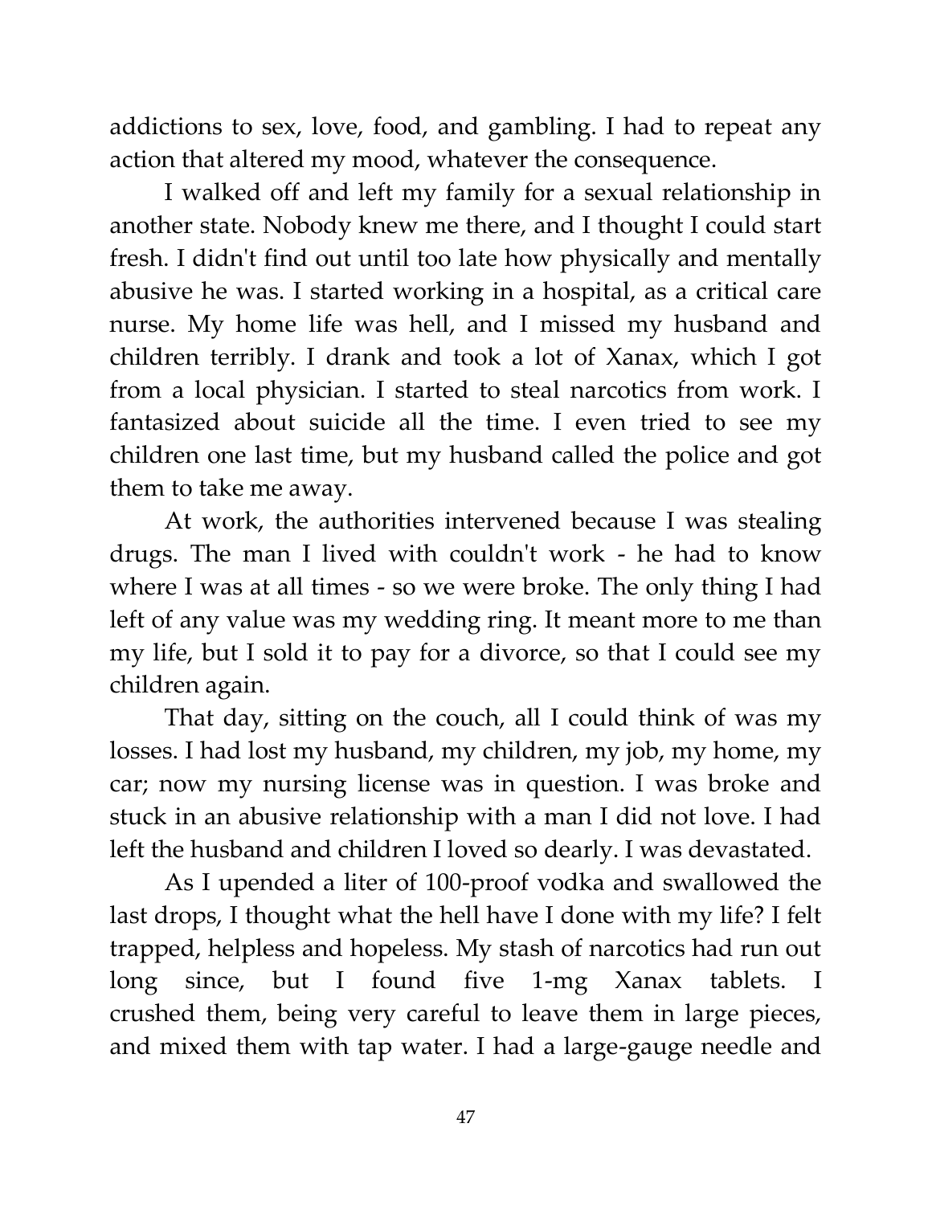addictions to sex, love, food, and gambling. I had to repeat any action that altered my mood, whatever the consequence.

I walked off and left my family for a sexual relationship in another state. Nobody knew me there, and I thought I could start fresh. I didn't find out until too late how physically and mentally abusive he was. I started working in a hospital, as a critical care nurse. My home life was hell, and I missed my husband and children terribly. I drank and took a lot of Xanax, which I got from a local physician. I started to steal narcotics from work. I fantasized about suicide all the time. I even tried to see my children one last time, but my husband called the police and got them to take me away.

At work, the authorities intervened because I was stealing drugs. The man I lived with couldn't work - he had to know where I was at all times - so we were broke. The only thing I had left of any value was my wedding ring. It meant more to me than my life, but I sold it to pay for a divorce, so that I could see my children again.

That day, sitting on the couch, all I could think of was my losses. I had lost my husband, my children, my job, my home, my car; now my nursing license was in question. I was broke and stuck in an abusive relationship with a man I did not love. I had left the husband and children I loved so dearly. I was devastated.

As I upended a liter of 100-proof vodka and swallowed the last drops, I thought what the hell have I done with my life? I felt trapped, helpless and hopeless. My stash of narcotics had run out long since, but I found five 1-mg Xanax tablets. I crushed them, being very careful to leave them in large pieces, and mixed them with tap water. I had a large-gauge needle and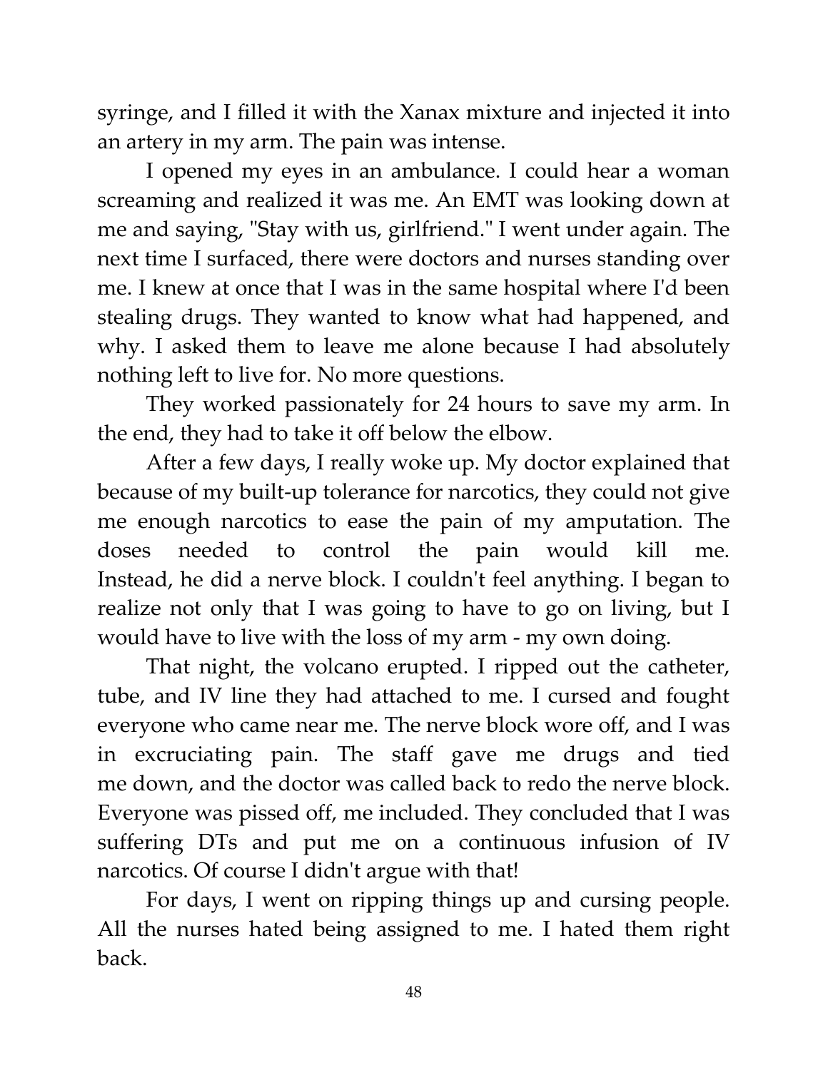syringe, and I filled it with the Xanax mixture and injected it into an artery in my arm. The pain was intense.

I opened my eyes in an ambulance. I could hear a woman screaming and realized it was me. An EMT was looking down at me and saying, "Stay with us, girlfriend." I went under again. The next time I surfaced, there were doctors and nurses standing over me. I knew at once that I was in the same hospital where I'd been stealing drugs. They wanted to know what had happened, and why. I asked them to leave me alone because I had absolutely nothing left to live for. No more questions.

They worked passionately for 24 hours to save my arm. In the end, they had to take it off below the elbow.

After a few days, I really woke up. My doctor explained that because of my built-up tolerance for narcotics, they could not give me enough narcotics to ease the pain of my amputation. The doses needed to control the pain would kill me. Instead, he did a nerve block. I couldn't feel anything. I began to realize not only that I was going to have to go on living, but I would have to live with the loss of my arm - my own doing.

That night, the volcano erupted. I ripped out the catheter, tube, and IV line they had attached to me. I cursed and fought everyone who came near me. The nerve block wore off, and I was in excruciating pain. The staff gave me drugs and tied me down, and the doctor was called back to redo the nerve block. Everyone was pissed off, me included. They concluded that I was suffering DTs and put me on a continuous infusion of IV narcotics. Of course I didn't argue with that!

For days, I went on ripping things up and cursing people. All the nurses hated being assigned to me. I hated them right back.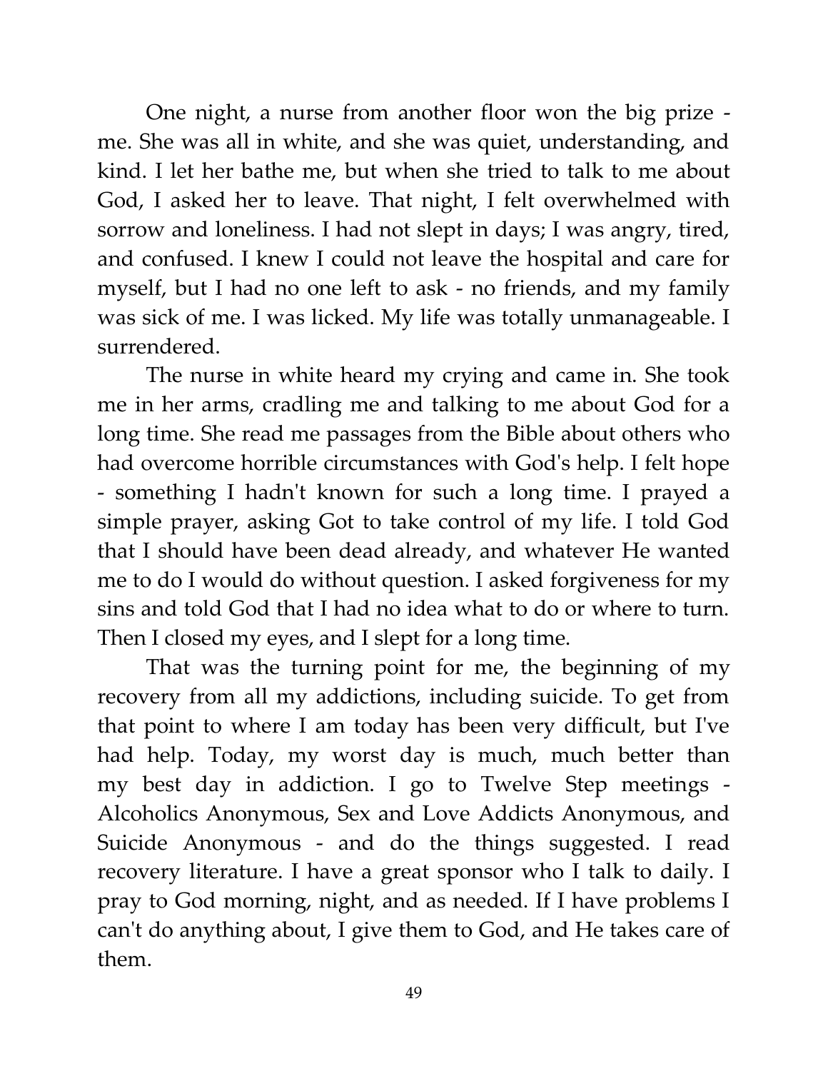One night, a nurse from another floor won the big prize - me. She was all in white, and she was quiet, understanding, and kind. I let her bathe me, but when she tried to talk to me about God, I asked her to leave. That night, I felt overwhelmed with sorrow and loneliness. I had not slept in days; I was angry, tired, and confused. I knew I could not leave the hospital and care for myself, but I had no one left to ask - no friends, and my family was sick of me. I was licked. My life was totally unmanageable. I surrendered.

The nurse in white heard my crying and came in. She took me in her arms, cradling me and talking to me about God for a long time. She read me passages from the Bible about others who had overcome horrible circumstances with God's help. I felt hope - something I hadn't known for such a long time. I prayed a simple prayer, asking Got to take control of my life. I told God that I should have been dead already, and whatever He wanted me to do I would do without question. I asked forgiveness for my sins and told God that I had no idea what to do or where to turn. Then I closed my eyes, and I slept for a long time.

That was the turning point for me, the beginning of my recovery from all my addictions, including suicide. To get from that point to where I am today has been very difficult, but I've had help. Today, my worst day is much, much better than my best day in addiction. I go to Twelve Step meetings - Alcoholics Anonymous, Sex and Love Addicts Anonymous, and Suicide Anonymous - and do the things suggested. I read recovery literature. I have a great sponsor who I talk to daily. I pray to God morning, night, and as needed. If I have problems I can't do anything about, I give them to God, and He takes care of them.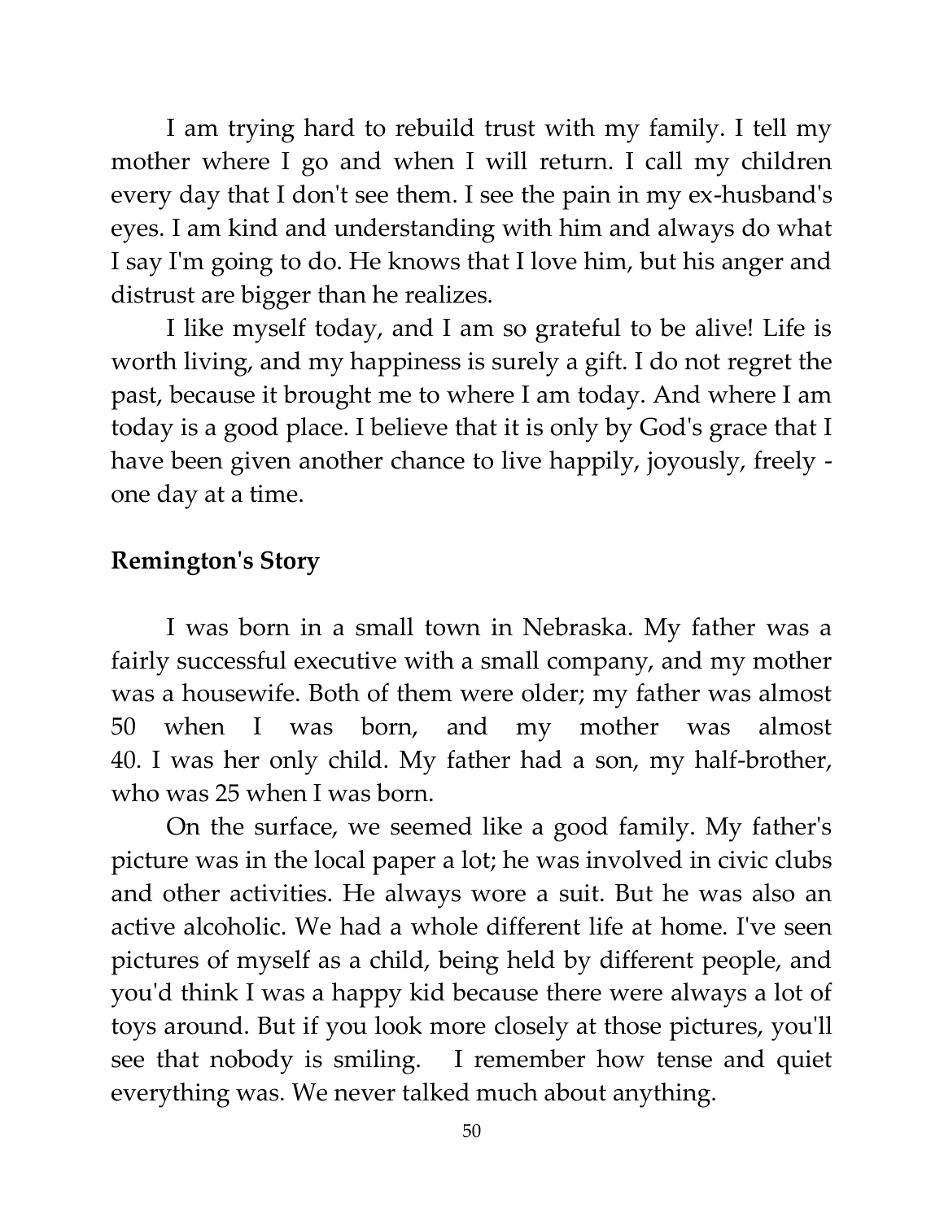I am trying hard to rebuild trust with my family. I tell my mother where I go and when I will return. I call my children every day that I don't see them. I see the pain in my ex-husband's eyes. I am kind and understanding with him and always do what I say I'm going to do. He knows that I love him, but his anger and distrust are bigger than he realizes.

I like myself today, and I am so grateful to be alive! Life is worth living, and my happiness is surely a gift. I do not regret the past, because it brought me to where I am today. And where I am today is a good place. I believe that it is only by God's grace that I have been given another chance to live happily, joyously, freely - one day at a time.

**Remington's Story**

I was born in a small town in Nebraska. My father was a fairly successful executive with a small company, and my mother was a housewife. Both of them were older; my father was almost 50 when I was born, and my mother was almost 40. I was her only child. My father had a son, my half-brother, who was 25 when I was born.

On the surface, we seemed like a good family. My father's picture was in the local paper a lot; he was involved in civic clubs and other activities. He always wore a suit. But he was also an active alcoholic. We had a whole different life at home. I've seen pictures of myself as a child, being held by different people, and you'd think I was a happy kid because there were always a lot of toys around. But if you look more closely at those pictures, you'll see that nobody is smiling. I remember how tense and quiet everything was. We never talked much about anything.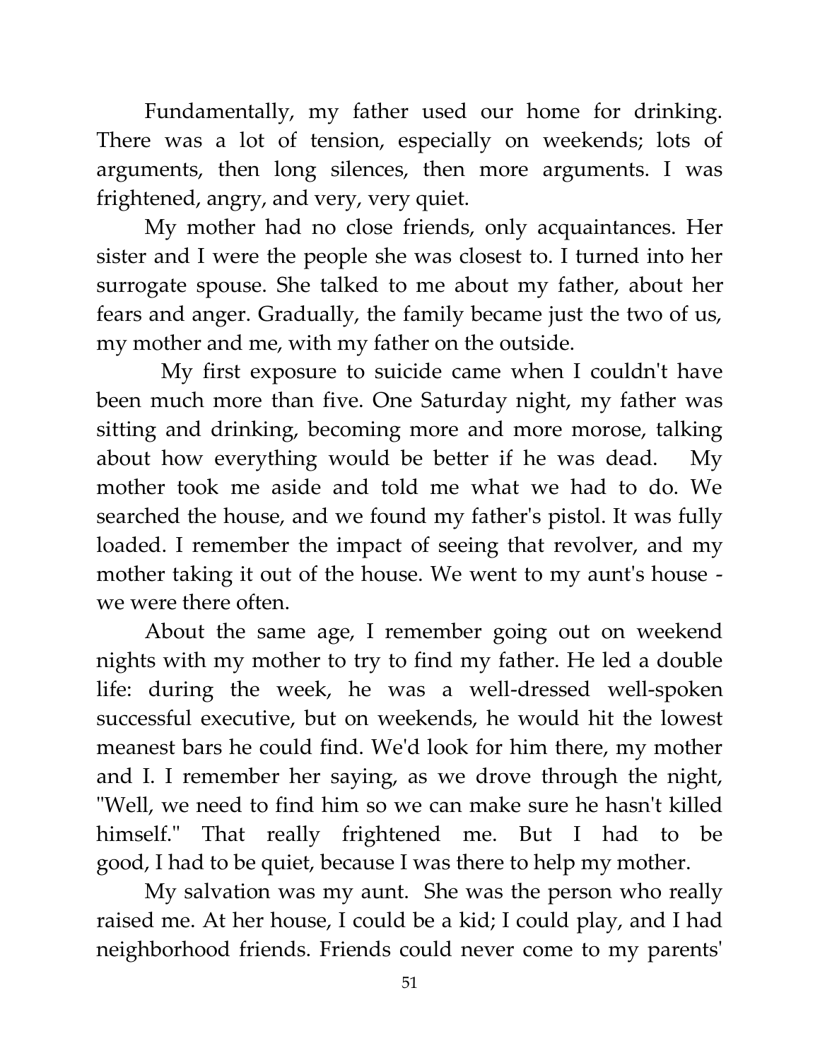Fundamentally, my father used our home for drinking. There was a lot of tension, especially on weekends; lots of arguments, then long silences, then more arguments. I was frightened, angry, and very, very quiet.

My mother had no close friends, only acquaintances. Her sister and I were the people she was closest to. I turned into her surrogate spouse. She talked to me about my father, about her fears and anger. Gradually, the family became just the two of us, my mother and me, with my father on the outside.

My first exposure to suicide came when I couldn't have been much more than five. One Saturday night, my father was sitting and drinking, becoming more and more morose, talking about how everything would be better if he was dead. My mother took me aside and told me what we had to do. We searched the house, and we found my father's pistol. It was fully loaded. I remember the impact of seeing that revolver, and my mother taking it out of the house. We went to my aunt's house - we were there often.

About the same age, I remember going out on weekend nights with my mother to try to find my father. He led a double life: during the week, he was a well-dressed well-spoken successful executive, but on weekends, he would hit the lowest meanest bars he could find. We'd look for him there, my mother and I. I remember her saying, as we drove through the night, "Well, we need to find him so we can make sure he hasn't killed himself." That really frightened me. But I had to be good, I had to be quiet, because I was there to help my mother.

My salvation was my aunt. She was the person who really raised me. At her house, I could be a kid; I could play, and I had neighborhood friends. Friends could never come to my parents'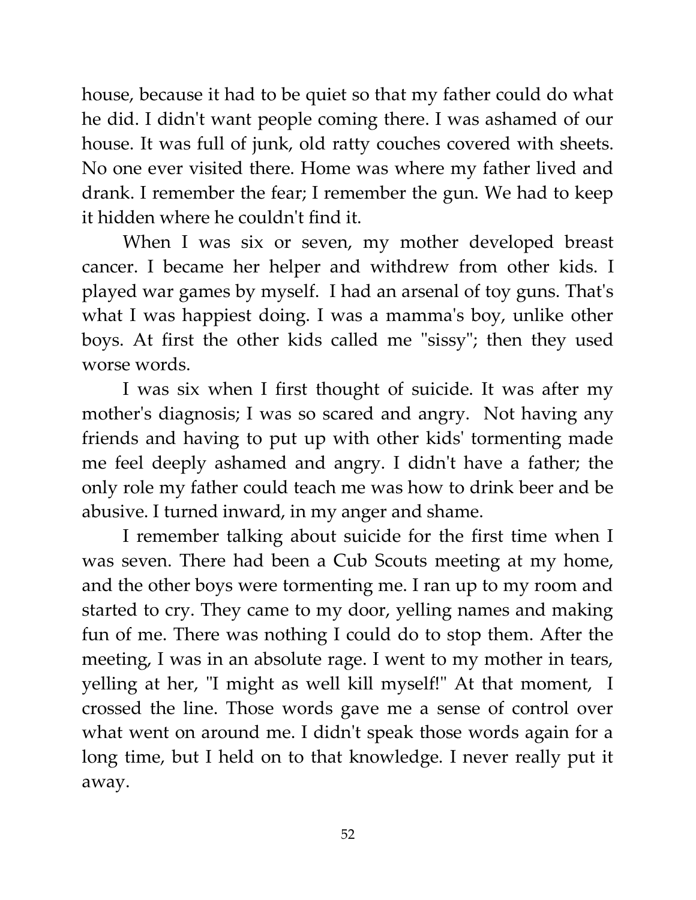house, because it had to be quiet so that my father could do what he did. I didn't want people coming there. I was ashamed of our house. It was full of junk, old ratty couches covered with sheets. No one ever visited there. Home was where my father lived and drank. I remember the fear; I remember the gun. We had to keep it hidden where he couldn't find it.

When I was six or seven, my mother developed breast cancer. I became her helper and withdrew from other kids. I played war games by myself. I had an arsenal of toy guns. That's what I was happiest doing. I was a mamma's boy, unlike other boys. At first the other kids called me "sissy"; then they used worse words.

I was six when I first thought of suicide. It was after my mother's diagnosis; I was so scared and angry. Not having any friends and having to put up with other kids' tormenting made me feel deeply ashamed and angry. I didn't have a father; the only role my father could teach me was how to drink beer and be abusive. I turned inward, in my anger and shame.

I remember talking about suicide for the first time when I was seven. There had been a Cub Scouts meeting at my home, and the other boys were tormenting me. I ran up to my room and started to cry. They came to my door, yelling names and making fun of me. There was nothing I could do to stop them. After the meeting, I was in an absolute rage. I went to my mother in tears, yelling at her, "I might as well kill myself!" At that moment, I crossed the line. Those words gave me a sense of control over what went on around me. I didn't speak those words again for a long time, but I held on to that knowledge. I never really put it away.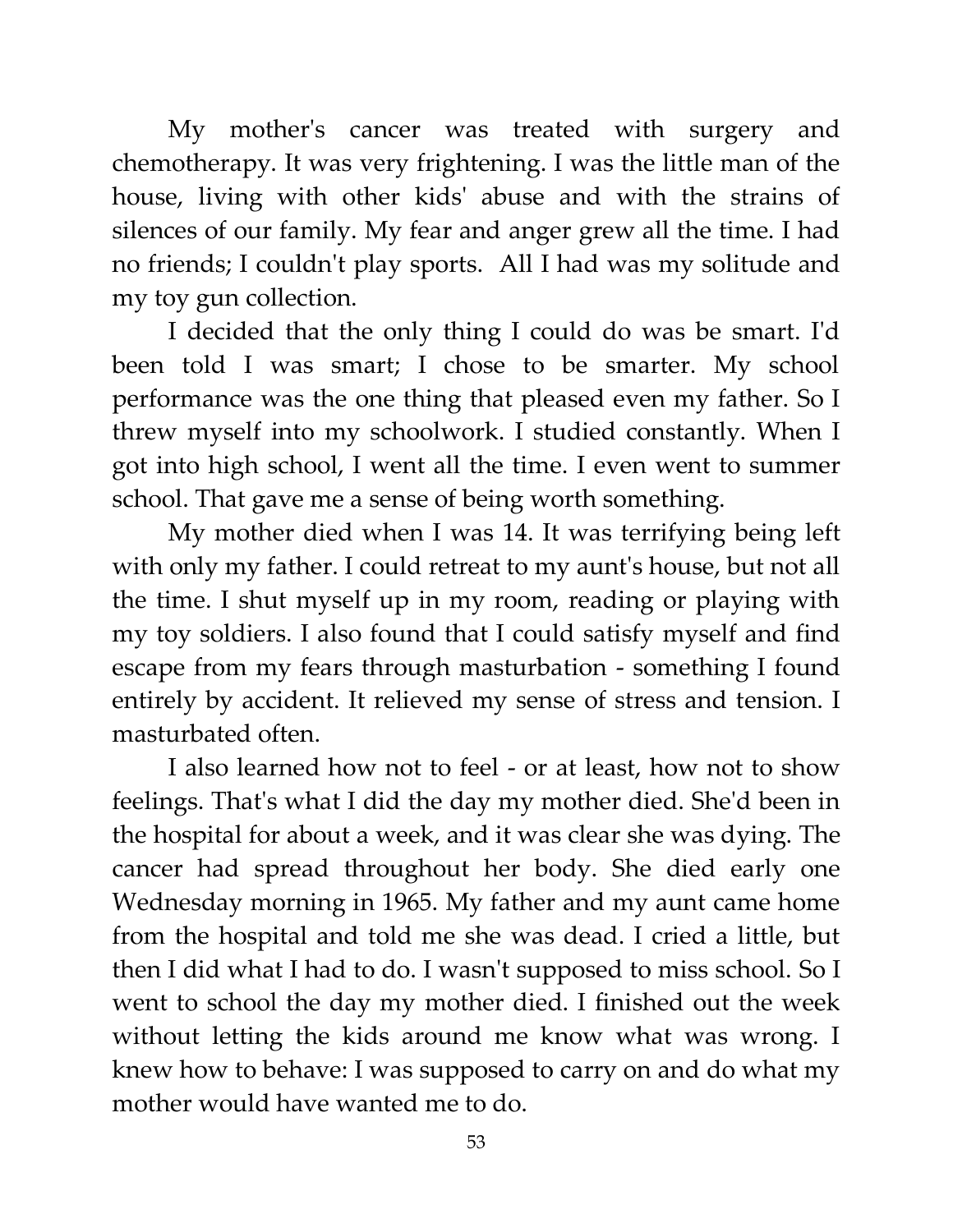My mother's cancer was treated with surgery and chemotherapy. It was very frightening. I was the little man of the house, living with other kids' abuse and with the strains of silences of our family. My fear and anger grew all the time. I had no friends; I couldn't play sports. All I had was my solitude and my toy gun collection.

I decided that the only thing I could do was be smart. I'd been told I was smart; I chose to be smarter. My school performance was the one thing that pleased even my father. So I threw myself into my schoolwork. I studied constantly. When I got into high school, I went all the time. I even went to summer school. That gave me a sense of being worth something.

My mother died when I was 14. It was terrifying being left with only my father. I could retreat to my aunt's house, but not all the time. I shut myself up in my room, reading or playing with my toy soldiers. I also found that I could satisfy myself and find escape from my fears through masturbation - something I found entirely by accident. It relieved my sense of stress and tension. I masturbated often.

I also learned how not to feel - or at least, how not to show feelings. That's what I did the day my mother died. She'd been in the hospital for about a week, and it was clear she was dying. The cancer had spread throughout her body. She died early one Wednesday morning in 1965. My father and my aunt came home from the hospital and told me she was dead. I cried a little, but then I did what I had to do. I wasn't supposed to miss school. So I went to school the day my mother died. I finished out the week without letting the kids around me know what was wrong. I knew how to behave: I was supposed to carry on and do what my mother would have wanted me to do.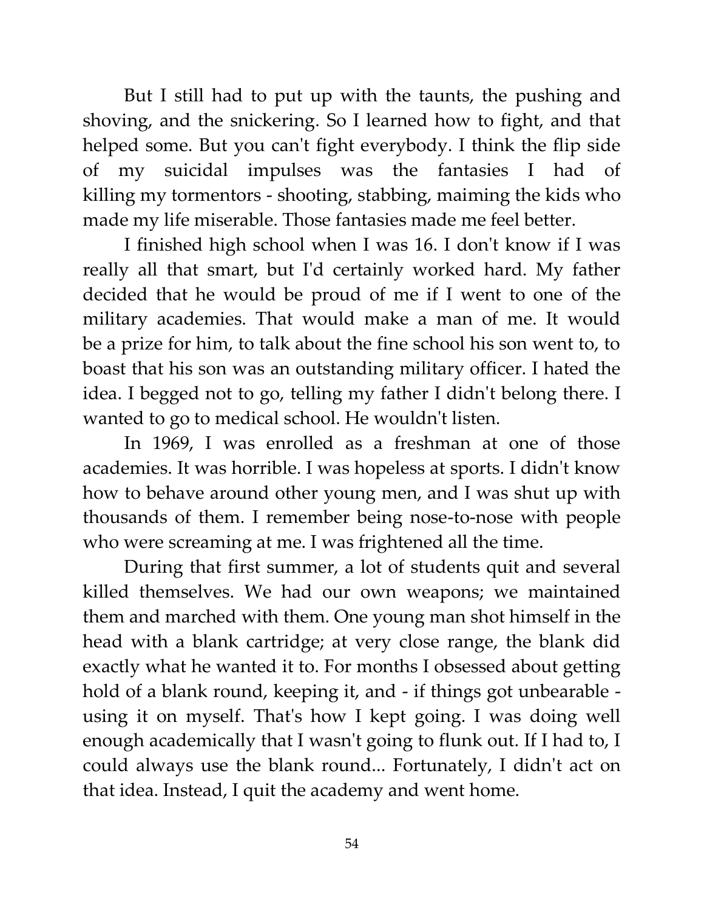But I still had to put up with the taunts, the pushing and shoving, and the snickering. So I learned how to fight, and that helped some. But you can't fight everybody. I think the flip side of my suicidal impulses was the fantasies I had of killing my tormentors - shooting, stabbing, maiming the kids who made my life miserable. Those fantasies made me feel better.

I finished high school when I was 16. I don't know if I was really all that smart, but I'd certainly worked hard. My father decided that he would be proud of me if I went to one of the military academies. That would make a man of me. It would be a prize for him, to talk about the fine school his son went to, to boast that his son was an outstanding military officer. I hated the idea. I begged not to go, telling my father I didn't belong there. I wanted to go to medical school. He wouldn't listen.

In 1969, I was enrolled as a freshman at one of those academies. It was horrible. I was hopeless at sports. I didn't know how to behave around other young men, and I was shut up with thousands of them. I remember being nose-to-nose with people who were screaming at me. I was frightened all the time.

During that first summer, a lot of students quit and several killed themselves. We had our own weapons; we maintained them and marched with them. One young man shot himself in the head with a blank cartridge; at very close range, the blank did exactly what he wanted it to. For months I obsessed about getting hold of a blank round, keeping it, and - if things got unbearable - using it on myself. That's how I kept going. I was doing well enough academically that I wasn't going to flunk out. If I had to, I could always use the blank round... Fortunately, I didn't act on that idea. Instead, I quit the academy and went home.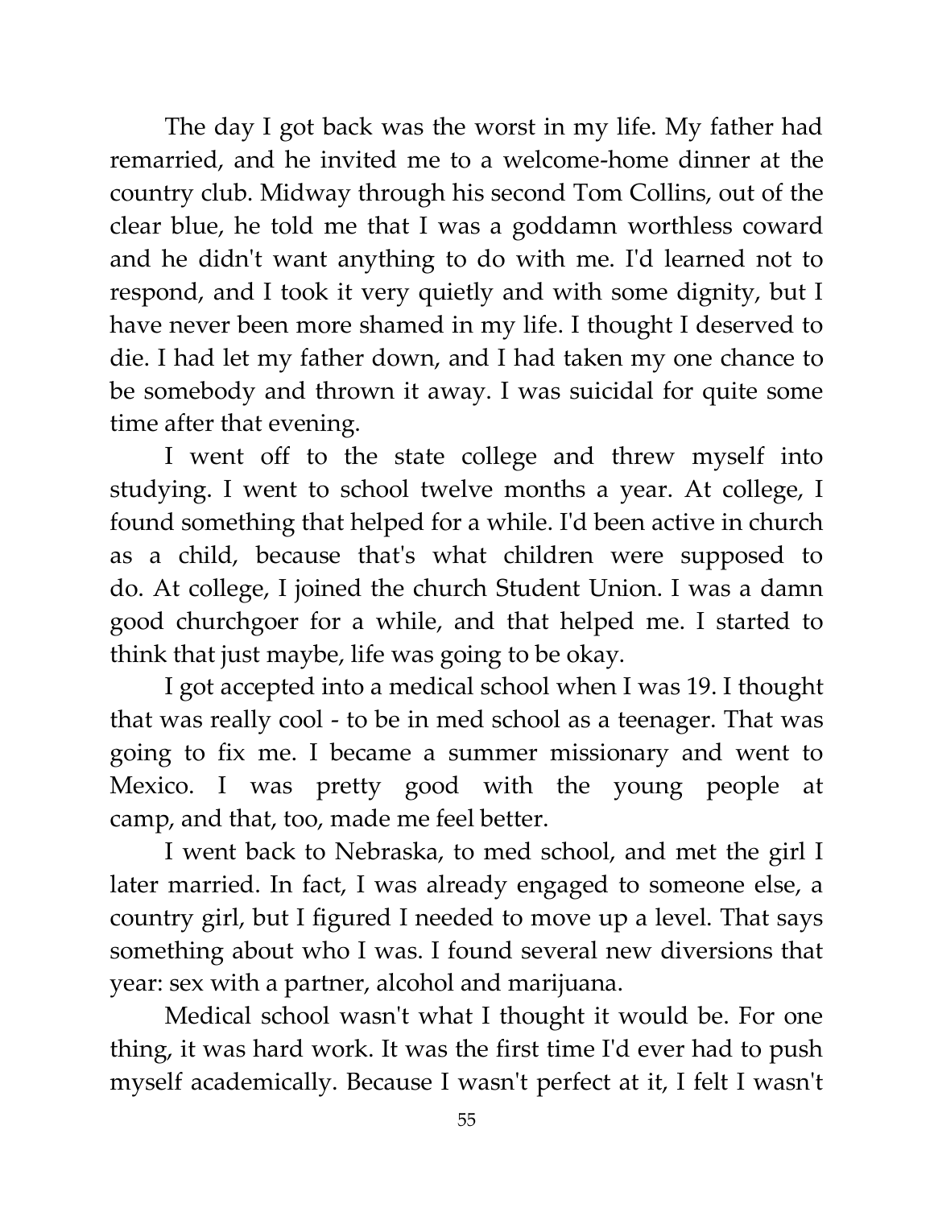The day I got back was the worst in my life. My father had remarried, and he invited me to a welcome-home dinner at the country club. Midway through his second Tom Collins, out of the clear blue, he told me that I was a goddamn worthless coward and he didn't want anything to do with me. I'd learned not to respond, and I took it very quietly and with some dignity, but I have never been more shamed in my life. I thought I deserved to die. I had let my father down, and I had taken my one chance to be somebody and thrown it away. I was suicidal for quite some time after that evening.

I went off to the state college and threw myself into studying. I went to school twelve months a year. At college, I found something that helped for a while. I'd been active in church as a child, because that's what children were supposed to do. At college, I joined the church Student Union. I was a damn good churchgoer for a while, and that helped me. I started to think that just maybe, life was going to be okay.

I got accepted into a medical school when I was 19. I thought that was really cool - to be in med school as a teenager. That was going to fix me. I became a summer missionary and went to Mexico. I was pretty good with the young people at camp, and that, too, made me feel better.

I went back to Nebraska, to med school, and met the girl I later married. In fact, I was already engaged to someone else, a country girl, but I figured I needed to move up a level. That says something about who I was. I found several new diversions that year: sex with a partner, alcohol and marijuana.

Medical school wasn't what I thought it would be. For one thing, it was hard work. It was the first time I'd ever had to push myself academically. Because I wasn't perfect at it, I felt I wasn't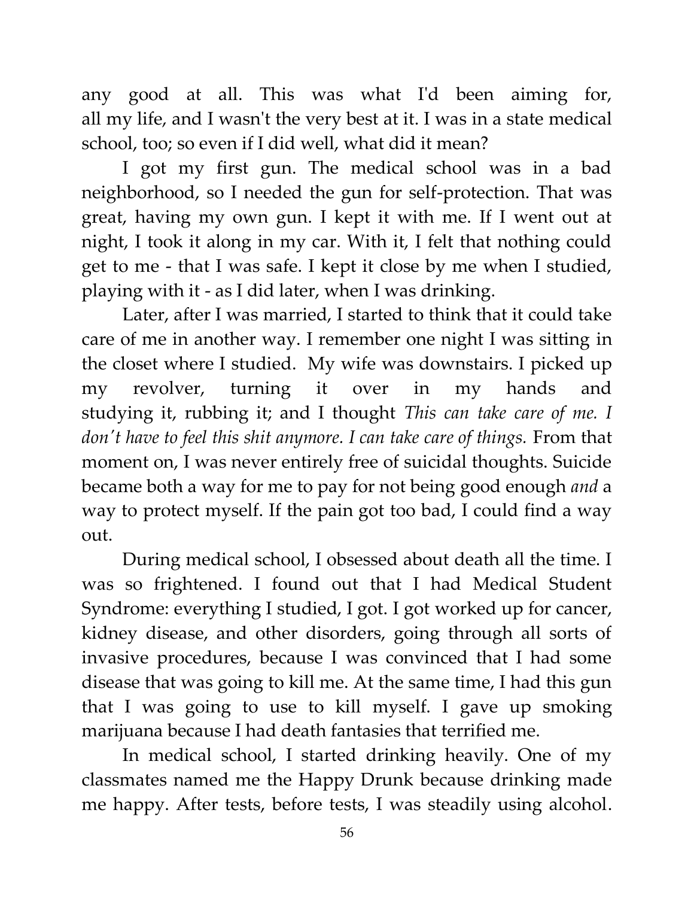any good at all. This was what I'd been aiming for, all my life, and I wasn't the very best at it. I was in a state medical school, too; so even if I did well, what did it mean?

I got my first gun. The medical school was in a bad neighborhood, so I needed the gun for self-protection. That was great, having my own gun. I kept it with me. If I went out at night, I took it along in my car. With it, I felt that nothing could get to me - that I was safe. I kept it close by me when I studied, playing with it - as I did later, when I was drinking.

Later, after I was married, I started to think that it could take care of me in another way. I remember one night I was sitting in the closet where I studied. My wife was downstairs. I picked up my revolver, turning it over in my hands and studying it, rubbing it; and I thought *This can take care of me. I don't have to feel this shit anymore. I can take care of things.* From that moment on, I was never entirely free of suicidal thoughts. Suicide became both a way for me to pay for not being good enough *and* a way to protect myself. If the pain got too bad, I could find a way out.

During medical school, I obsessed about death all the time. I was so frightened. I found out that I had Medical Student Syndrome: everything I studied, I got. I got worked up for cancer, kidney disease, and other disorders, going through all sorts of invasive procedures, because I was convinced that I had some disease that was going to kill me. At the same time, I had this gun that I was going to use to kill myself. I gave up smoking marijuana because I had death fantasies that terrified me.

In medical school, I started drinking heavily. One of my classmates named me the Happy Drunk because drinking made me happy. After tests, before tests, I was steadily using alcohol.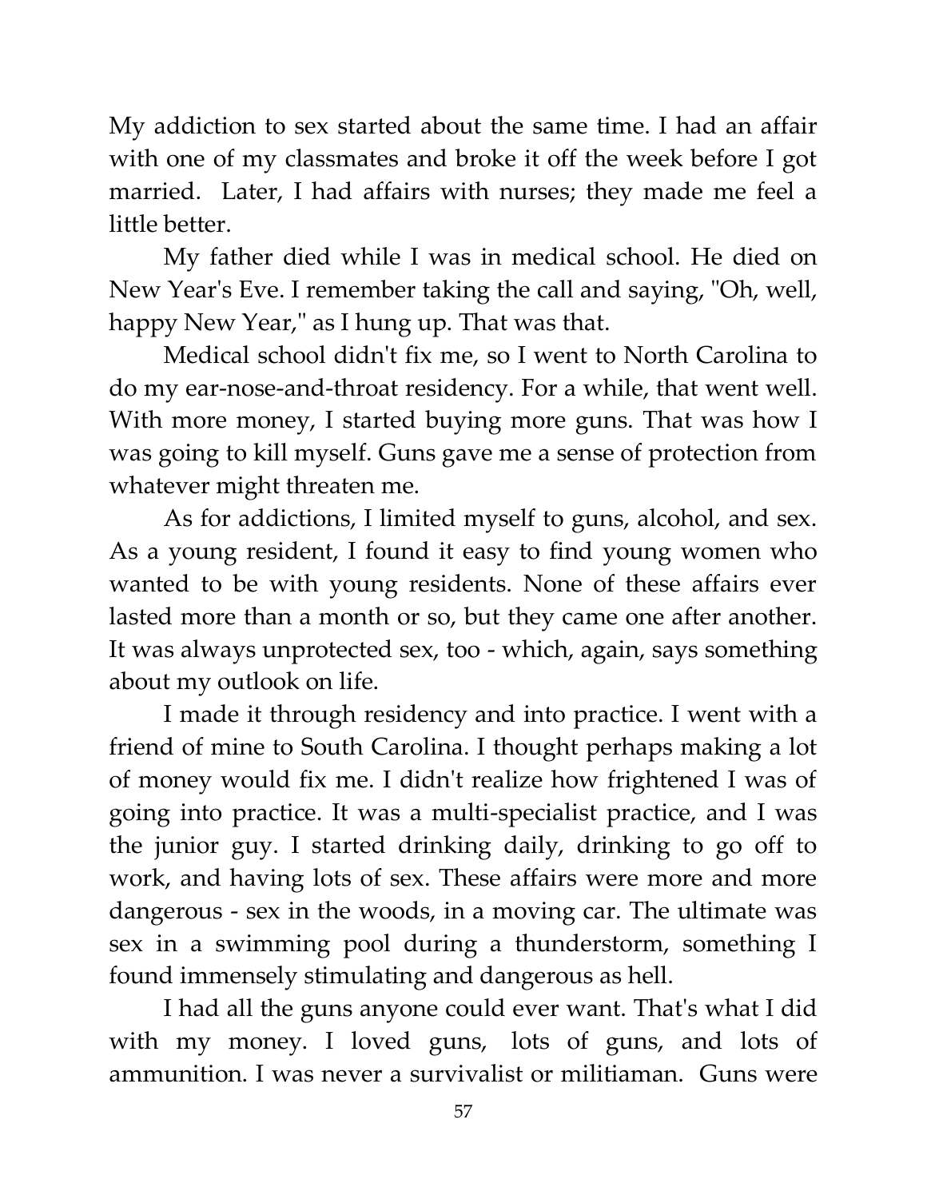My addiction to sex started about the same time. I had an affair with one of my classmates and broke it off the week before I got married. Later, I had affairs with nurses; they made me feel a little better.

My father died while I was in medical school. He died on New Year's Eve. I remember taking the call and saying, "Oh, well, happy New Year," as I hung up. That was that.

Medical school didn't fix me, so I went to North Carolina to do my ear-nose-and-throat residency. For a while, that went well. With more money, I started buying more guns. That was how I was going to kill myself. Guns gave me a sense of protection from whatever might threaten me.

As for addictions, I limited myself to guns, alcohol, and sex. As a young resident, I found it easy to find young women who wanted to be with young residents. None of these affairs ever lasted more than a month or so, but they came one after another. It was always unprotected sex, too - which, again, says something about my outlook on life.

I made it through residency and into practice. I went with a friend of mine to South Carolina. I thought perhaps making a lot of money would fix me. I didn't realize how frightened I was of going into practice. It was a multi-specialist practice, and I was the junior guy. I started drinking daily, drinking to go off to work, and having lots of sex. These affairs were more and more dangerous - sex in the woods, in a moving car. The ultimate was sex in a swimming pool during a thunderstorm, something I found immensely stimulating and dangerous as hell.

I had all the guns anyone could ever want. That's what I did with my money. I loved guns, lots of guns, and lots of ammunition. I was never a survivalist or militiaman. Guns were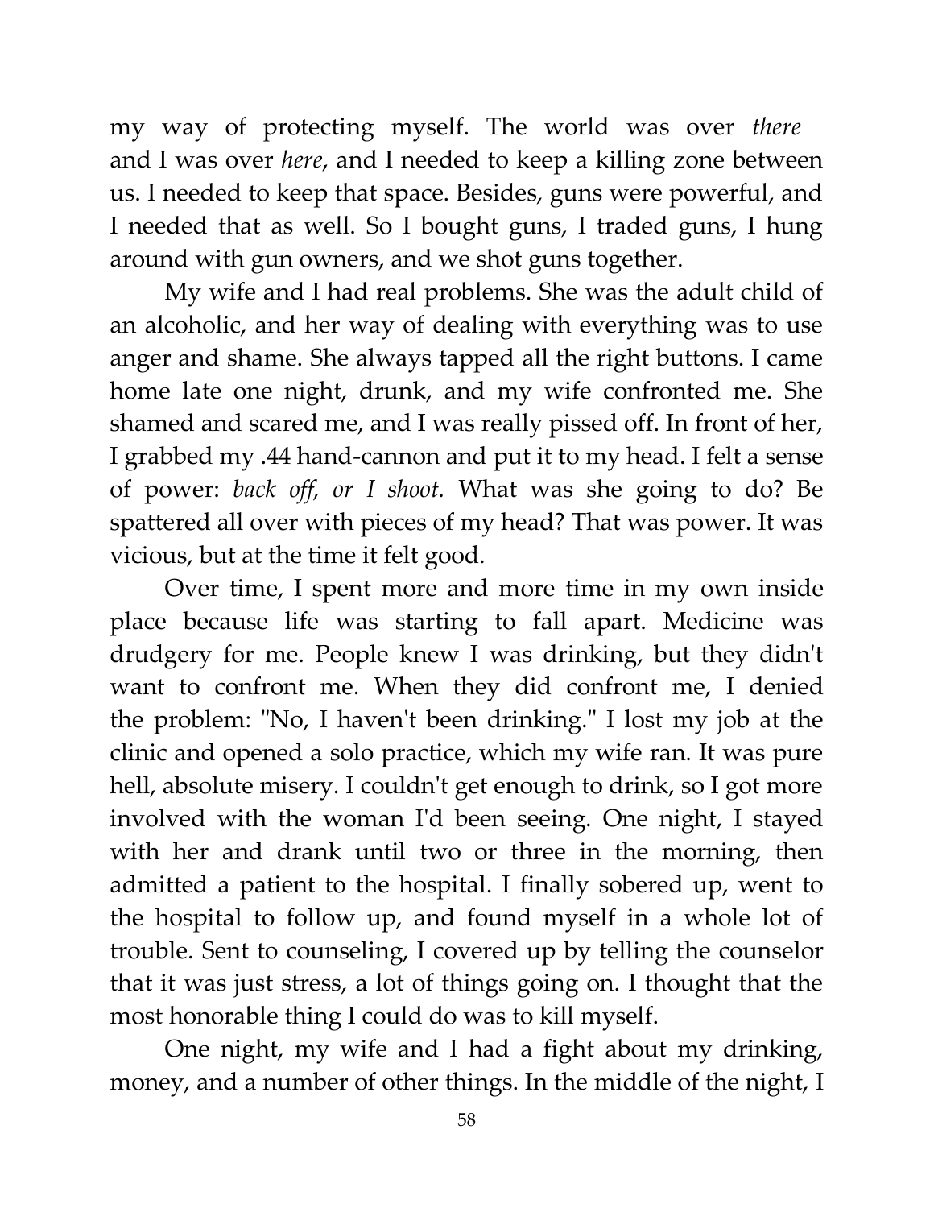my way of protecting myself. The world was over *there* and I was over *here*, and I needed to keep a killing zone between us. I needed to keep that space. Besides, guns were powerful, and I needed that as well. So I bought guns, I traded guns, I hung around with gun owners, and we shot guns together.

My wife and I had real problems. She was the adult child of an alcoholic, and her way of dealing with everything was to use anger and shame. She always tapped all the right buttons. I came home late one night, drunk, and my wife confronted me. She shamed and scared me, and I was really pissed off. In front of her, I grabbed my .44 hand-cannon and put it to my head. I felt a sense of power: *back off, or I shoot.* What was she going to do? Be spattered all over with pieces of my head? That was power. It was vicious, but at the time it felt good.

Over time, I spent more and more time in my own inside place because life was starting to fall apart. Medicine was drudgery for me. People knew I was drinking, but they didn't want to confront me. When they did confront me, I denied the problem: "No, I haven't been drinking." I lost my job at the clinic and opened a solo practice, which my wife ran. It was pure hell, absolute misery. I couldn't get enough to drink, so I got more involved with the woman I'd been seeing. One night, I stayed with her and drank until two or three in the morning, then admitted a patient to the hospital. I finally sobered up, went to the hospital to follow up, and found myself in a whole lot of trouble. Sent to counseling, I covered up by telling the counselor that it was just stress, a lot of things going on. I thought that the most honorable thing I could do was to kill myself.

One night, my wife and I had a fight about my drinking, money, and a number of other things. In the middle of the night, I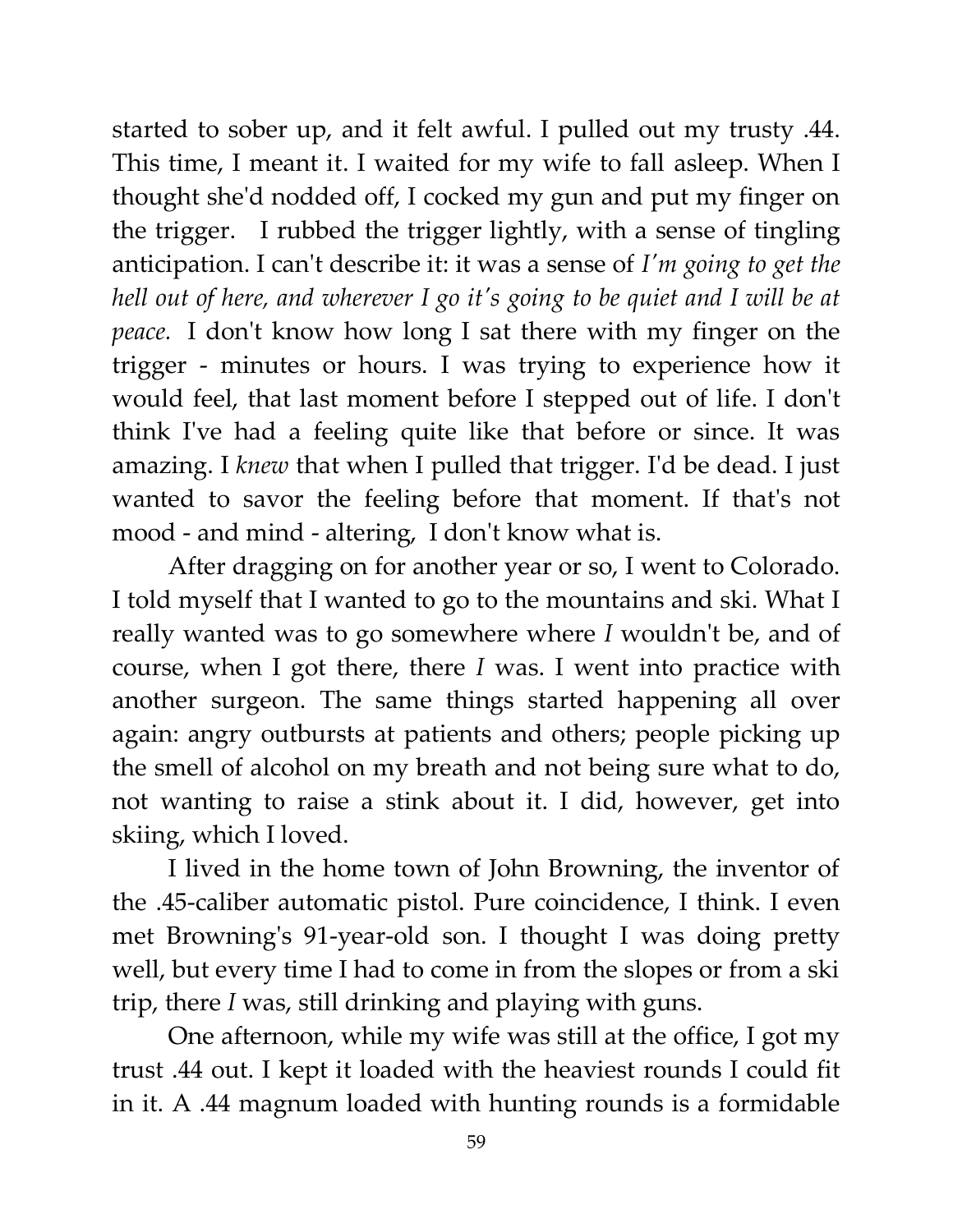started to sober up, and it felt awful. I pulled out my trusty .44. This time, I meant it. I waited for my wife to fall asleep. When I thought she'd nodded off, I cocked my gun and put my finger on the trigger. I rubbed the trigger lightly, with a sense of tingling anticipation. I can't describe it: it was a sense of *I'm going to get the hell out of here, and wherever I go it's going to be quiet and I will be at peace.* I don't know how long I sat there with my finger on the trigger - minutes or hours. I was trying to experience how it would feel, that last moment before I stepped out of life. I don't think I've had a feeling quite like that before or since. It was amazing. I *knew* that when I pulled that trigger. I'd be dead. I just wanted to savor the feeling before that moment. If that's not mood - and mind - altering, I don't know what is.

After dragging on for another year or so, I went to Colorado. I told myself that I wanted to go to the mountains and ski. What I really wanted was to go somewhere where *I* wouldn't be, and of course, when I got there, there *I* was. I went into practice with another surgeon. The same things started happening all over again: angry outbursts at patients and others; people picking up the smell of alcohol on my breath and not being sure what to do, not wanting to raise a stink about it. I did, however, get into skiing, which I loved.

I lived in the home town of John Browning, the inventor of the .45-caliber automatic pistol. Pure coincidence, I think. I even met Browning's 91-year-old son. I thought I was doing pretty well, but every time I had to come in from the slopes or from a ski trip, there *I* was, still drinking and playing with guns.

One afternoon, while my wife was still at the office, I got my trust .44 out. I kept it loaded with the heaviest rounds I could fit in it. A .44 magnum loaded with hunting rounds is a formidable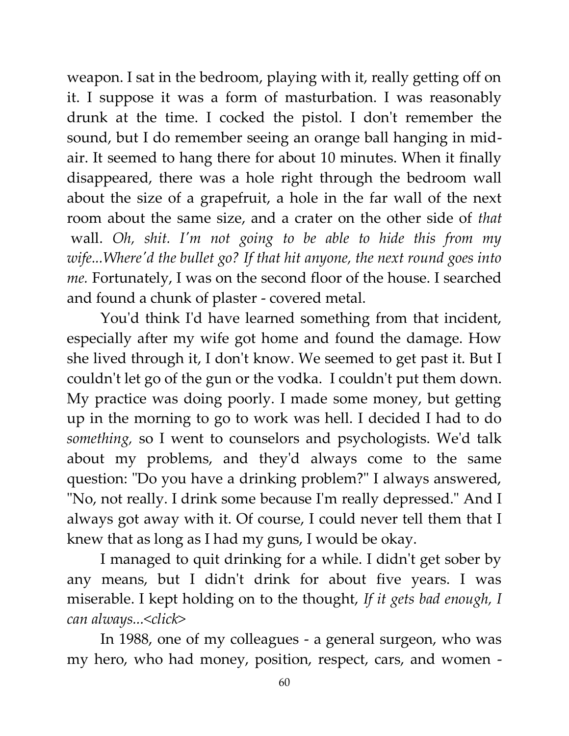weapon. I sat in the bedroom, playing with it, really getting off on it. I suppose it was a form of masturbation. I was reasonably drunk at the time. I cocked the pistol. I don't remember the sound, but I do remember seeing an orange ball hanging in mid-air. It seemed to hang there for about 10 minutes. When it finally disappeared, there was a hole right through the bedroom wall about the size of a grapefruit, a hole in the far wall of the next room about the same size, and a crater on the other side of *that* wall. *Oh, shit. I'm not going to be able to hide this from my wife...Where'd the bullet go? If that hit anyone, the next round goes into me.* Fortunately, I was on the second floor of the house. I searched and found a chunk of plaster - covered metal.

You'd think I'd have learned something from that incident, especially after my wife got home and found the damage. How she lived through it, I don't know. We seemed to get past it. But I couldn't let go of the gun or the vodka. I couldn't put them down. My practice was doing poorly. I made some money, but getting up in the morning to go to work was hell. I decided I had to do *something,* so I went to counselors and psychologists. We'd talk about my problems, and they'd always come to the same question: "Do you have a drinking problem?" I always answered, "No, not really. I drink some because I'm really depressed." And I always got away with it. Of course, I could never tell them that I knew that as long as I had my guns, I would be okay.

I managed to quit drinking for a while. I didn't get sober by any means, but I didn't drink for about five years. I was miserable. I kept holding on to the thought, *If it gets bad enough, I can always...<click>*

In 1988, one of my colleagues - a general surgeon, who was my hero, who had money, position, respect, cars, and women -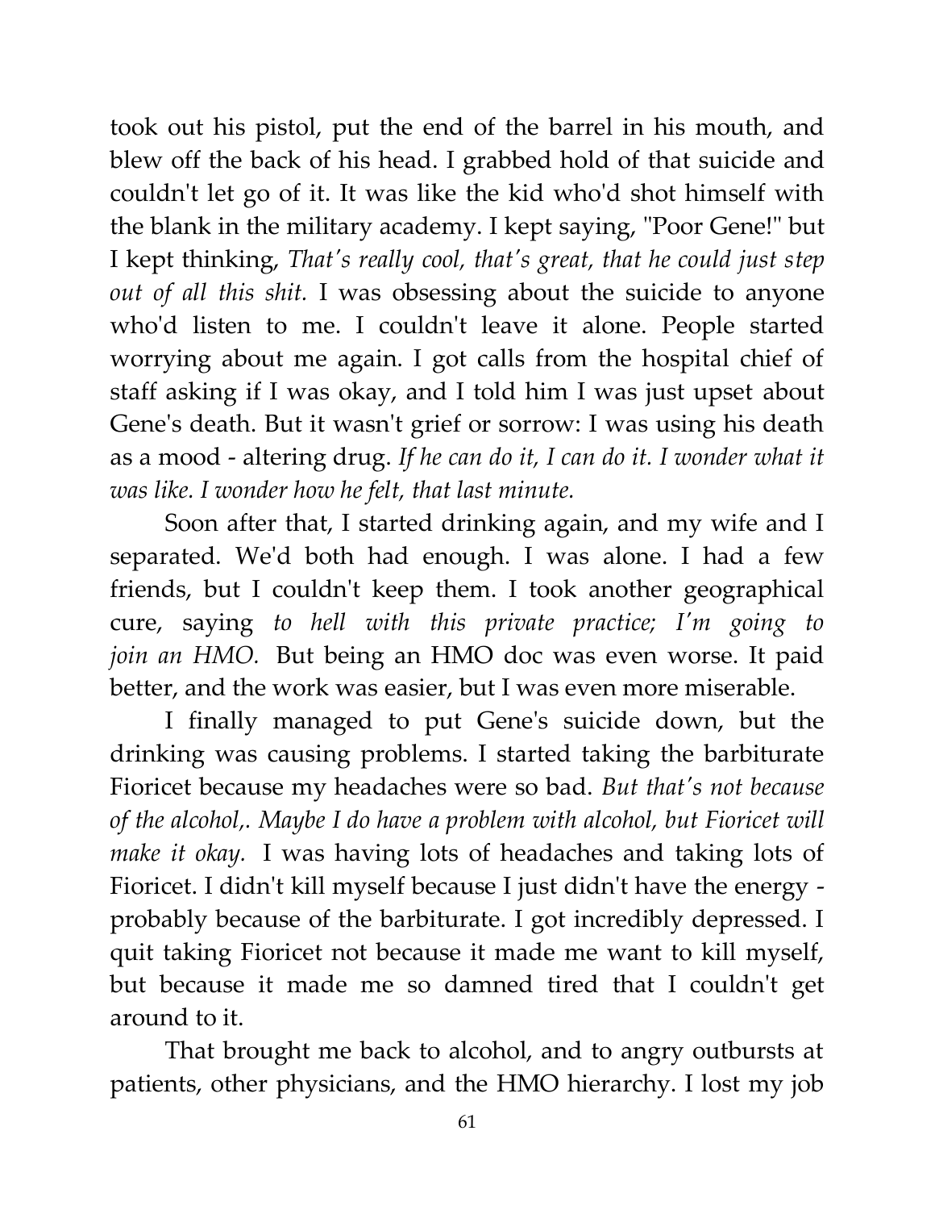took out his pistol, put the end of the barrel in his mouth, and blew off the back of his head. I grabbed hold of that suicide and couldn't let go of it. It was like the kid who'd shot himself with the blank in the military academy. I kept saying, "Poor Gene!" but I kept thinking, *That's really cool, that's great, that he could just step out of all this shit.* I was obsessing about the suicide to anyone who'd listen to me. I couldn't leave it alone. People started worrying about me again. I got calls from the hospital chief of staff asking if I was okay, and I told him I was just upset about Gene's death. But it wasn't grief or sorrow: I was using his death as a mood - altering drug. *If he can do it, I can do it. I wonder what it was like. I wonder how he felt, that last minute.*

Soon after that, I started drinking again, and my wife and I separated. We'd both had enough. I was alone. I had a few friends, but I couldn't keep them. I took another geographical cure, saying *to hell with this private practice; I'm going to join an HMO.* But being an HMO doc was even worse. It paid better, and the work was easier, but I was even more miserable.

I finally managed to put Gene's suicide down, but the drinking was causing problems. I started taking the barbiturate Fioricet because my headaches were so bad. *But that's not because of the alcohol,. Maybe I do have a problem with alcohol, but Fioricet will make it okay.* I was having lots of headaches and taking lots of Fioricet. I didn't kill myself because I just didn't have the energy - probably because of the barbiturate. I got incredibly depressed. I quit taking Fioricet not because it made me want to kill myself, but because it made me so damned tired that I couldn't get around to it.

That brought me back to alcohol, and to angry outbursts at patients, other physicians, and the HMO hierarchy. I lost my job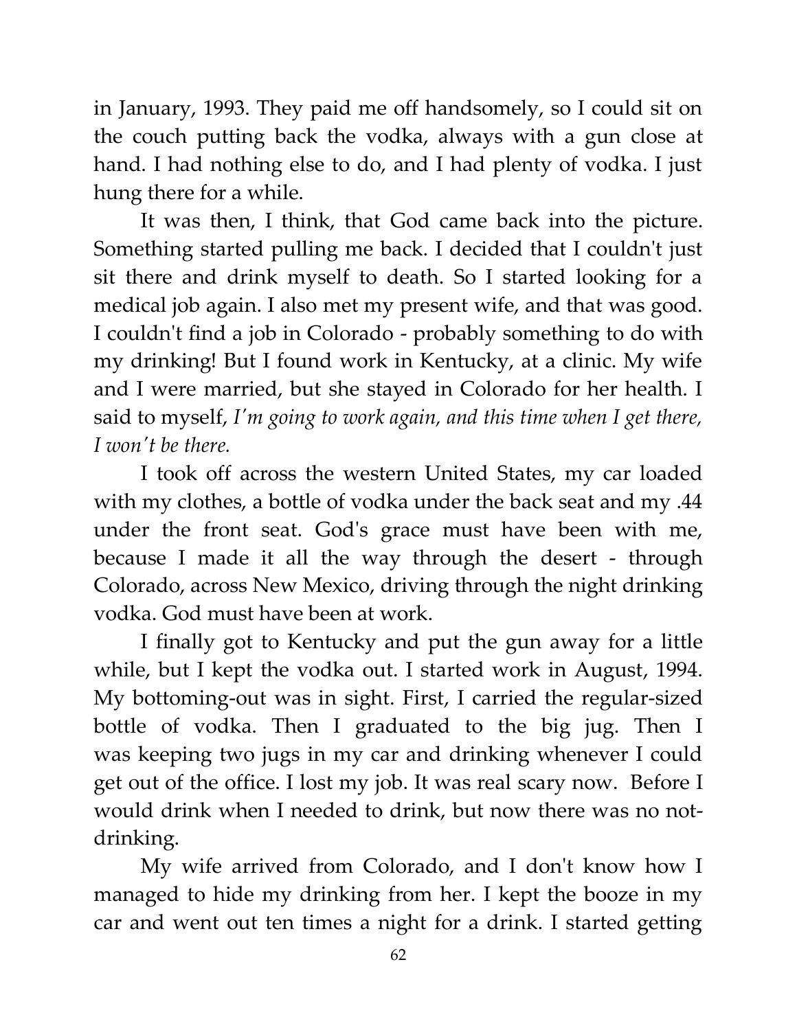in January, 1993. They paid me off handsomely, so I could sit on the couch putting back the vodka, always with a gun close at hand. I had nothing else to do, and I had plenty of vodka. I just hung there for a while.

It was then, I think, that God came back into the picture. Something started pulling me back. I decided that I couldn't just sit there and drink myself to death. So I started looking for a medical job again. I also met my present wife, and that was good. I couldn't find a job in Colorado - probably something to do with my drinking! But I found work in Kentucky, at a clinic. My wife and I were married, but she stayed in Colorado for her health. I said to myself, *I'm going to work again, and this time when I get there, I won't be there.*

I took off across the western United States, my car loaded with my clothes, a bottle of vodka under the back seat and my .44 under the front seat. God's grace must have been with me, because I made it all the way through the desert - through Colorado, across New Mexico, driving through the night drinking vodka. God must have been at work.

I finally got to Kentucky and put the gun away for a little while, but I kept the vodka out. I started work in August, 1994. My bottoming-out was in sight. First, I carried the regular-sized bottle of vodka. Then I graduated to the big jug. Then I was keeping two jugs in my car and drinking whenever I could get out of the office. I lost my job. It was real scary now. Before I would drink when I needed to drink, but now there was no not-drinking.

My wife arrived from Colorado, and I don't know how I managed to hide my drinking from her. I kept the booze in my car and went out ten times a night for a drink. I started getting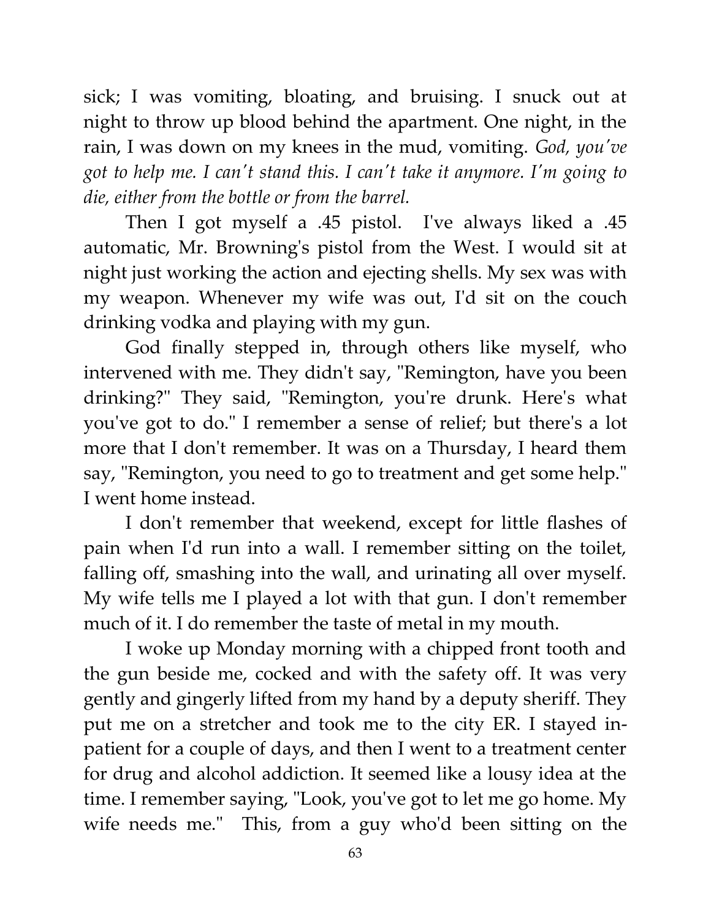sick; I was vomiting, bloating, and bruising. I snuck out at night to throw up blood behind the apartment. One night, in the rain, I was down on my knees in the mud, vomiting. *God, you've got to help me. I can't stand this. I can't take it anymore. I'm going to die, either from the bottle or from the barrel.*

Then I got myself a .45 pistol. I've always liked a .45 automatic, Mr. Browning's pistol from the West. I would sit at night just working the action and ejecting shells. My sex was with my weapon. Whenever my wife was out, I'd sit on the couch drinking vodka and playing with my gun.

God finally stepped in, through others like myself, who intervened with me. They didn't say, "Remington, have you been drinking?" They said, "Remington, you're drunk. Here's what you've got to do." I remember a sense of relief; but there's a lot more that I don't remember. It was on a Thursday, I heard them say, "Remington, you need to go to treatment and get some help." I went home instead.

I don't remember that weekend, except for little flashes of pain when I'd run into a wall. I remember sitting on the toilet, falling off, smashing into the wall, and urinating all over myself. My wife tells me I played a lot with that gun. I don't remember much of it. I do remember the taste of metal in my mouth.

I woke up Monday morning with a chipped front tooth and the gun beside me, cocked and with the safety off. It was very gently and gingerly lifted from my hand by a deputy sheriff. They put me on a stretcher and took me to the city ER. I stayed in-patient for a couple of days, and then I went to a treatment center for drug and alcohol addiction. It seemed like a lousy idea at the time. I remember saying, "Look, you've got to let me go home. My wife needs me." This, from a guy who'd been sitting on the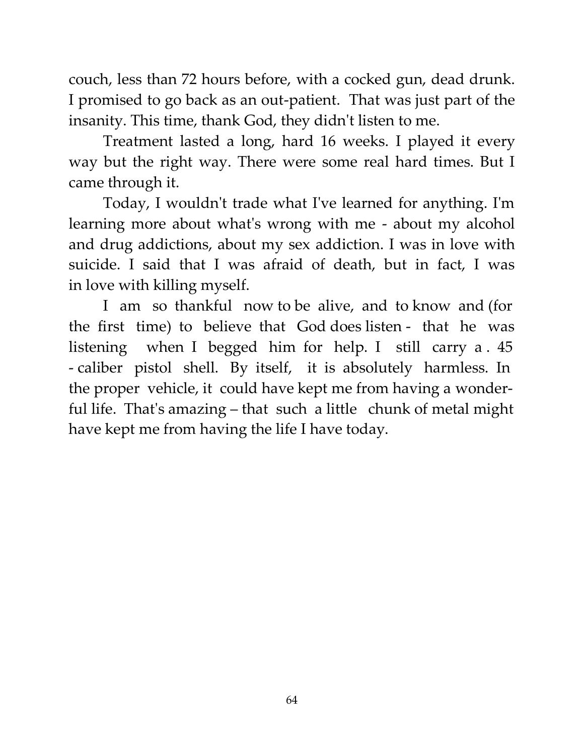couch, less than 72 hours before, with a cocked gun, dead drunk. I promised to go back as an out-patient. That was just part of the insanity. This time, thank God, they didn't listen to me.

Treatment lasted a long, hard 16 weeks. I played it every way but the right way. There were some real hard times. But I came through it.

Today, I wouldn't trade what I've learned for anything. I'm learning more about what's wrong with me - about my alcohol and drug addictions, about my sex addiction. I was in love with suicide. I said that I was afraid of death, but in fact, I was in love with killing myself.

I am so thankful now to be alive, and to know and (for the first time) to believe that God does listen - that he was listening when I begged him for help. I still carry a .45-caliber pistol shell. By itself, it is absolutely harmless. In the proper vehicle, it could have kept me from having a wonderful life. That's amazing – that such a little chunk of metal might have kept me from having the life I have today.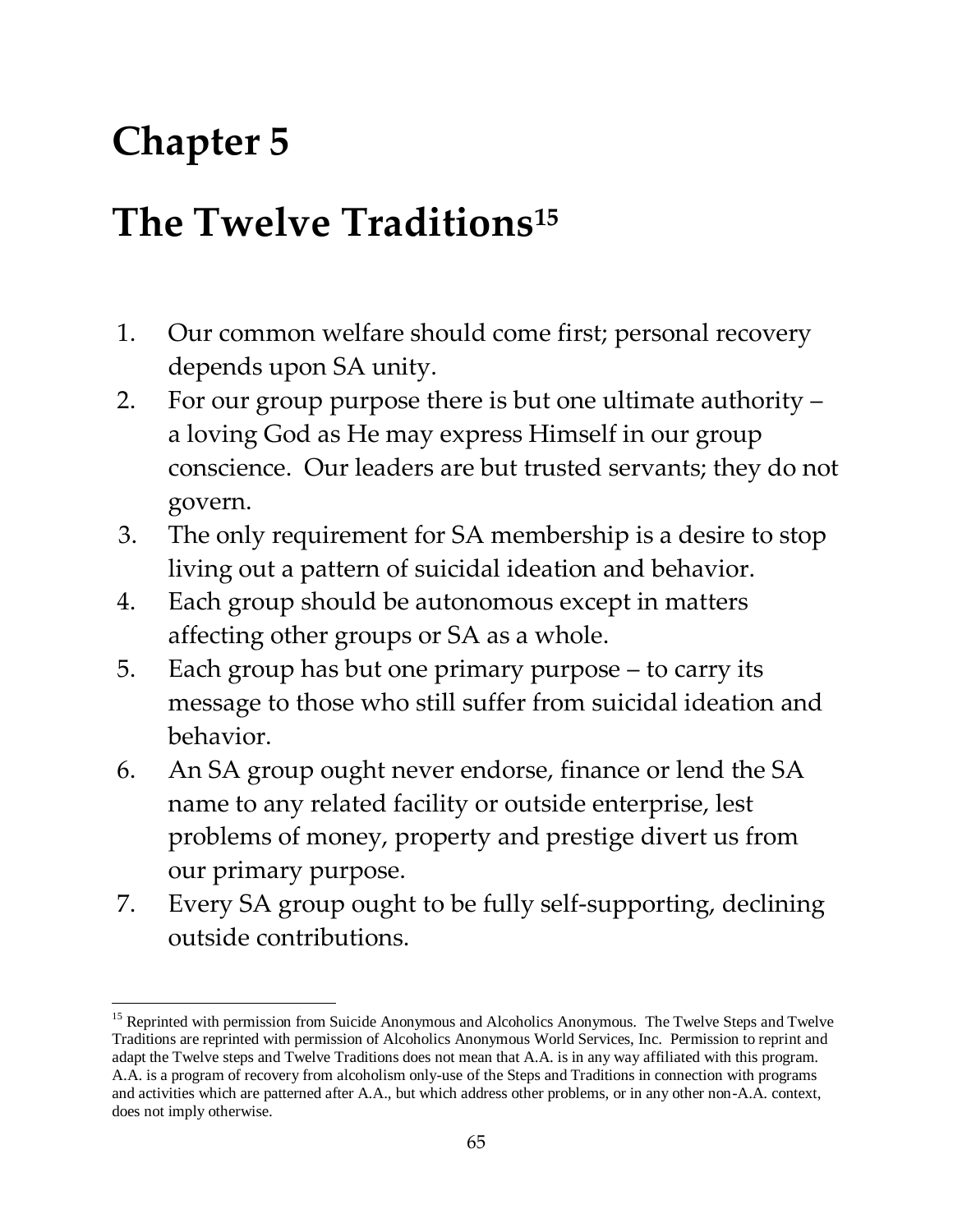# Chapter 5

# The Twelve Traditions[15]

1. Our common welfare should come first; personal recovery depends upon SA unity.
2. For our group purpose there is but one ultimate authority – a loving God as He may express Himself in our group conscience. Our leaders are but trusted servants; they do not govern.
3. The only requirement for SA membership is a desire to stop living out a pattern of suicidal ideation and behavior.
4. Each group should be autonomous except in matters affecting other groups or SA as a whole.
5. Each group has but one primary purpose – to carry its message to those who still suffer from suicidal ideation and behavior.
6. An SA group ought never endorse, finance or lend the SA name to any related facility or outside enterprise, lest problems of money, property and prestige divert us from our primary purpose.
7. Every SA group ought to be fully self-supporting, declining outside contributions.

---

[15] Reprinted with permission from Suicide Anonymous and Alcoholics Anonymous. The Twelve Steps and Twelve Traditions are reprinted with permission of Alcoholics Anonymous World Services, Inc. Permission to reprint and adapt the Twelve steps and Twelve Traditions does not mean that A.A. is in any way affiliated with this program. A.A. is a program of recovery from alcoholism only-use of the Steps and Traditions in connection with programs and activities which are patterned after A.A., but which address other problems, or in any other non-A.A. context, does not imply otherwise.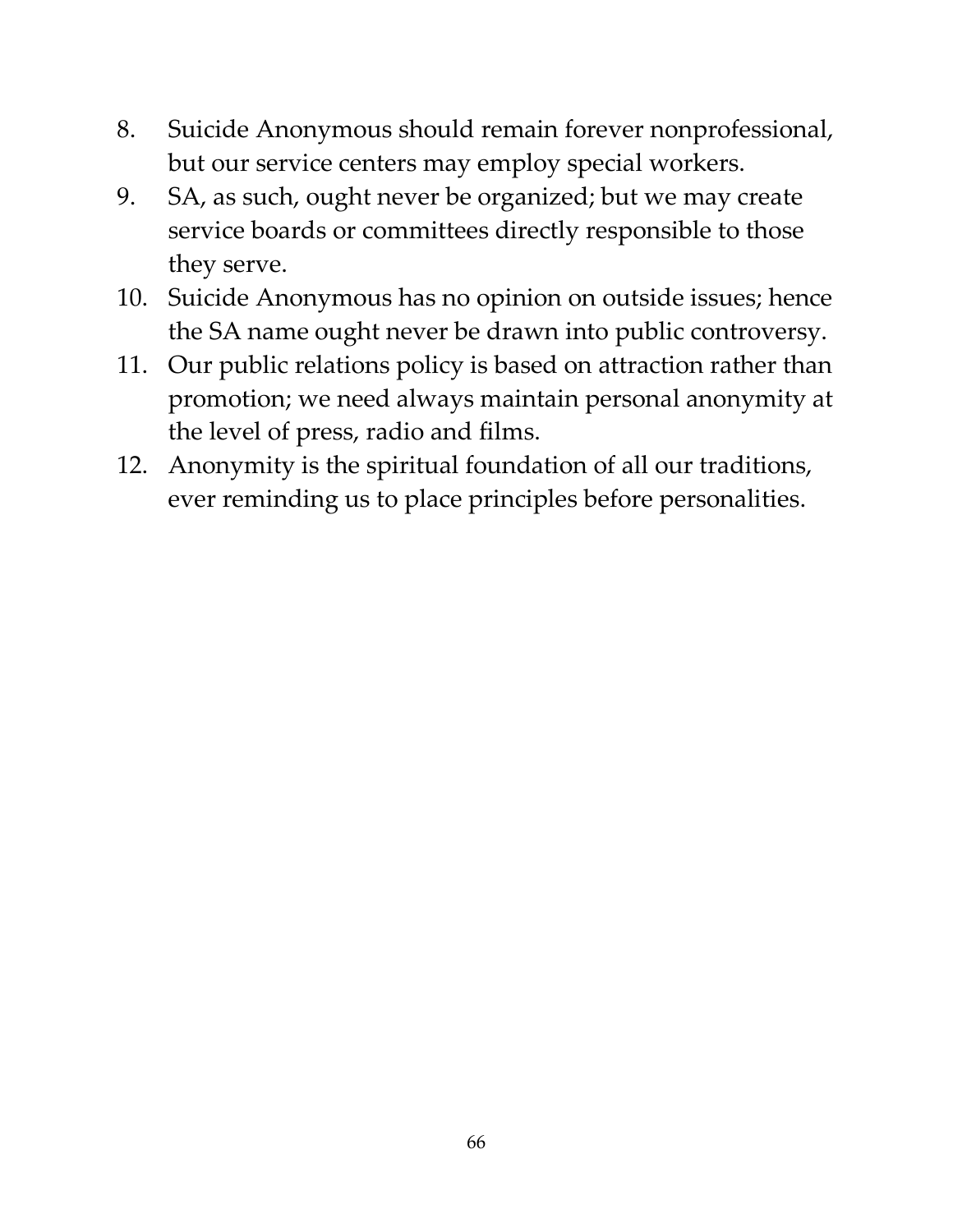8. Suicide Anonymous should remain forever nonprofessional, but our service centers may employ special workers.
9. SA, as such, ought never be organized; but we may create service boards or committees directly responsible to those they serve.
10. Suicide Anonymous has no opinion on outside issues; hence the SA name ought never be drawn into public controversy.
11. Our public relations policy is based on attraction rather than promotion; we need always maintain personal anonymity at the level of press, radio and films.
12. Anonymity is the spiritual foundation of all our traditions, ever reminding us to place principles before personalities.